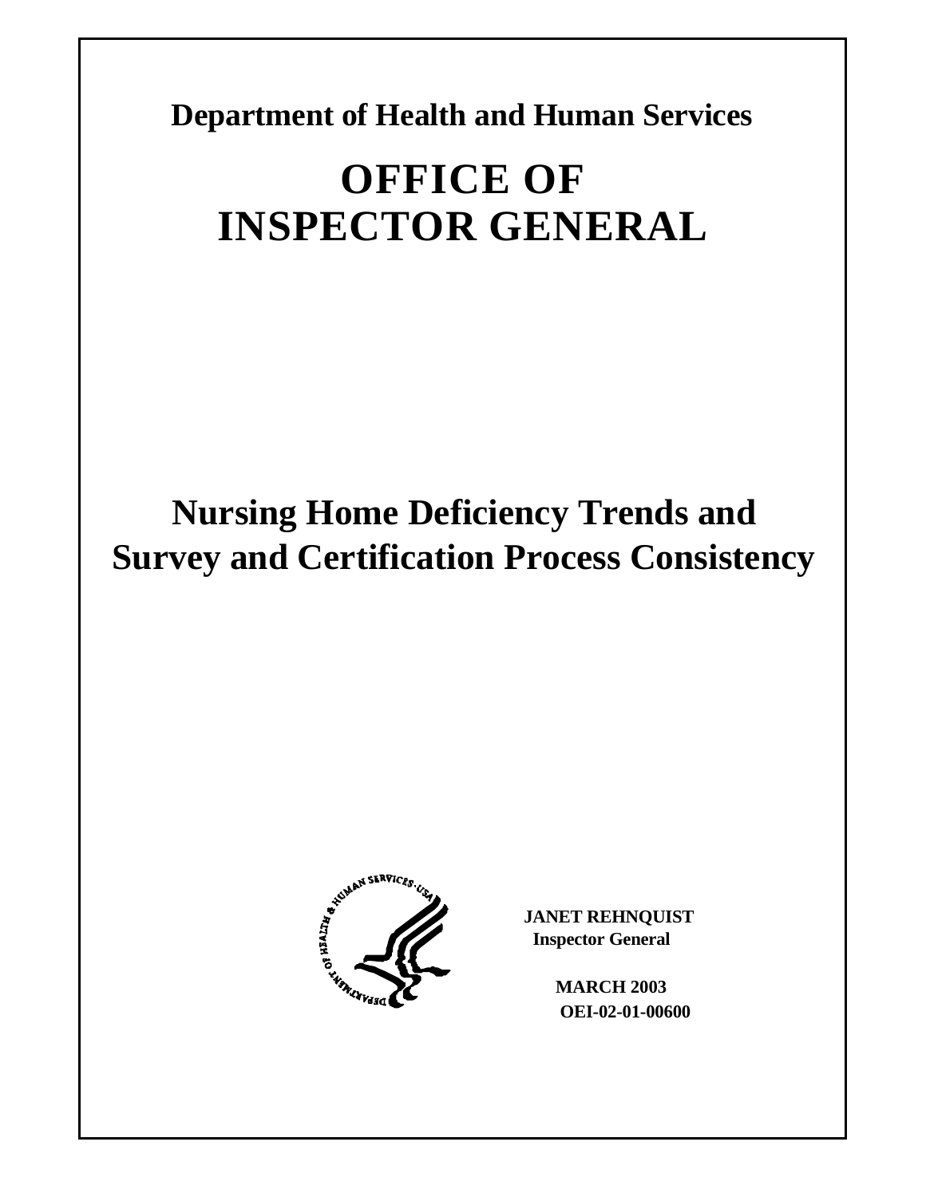**Department of Health and Human Services**

# OFFICE OF INSPECTOR GENERAL

# Nursing Home Deficiency Trends and Survey and Certification Process Consistency

**JANET REHNQUIST**
**Inspector General**

**MARCH 2003**
**OEI-02-01-00600**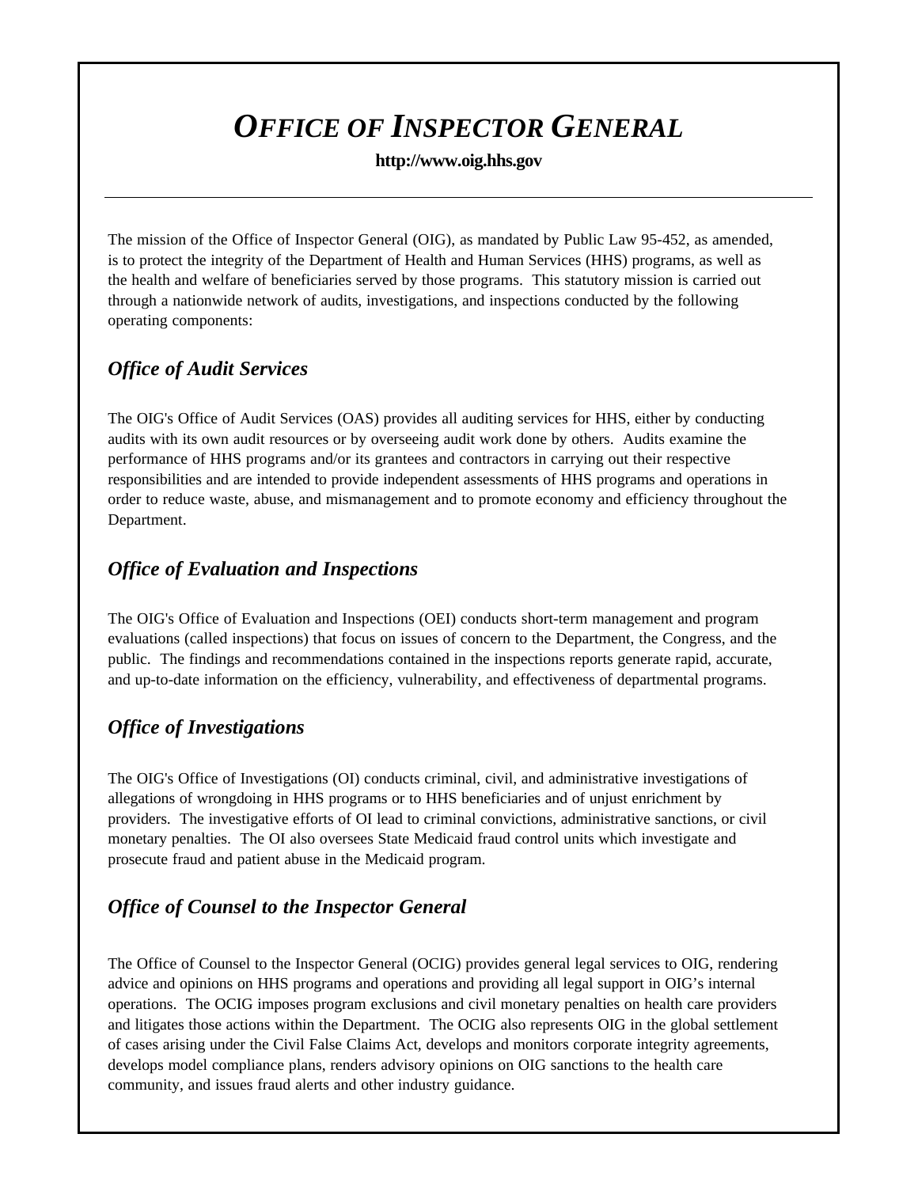# *OFFICE OF INSPECTOR GENERAL*

**http://www.oig.hhs.gov**

---

The mission of the Office of Inspector General (OIG), as mandated by Public Law 95-452, as amended, is to protect the integrity of the Department of Health and Human Services (HHS) programs, as well as the health and welfare of beneficiaries served by those programs. This statutory mission is carried out through a nationwide network of audits, investigations, and inspections conducted by the following operating components:

## *Office of Audit Services*

The OIG's Office of Audit Services (OAS) provides all auditing services for HHS, either by conducting audits with its own audit resources or by overseeing audit work done by others. Audits examine the performance of HHS programs and/or its grantees and contractors in carrying out their respective responsibilities and are intended to provide independent assessments of HHS programs and operations in order to reduce waste, abuse, and mismanagement and to promote economy and efficiency throughout the Department.

## *Office of Evaluation and Inspections*

The OIG's Office of Evaluation and Inspections (OEI) conducts short-term management and program evaluations (called inspections) that focus on issues of concern to the Department, the Congress, and the public. The findings and recommendations contained in the inspections reports generate rapid, accurate, and up-to-date information on the efficiency, vulnerability, and effectiveness of departmental programs.

## *Office of Investigations*

The OIG's Office of Investigations (OI) conducts criminal, civil, and administrative investigations of allegations of wrongdoing in HHS programs or to HHS beneficiaries and of unjust enrichment by providers. The investigative efforts of OI lead to criminal convictions, administrative sanctions, or civil monetary penalties. The OI also oversees State Medicaid fraud control units which investigate and prosecute fraud and patient abuse in the Medicaid program.

## *Office of Counsel to the Inspector General*

The Office of Counsel to the Inspector General (OCIG) provides general legal services to OIG, rendering advice and opinions on HHS programs and operations and providing all legal support in OIG's internal operations. The OCIG imposes program exclusions and civil monetary penalties on health care providers and litigates those actions within the Department. The OCIG also represents OIG in the global settlement of cases arising under the Civil False Claims Act, develops and monitors corporate integrity agreements, develops model compliance plans, renders advisory opinions on OIG sanctions to the health care community, and issues fraud alerts and other industry guidance.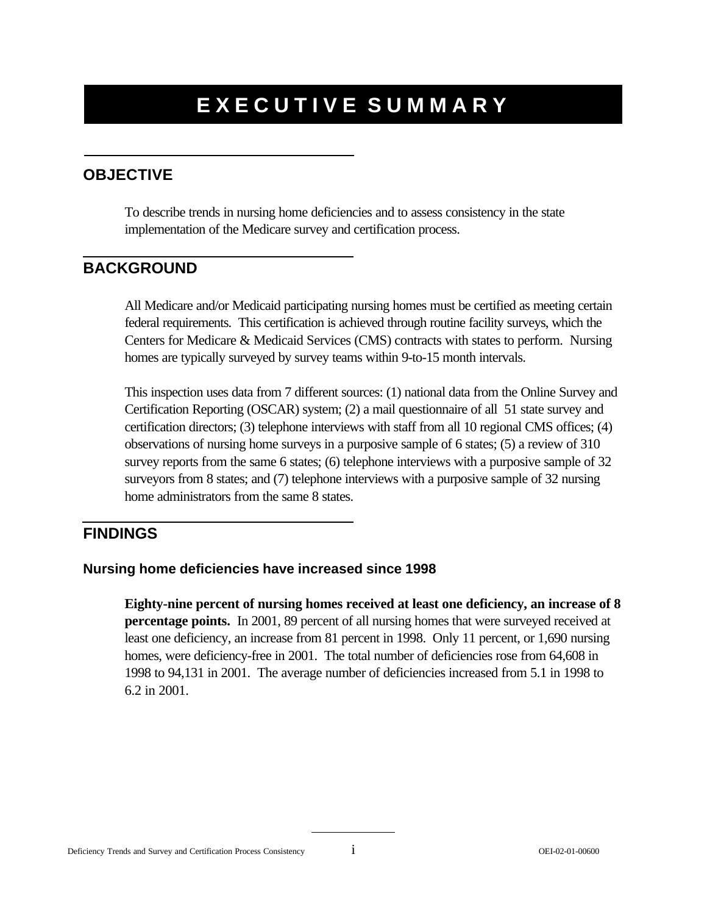# EXECUTIVE SUMMARY

## OBJECTIVE

To describe trends in nursing home deficiencies and to assess consistency in the state implementation of the Medicare survey and certification process.

## BACKGROUND

All Medicare and/or Medicaid participating nursing homes must be certified as meeting certain federal requirements. This certification is achieved through routine facility surveys, which the Centers for Medicare & Medicaid Services (CMS) contracts with states to perform. Nursing homes are typically surveyed by survey teams within 9-to-15 month intervals.

This inspection uses data from 7 different sources: (1) national data from the Online Survey and Certification Reporting (OSCAR) system; (2) a mail questionnaire of all 51 state survey and certification directors; (3) telephone interviews with staff from all 10 regional CMS offices; (4) observations of nursing home surveys in a purposive sample of 6 states; (5) a review of 310 survey reports from the same 6 states; (6) telephone interviews with a purposive sample of 32 surveyors from 8 states; and (7) telephone interviews with a purposive sample of 32 nursing home administrators from the same 8 states.

## FINDINGS

### Nursing home deficiencies have increased since 1998

**Eighty-nine percent of nursing homes received at least one deficiency, an increase of 8 percentage points.** In 2001, 89 percent of all nursing homes that were surveyed received at least one deficiency, an increase from 81 percent in 1998. Only 11 percent, or 1,690 nursing homes, were deficiency-free in 2001. The total number of deficiencies rose from 64,608 in 1998 to 94,131 in 2001. The average number of deficiencies increased from 5.1 in 1998 to 6.2 in 2001.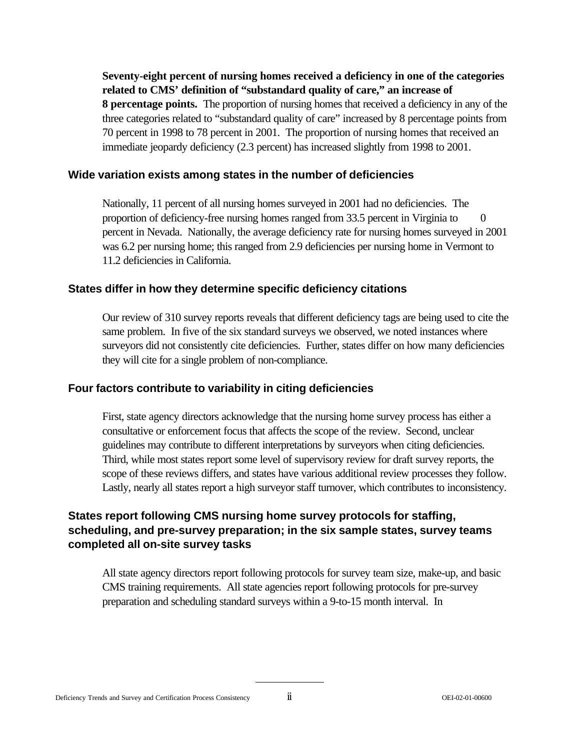**Seventy-eight percent of nursing homes received a deficiency in one of the categories related to CMS' definition of "substandard quality of care," an increase of 8 percentage points.** The proportion of nursing homes that received a deficiency in any of the three categories related to "substandard quality of care" increased by 8 percentage points from 70 percent in 1998 to 78 percent in 2001. The proportion of nursing homes that received an immediate jeopardy deficiency (2.3 percent) has increased slightly from 1998 to 2001.

### Wide variation exists among states in the number of deficiencies

Nationally, 11 percent of all nursing homes surveyed in 2001 had no deficiencies. The proportion of deficiency-free nursing homes ranged from 33.5 percent in Virginia to 0 percent in Nevada. Nationally, the average deficiency rate for nursing homes surveyed in 2001 was 6.2 per nursing home; this ranged from 2.9 deficiencies per nursing home in Vermont to 11.2 deficiencies in California.

### States differ in how they determine specific deficiency citations

Our review of 310 survey reports reveals that different deficiency tags are being used to cite the same problem. In five of the six standard surveys we observed, we noted instances where surveyors did not consistently cite deficiencies. Further, states differ on how many deficiencies they will cite for a single problem of non-compliance.

### Four factors contribute to variability in citing deficiencies

First, state agency directors acknowledge that the nursing home survey process has either a consultative or enforcement focus that affects the scope of the review. Second, unclear guidelines may contribute to different interpretations by surveyors when citing deficiencies. Third, while most states report some level of supervisory review for draft survey reports, the scope of these reviews differs, and states have various additional review processes they follow. Lastly, nearly all states report a high surveyor staff turnover, which contributes to inconsistency.

### States report following CMS nursing home survey protocols for staffing, scheduling, and pre-survey preparation; in the six sample states, survey teams completed all on-site survey tasks

All state agency directors report following protocols for survey team size, make-up, and basic CMS training requirements. All state agencies report following protocols for pre-survey preparation and scheduling standard surveys within a 9-to-15 month interval. In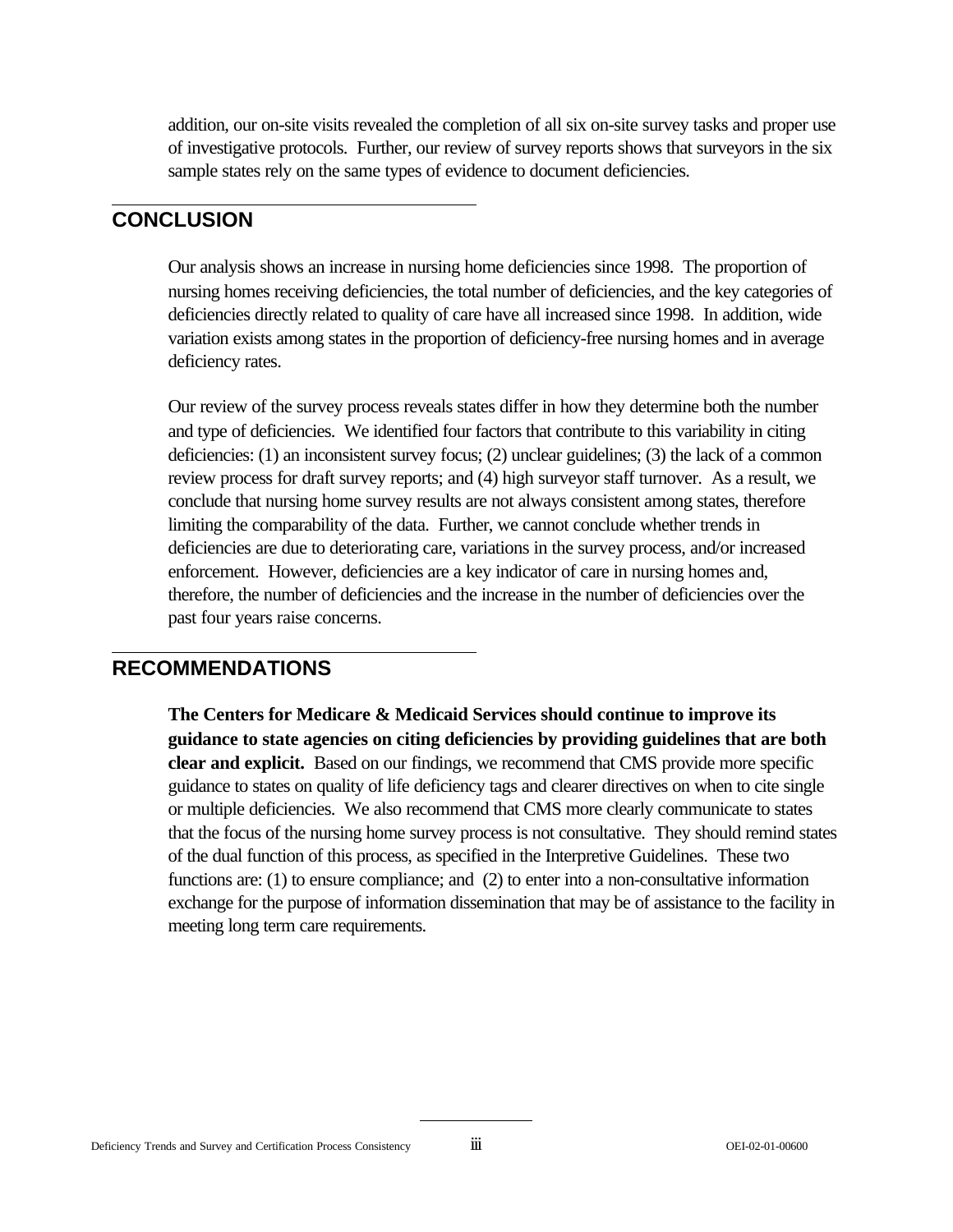addition, our on-site visits revealed the completion of all six on-site survey tasks and proper use of investigative protocols. Further, our review of survey reports shows that surveyors in the six sample states rely on the same types of evidence to document deficiencies.

## CONCLUSION

Our analysis shows an increase in nursing home deficiencies since 1998. The proportion of nursing homes receiving deficiencies, the total number of deficiencies, and the key categories of deficiencies directly related to quality of care have all increased since 1998. In addition, wide variation exists among states in the proportion of deficiency-free nursing homes and in average deficiency rates.

Our review of the survey process reveals states differ in how they determine both the number and type of deficiencies. We identified four factors that contribute to this variability in citing deficiencies: (1) an inconsistent survey focus; (2) unclear guidelines; (3) the lack of a common review process for draft survey reports; and (4) high surveyor staff turnover. As a result, we conclude that nursing home survey results are not always consistent among states, therefore limiting the comparability of the data. Further, we cannot conclude whether trends in deficiencies are due to deteriorating care, variations in the survey process, and/or increased enforcement. However, deficiencies are a key indicator of care in nursing homes and, therefore, the number of deficiencies and the increase in the number of deficiencies over the past four years raise concerns.

## RECOMMENDATIONS

**The Centers for Medicare & Medicaid Services should continue to improve its guidance to state agencies on citing deficiencies by providing guidelines that are both clear and explicit.** Based on our findings, we recommend that CMS provide more specific guidance to states on quality of life deficiency tags and clearer directives on when to cite single or multiple deficiencies. We also recommend that CMS more clearly communicate to states that the focus of the nursing home survey process is not consultative. They should remind states of the dual function of this process, as specified in the Interpretive Guidelines. These two functions are: (1) to ensure compliance; and (2) to enter into a non-consultative information exchange for the purpose of information dissemination that may be of assistance to the facility in meeting long term care requirements.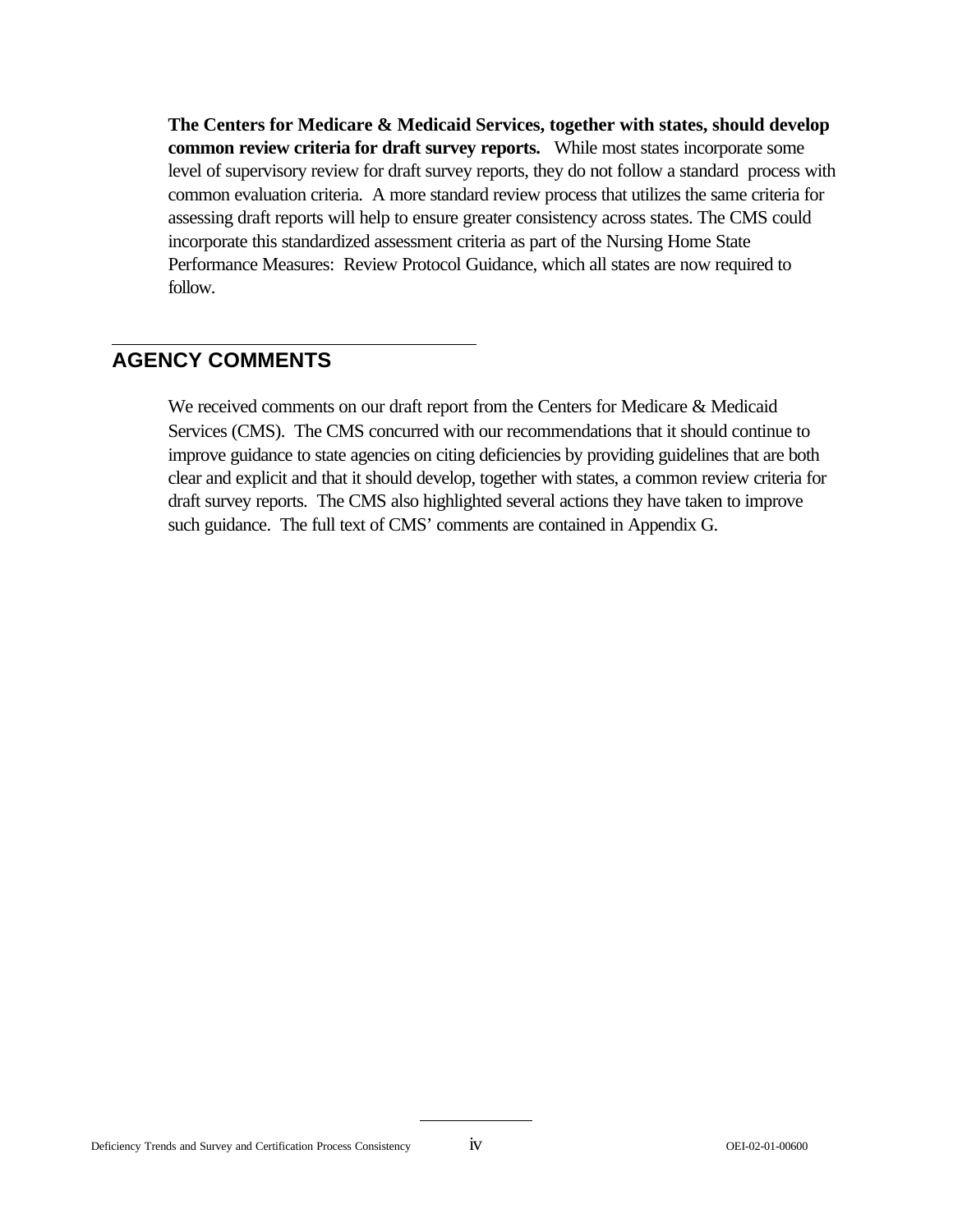**The Centers for Medicare & Medicaid Services, together with states, should develop common review criteria for draft survey reports.** While most states incorporate some level of supervisory review for draft survey reports, they do not follow a standard process with common evaluation criteria. A more standard review process that utilizes the same criteria for assessing draft reports will help to ensure greater consistency across states. The CMS could incorporate this standardized assessment criteria as part of the Nursing Home State Performance Measures: Review Protocol Guidance, which all states are now required to follow.

## AGENCY COMMENTS

We received comments on our draft report from the Centers for Medicare & Medicaid Services (CMS). The CMS concurred with our recommendations that it should continue to improve guidance to state agencies on citing deficiencies by providing guidelines that are both clear and explicit and that it should develop, together with states, a common review criteria for draft survey reports. The CMS also highlighted several actions they have taken to improve such guidance. The full text of CMS' comments are contained in Appendix G.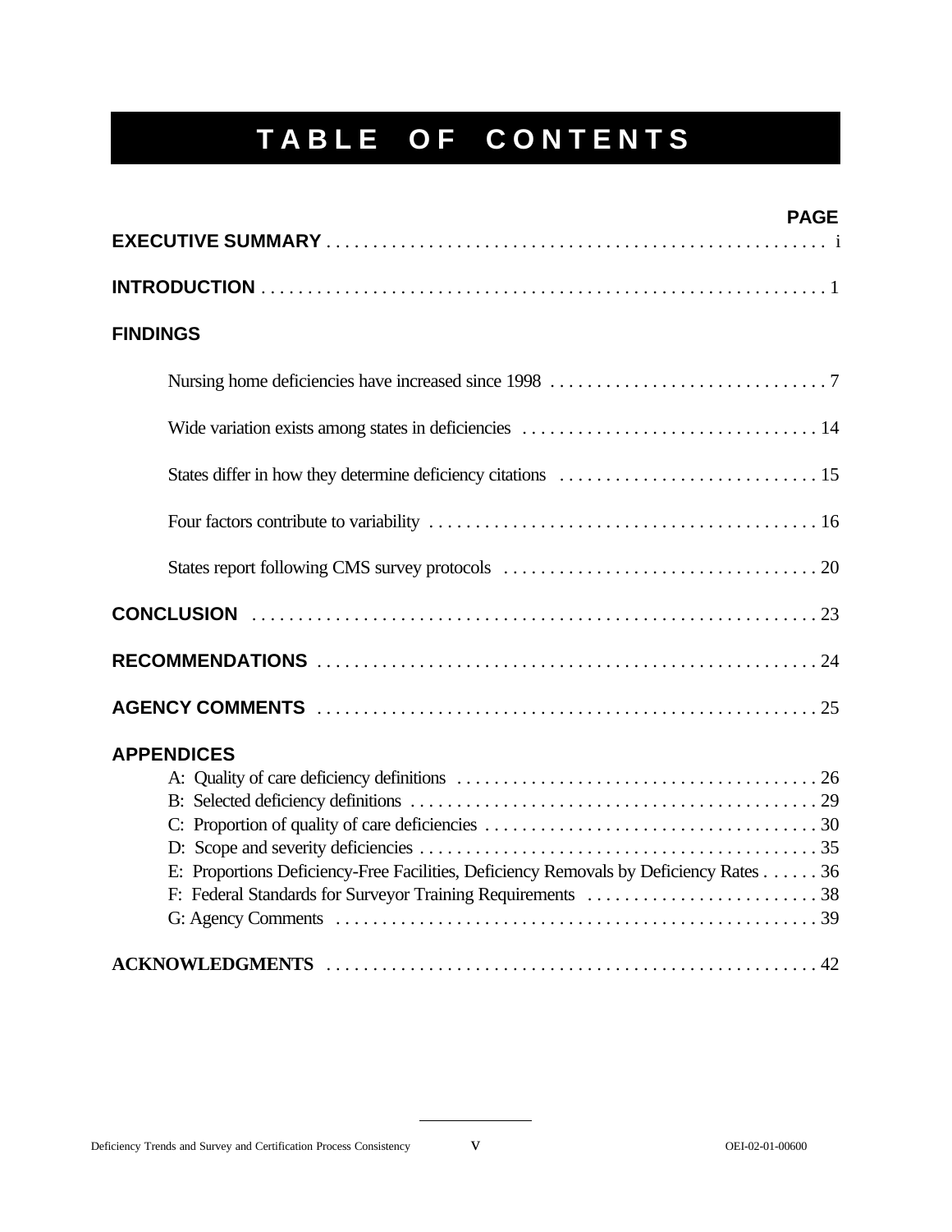# TABLE OF CONTENTS

| | PAGE |
|---|---|
| **EXECUTIVE SUMMARY** | i |
| **INTRODUCTION** | 1 |
| **FINDINGS** | |
| Nursing home deficiencies have increased since 1998 | 7 |
| Wide variation exists among states in deficiencies | 14 |
| States differ in how they determine deficiency citations | 15 |
| Four factors contribute to variability | 16 |
| States report following CMS survey protocols | 20 |
| **CONCLUSION** | 23 |
| **RECOMMENDATIONS** | 24 |
| **AGENCY COMMENTS** | 25 |
| **APPENDICES** | |
| A: Quality of care deficiency definitions | 26 |
| B: Selected deficiency definitions | 29 |
| C: Proportion of quality of care deficiencies | 30 |
| D: Scope and severity deficiencies | 35 |
| E: Proportions Deficiency-Free Facilities, Deficiency Removals by Deficiency Rates | 36 |
| F: Federal Standards for Surveyor Training Requirements | 38 |
| G: Agency Comments | 39 |
| **ACKNOWLEDGMENTS** | 42 |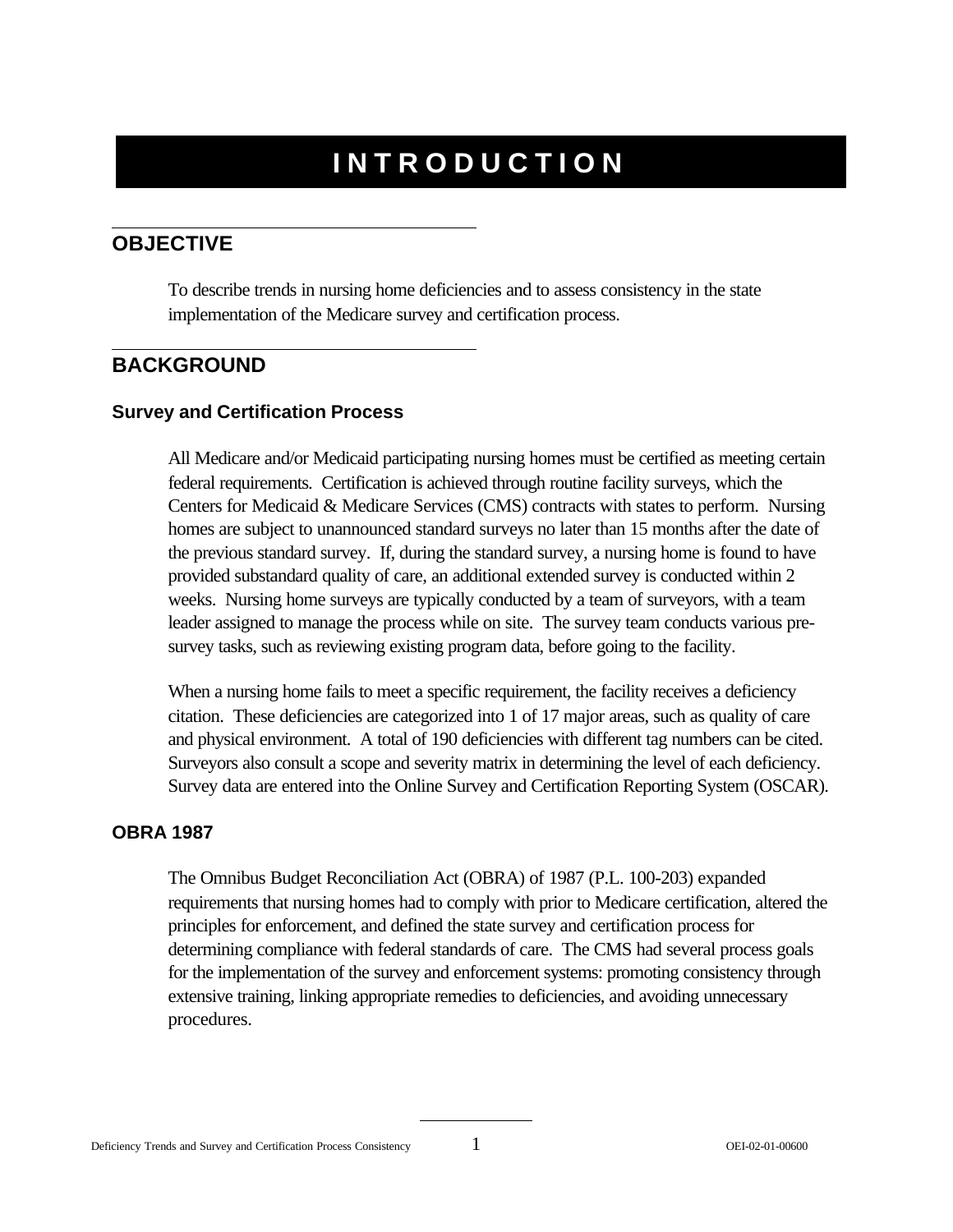# INTRODUCTION

## OBJECTIVE

To describe trends in nursing home deficiencies and to assess consistency in the state implementation of the Medicare survey and certification process.

## BACKGROUND

### Survey and Certification Process

All Medicare and/or Medicaid participating nursing homes must be certified as meeting certain federal requirements. Certification is achieved through routine facility surveys, which the Centers for Medicaid & Medicare Services (CMS) contracts with states to perform. Nursing homes are subject to unannounced standard surveys no later than 15 months after the date of the previous standard survey. If, during the standard survey, a nursing home is found to have provided substandard quality of care, an additional extended survey is conducted within 2 weeks. Nursing home surveys are typically conducted by a team of surveyors, with a team leader assigned to manage the process while on site. The survey team conducts various pre-survey tasks, such as reviewing existing program data, before going to the facility.

When a nursing home fails to meet a specific requirement, the facility receives a deficiency citation. These deficiencies are categorized into 1 of 17 major areas, such as quality of care and physical environment. A total of 190 deficiencies with different tag numbers can be cited. Surveyors also consult a scope and severity matrix in determining the level of each deficiency. Survey data are entered into the Online Survey and Certification Reporting System (OSCAR).

### OBRA 1987

The Omnibus Budget Reconciliation Act (OBRA) of 1987 (P.L. 100-203) expanded requirements that nursing homes had to comply with prior to Medicare certification, altered the principles for enforcement, and defined the state survey and certification process for determining compliance with federal standards of care. The CMS had several process goals for the implementation of the survey and enforcement systems: promoting consistency through extensive training, linking appropriate remedies to deficiencies, and avoiding unnecessary procedures.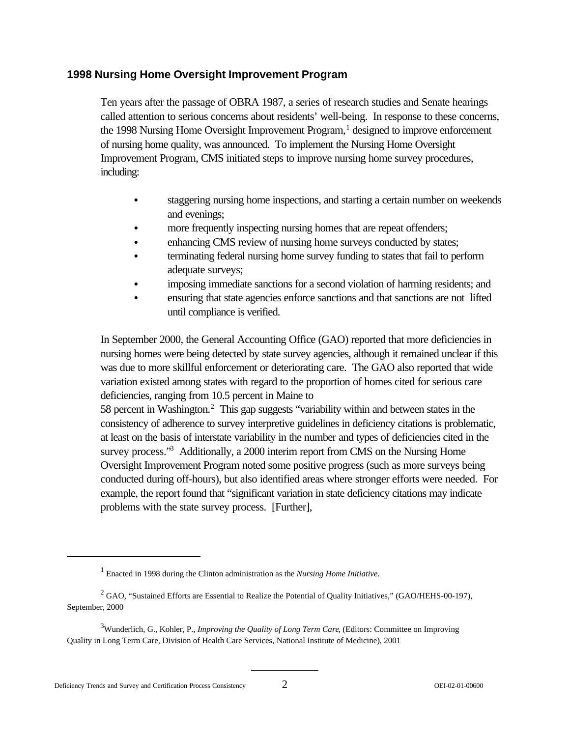### 1998 Nursing Home Oversight Improvement Program

Ten years after the passage of OBRA 1987, a series of research studies and Senate hearings called attention to serious concerns about residents' well-being. In response to these concerns, the 1998 Nursing Home Oversight Improvement Program,[1] designed to improve enforcement of nursing home quality, was announced. To implement the Nursing Home Oversight Improvement Program, CMS initiated steps to improve nursing home survey procedures, including:

- staggering nursing home inspections, and starting a certain number on weekends and evenings;
- more frequently inspecting nursing homes that are repeat offenders;
- enhancing CMS review of nursing home surveys conducted by states;
- terminating federal nursing home survey funding to states that fail to perform adequate surveys;
- imposing immediate sanctions for a second violation of harming residents; and
- ensuring that state agencies enforce sanctions and that sanctions are not lifted until compliance is verified.

In September 2000, the General Accounting Office (GAO) reported that more deficiencies in nursing homes were being detected by state survey agencies, although it remained unclear if this was due to more skillful enforcement or deteriorating care. The GAO also reported that wide variation existed among states with regard to the proportion of homes cited for serious care deficiencies, ranging from 10.5 percent in Maine to 58 percent in Washington.[2] This gap suggests "variability within and between states in the consistency of adherence to survey interpretive guidelines in deficiency citations is problematic, at least on the basis of interstate variability in the number and types of deficiencies cited in the survey process."[3] Additionally, a 2000 interim report from CMS on the Nursing Home Oversight Improvement Program noted some positive progress (such as more surveys being conducted during off-hours), but also identified areas where stronger efforts were needed. For example, the report found that "significant variation in state deficiency citations may indicate problems with the state survey process. [Further],

---

[1] Enacted in 1998 during the Clinton administration as the *Nursing Home Initiative*.

[2] GAO, "Sustained Efforts are Essential to Realize the Potential of Quality Initiatives," (GAO/HEHS-00-197), September, 2000

[3] Wunderlich, G., Kohler, P., *Improving the Quality of Long Term Care*, (Editors: Committee on Improving Quality in Long Term Care, Division of Health Care Services, National Institute of Medicine), 2001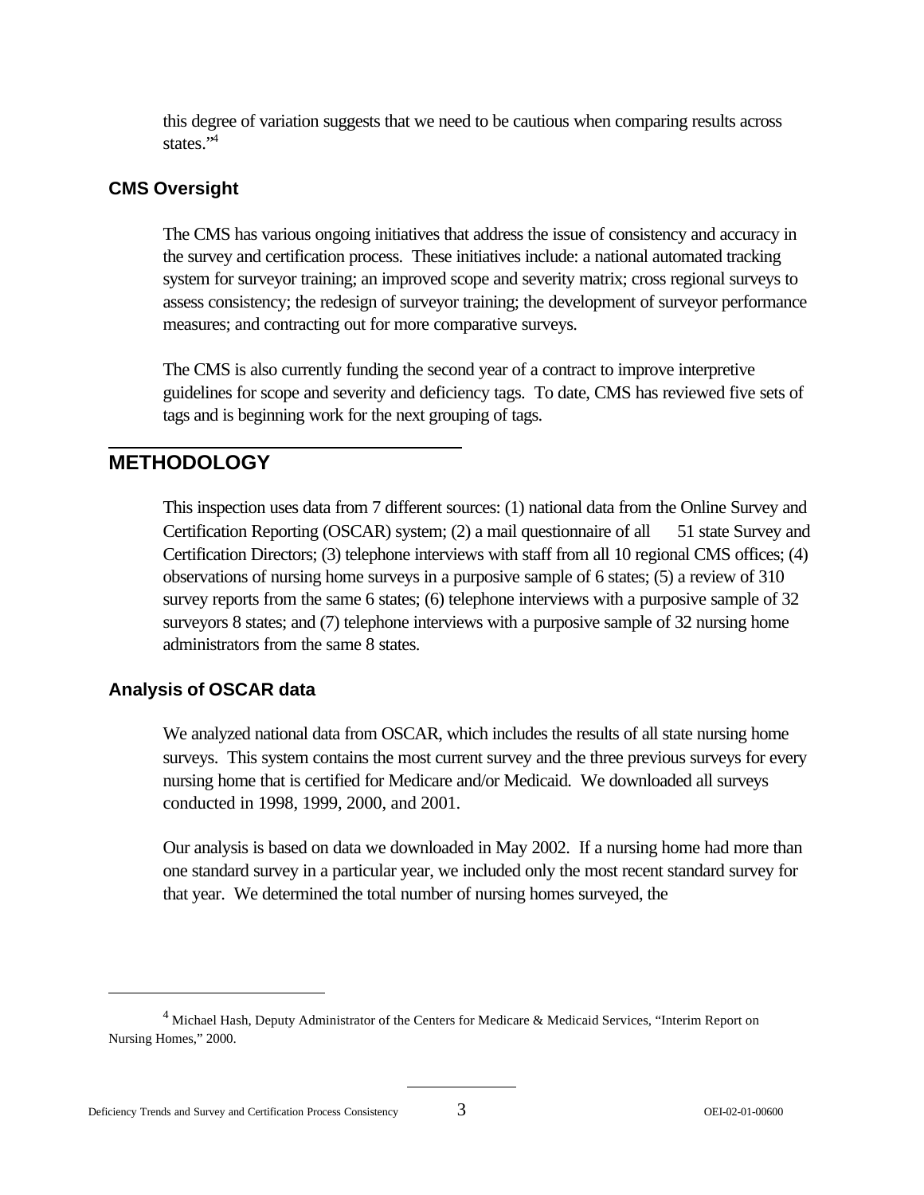this degree of variation suggests that we need to be cautious when comparing results across states."[4]

### CMS Oversight

The CMS has various ongoing initiatives that address the issue of consistency and accuracy in the survey and certification process. These initiatives include: a national automated tracking system for surveyor training; an improved scope and severity matrix; cross regional surveys to assess consistency; the redesign of surveyor training; the development of surveyor performance measures; and contracting out for more comparative surveys.

The CMS is also currently funding the second year of a contract to improve interpretive guidelines for scope and severity and deficiency tags. To date, CMS has reviewed five sets of tags and is beginning work for the next grouping of tags.

## METHODOLOGY

This inspection uses data from 7 different sources: (1) national data from the Online Survey and Certification Reporting (OSCAR) system; (2) a mail questionnaire of all 51 state Survey and Certification Directors; (3) telephone interviews with staff from all 10 regional CMS offices; (4) observations of nursing home surveys in a purposive sample of 6 states; (5) a review of 310 survey reports from the same 6 states; (6) telephone interviews with a purposive sample of 32 surveyors 8 states; and (7) telephone interviews with a purposive sample of 32 nursing home administrators from the same 8 states.

### Analysis of OSCAR data

We analyzed national data from OSCAR, which includes the results of all state nursing home surveys. This system contains the most current survey and the three previous surveys for every nursing home that is certified for Medicare and/or Medicaid. We downloaded all surveys conducted in 1998, 1999, 2000, and 2001.

Our analysis is based on data we downloaded in May 2002. If a nursing home had more than one standard survey in a particular year, we included only the most recent standard survey for that year. We determined the total number of nursing homes surveyed, the

---

[4] Michael Hash, Deputy Administrator of the Centers for Medicare & Medicaid Services, "Interim Report on Nursing Homes," 2000.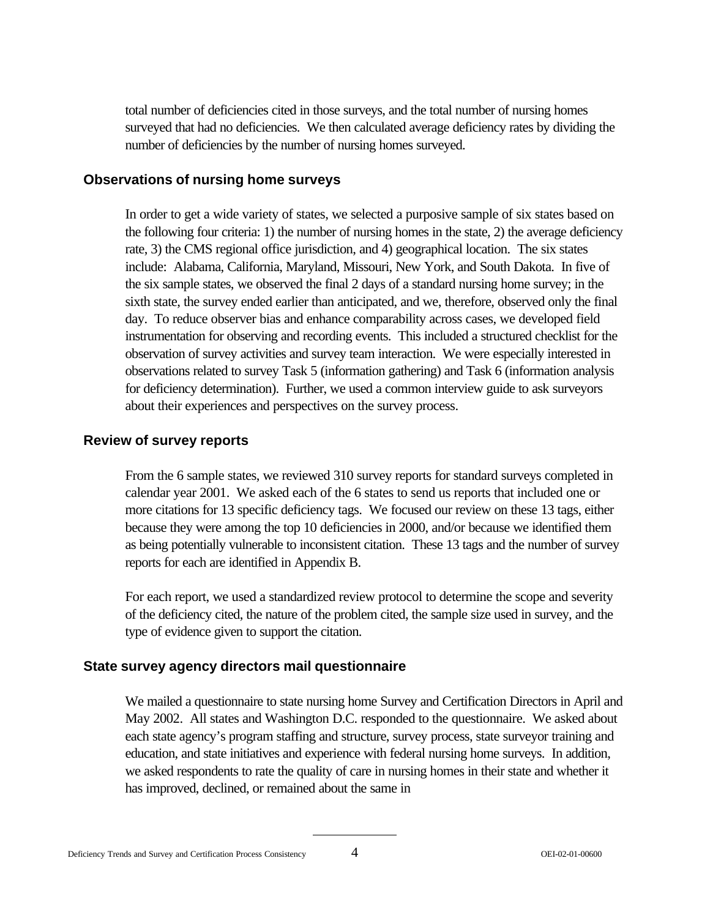total number of deficiencies cited in those surveys, and the total number of nursing homes surveyed that had no deficiencies. We then calculated average deficiency rates by dividing the number of deficiencies by the number of nursing homes surveyed.

### Observations of nursing home surveys

In order to get a wide variety of states, we selected a purposive sample of six states based on the following four criteria: 1) the number of nursing homes in the state, 2) the average deficiency rate, 3) the CMS regional office jurisdiction, and 4) geographical location. The six states include: Alabama, California, Maryland, Missouri, New York, and South Dakota. In five of the six sample states, we observed the final 2 days of a standard nursing home survey; in the sixth state, the survey ended earlier than anticipated, and we, therefore, observed only the final day. To reduce observer bias and enhance comparability across cases, we developed field instrumentation for observing and recording events. This included a structured checklist for the observation of survey activities and survey team interaction. We were especially interested in observations related to survey Task 5 (information gathering) and Task 6 (information analysis for deficiency determination). Further, we used a common interview guide to ask surveyors about their experiences and perspectives on the survey process.

### Review of survey reports

From the 6 sample states, we reviewed 310 survey reports for standard surveys completed in calendar year 2001. We asked each of the 6 states to send us reports that included one or more citations for 13 specific deficiency tags. We focused our review on these 13 tags, either because they were among the top 10 deficiencies in 2000, and/or because we identified them as being potentially vulnerable to inconsistent citation. These 13 tags and the number of survey reports for each are identified in Appendix B.

For each report, we used a standardized review protocol to determine the scope and severity of the deficiency cited, the nature of the problem cited, the sample size used in survey, and the type of evidence given to support the citation.

### State survey agency directors mail questionnaire

We mailed a questionnaire to state nursing home Survey and Certification Directors in April and May 2002. All states and Washington D.C. responded to the questionnaire. We asked about each state agency's program staffing and structure, survey process, state surveyor training and education, and state initiatives and experience with federal nursing home surveys. In addition, we asked respondents to rate the quality of care in nursing homes in their state and whether it has improved, declined, or remained about the same in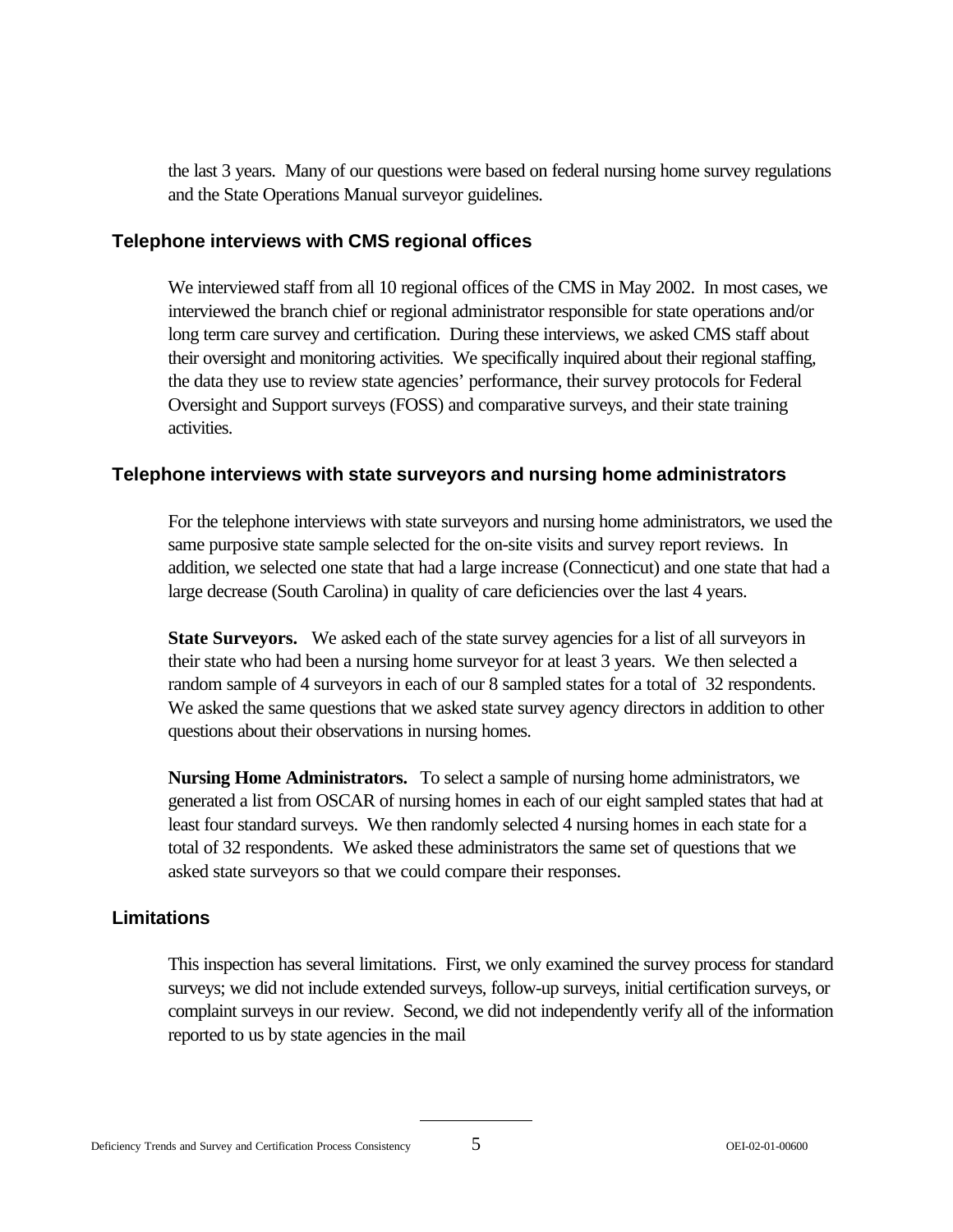the last 3 years. Many of our questions were based on federal nursing home survey regulations and the State Operations Manual surveyor guidelines.

### Telephone interviews with CMS regional offices

We interviewed staff from all 10 regional offices of the CMS in May 2002. In most cases, we interviewed the branch chief or regional administrator responsible for state operations and/or long term care survey and certification. During these interviews, we asked CMS staff about their oversight and monitoring activities. We specifically inquired about their regional staffing, the data they use to review state agencies' performance, their survey protocols for Federal Oversight and Support surveys (FOSS) and comparative surveys, and their state training activities.

### Telephone interviews with state surveyors and nursing home administrators

For the telephone interviews with state surveyors and nursing home administrators, we used the same purposive state sample selected for the on-site visits and survey report reviews. In addition, we selected one state that had a large increase (Connecticut) and one state that had a large decrease (South Carolina) in quality of care deficiencies over the last 4 years.

**State Surveyors.** We asked each of the state survey agencies for a list of all surveyors in their state who had been a nursing home surveyor for at least 3 years. We then selected a random sample of 4 surveyors in each of our 8 sampled states for a total of 32 respondents. We asked the same questions that we asked state survey agency directors in addition to other questions about their observations in nursing homes.

**Nursing Home Administrators.** To select a sample of nursing home administrators, we generated a list from OSCAR of nursing homes in each of our eight sampled states that had at least four standard surveys. We then randomly selected 4 nursing homes in each state for a total of 32 respondents. We asked these administrators the same set of questions that we asked state surveyors so that we could compare their responses.

### Limitations

This inspection has several limitations. First, we only examined the survey process for standard surveys; we did not include extended surveys, follow-up surveys, initial certification surveys, or complaint surveys in our review. Second, we did not independently verify all of the information reported to us by state agencies in the mail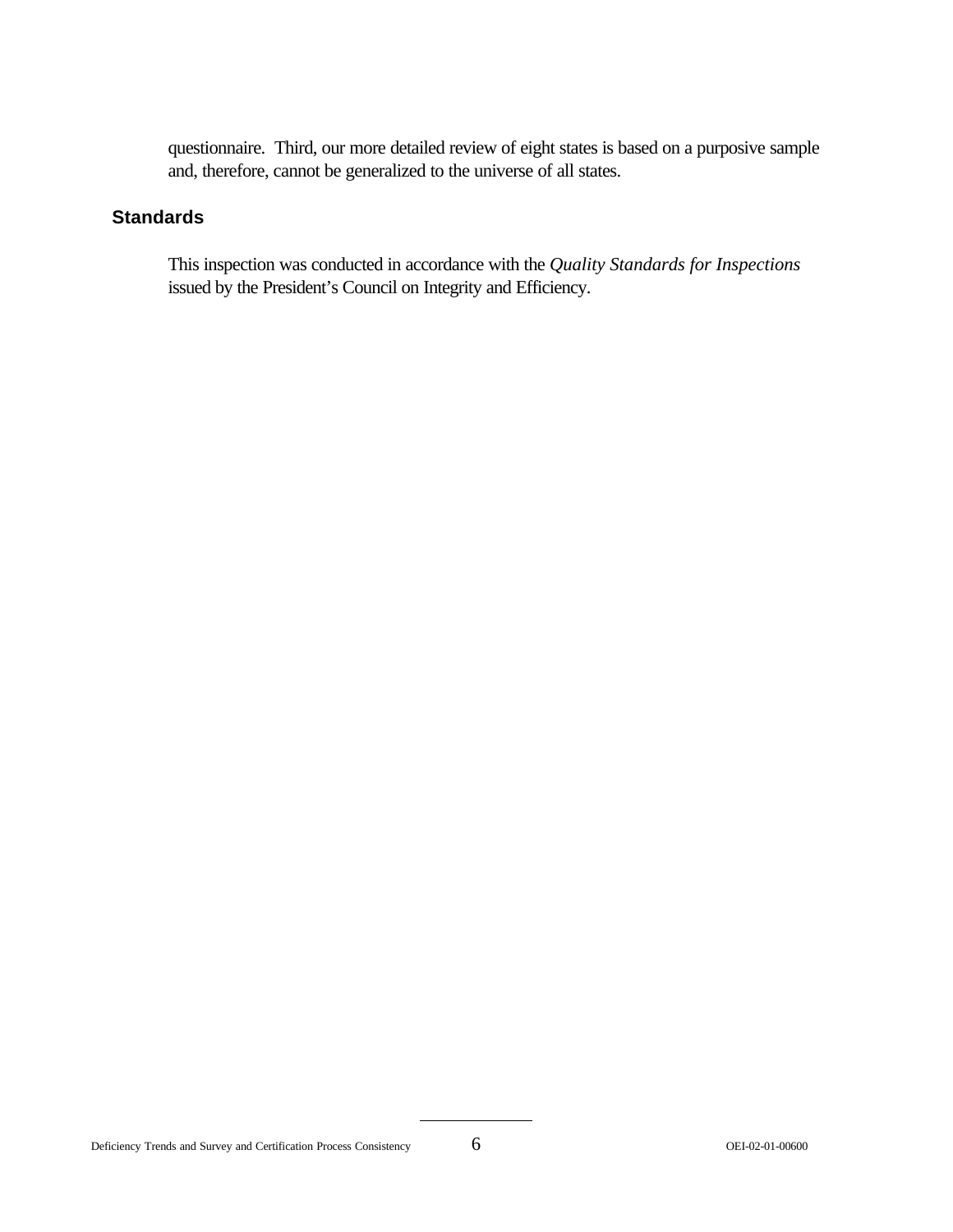questionnaire. Third, our more detailed review of eight states is based on a purposive sample and, therefore, cannot be generalized to the universe of all states.

## Standards

This inspection was conducted in accordance with the *Quality Standards for Inspections* issued by the President's Council on Integrity and Efficiency.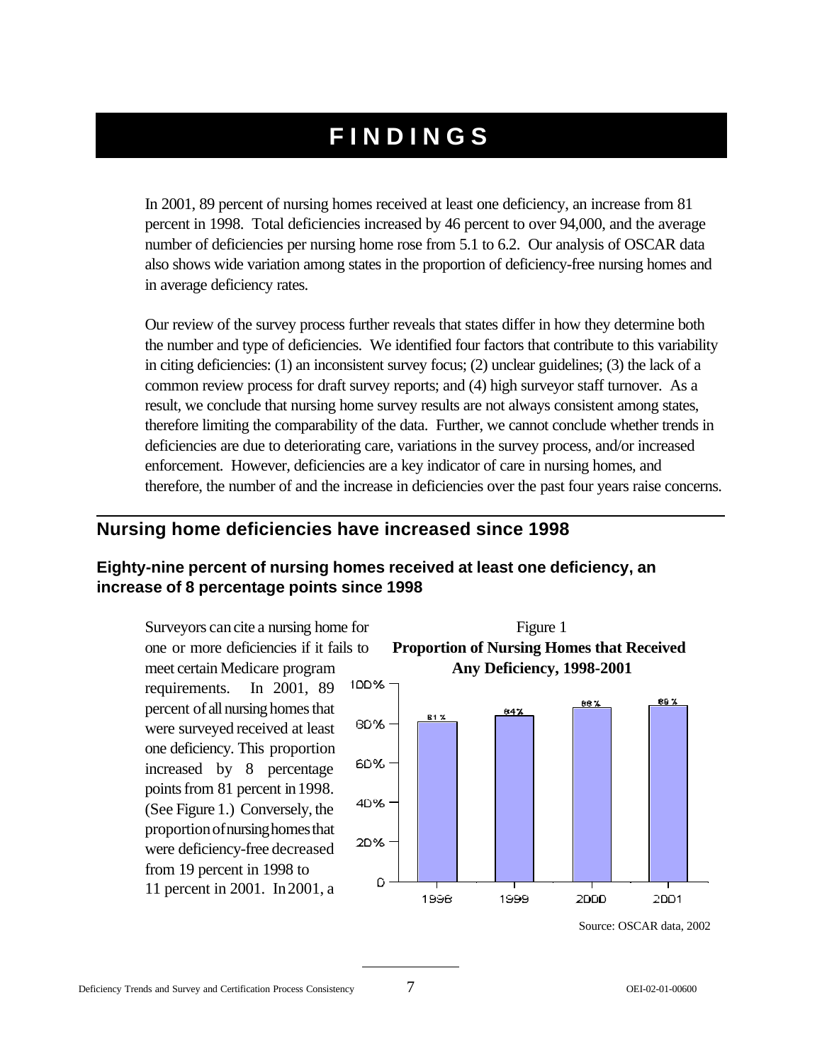# FINDINGS

In 2001, 89 percent of nursing homes received at least one deficiency, an increase from 81 percent in 1998. Total deficiencies increased by 46 percent to over 94,000, and the average number of deficiencies per nursing home rose from 5.1 to 6.2. Our analysis of OSCAR data also shows wide variation among states in the proportion of deficiency-free nursing homes and in average deficiency rates.

Our review of the survey process further reveals that states differ in how they determine both the number and type of deficiencies. We identified four factors that contribute to this variability in citing deficiencies: (1) an inconsistent survey focus; (2) unclear guidelines; (3) the lack of a common review process for draft survey reports; and (4) high surveyor staff turnover. As a result, we conclude that nursing home survey results are not always consistent among states, therefore limiting the comparability of the data. Further, we cannot conclude whether trends in deficiencies are due to deteriorating care, variations in the survey process, and/or increased enforcement. However, deficiencies are a key indicator of care in nursing homes, and therefore, the number of and the increase in deficiencies over the past four years raise concerns.

## Nursing home deficiencies have increased since 1998

### Eighty-nine percent of nursing homes received at least one deficiency, an increase of 8 percentage points since 1998

Surveyors can cite a nursing home for one or more deficiencies if it fails to meet certain Medicare program requirements. In 2001, 89 percent of all nursing homes that were surveyed received at least one deficiency. This proportion increased by 8 percentage points from 81 percent in 1998. (See Figure 1.) Conversely, the proportion of nursing homes that were deficiency-free decreased from 19 percent in 1998 to 11 percent in 2001. In 2001, a

Figure 1
**Proportion of Nursing Homes that Received Any Deficiency, 1998-2001**

| Year | Percent |
|---|---|
| 1998 | 81% |
| 1999 | 84% |
| 2000 | 88% |
| 2001 | 89% |

Source: OSCAR data, 2002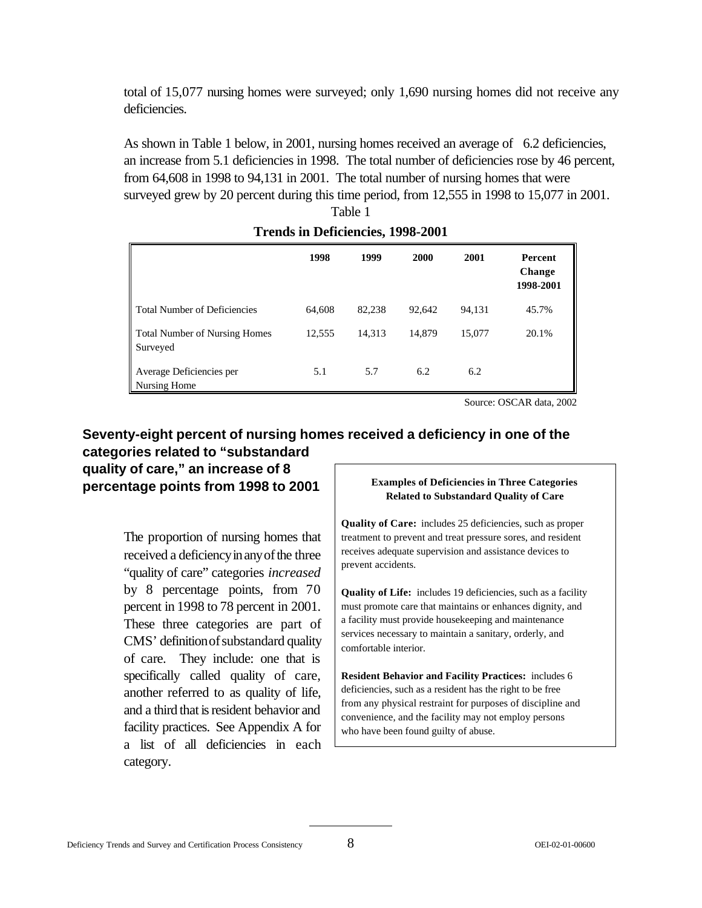total of 15,077 nursing homes were surveyed; only 1,690 nursing homes did not receive any deficiencies.

As shown in Table 1 below, in 2001, nursing homes received an average of 6.2 deficiencies, an increase from 5.1 deficiencies in 1998. The total number of deficiencies rose by 46 percent, from 64,608 in 1998 to 94,131 in 2001. The total number of nursing homes that were surveyed grew by 20 percent during this time period, from 12,555 in 1998 to 15,077 in 2001.

Table 1

**Trends in Deficiencies, 1998-2001**

| | **1998** | **1999** | **2000** | **2001** | **Percent Change 1998-2001** |
|---|---|---|---|---|---|
| Total Number of Deficiencies | 64,608 | 82,238 | 92,642 | 94,131 | 45.7% |
| Total Number of Nursing Homes Surveyed | 12,555 | 14,313 | 14,879 | 15,077 | 20.1% |
| Average Deficiencies per Nursing Home | 5.1 | 5.7 | 6.2 | 6.2 | |

Source: OSCAR data, 2002

### Seventy-eight percent of nursing homes received a deficiency in one of the categories related to "substandard quality of care," an increase of 8 percentage points from 1998 to 2001

The proportion of nursing homes that received a deficiency in any of the three "quality of care" categories *increased* by 8 percentage points, from 70 percent in 1998 to 78 percent in 2001. These three categories are part of CMS' definition of substandard quality of care. They include: one that is specifically called quality of care, another referred to as quality of life, and a third that is resident behavior and facility practices. See Appendix A for a list of all deficiencies in each category.

**Examples of Deficiencies in Three Categories Related to Substandard Quality of Care**

**Quality of Care:** includes 25 deficiencies, such as proper treatment to prevent and treat pressure sores, and resident receives adequate supervision and assistance devices to prevent accidents.

**Quality of Life:** includes 19 deficiencies, such as a facility must promote care that maintains or enhances dignity, and a facility must provide housekeeping and maintenance services necessary to maintain a sanitary, orderly, and comfortable interior.

**Resident Behavior and Facility Practices:** includes 6 deficiencies, such as a resident has the right to be free from any physical restraint for purposes of discipline and convenience, and the facility may not employ persons who have been found guilty of abuse.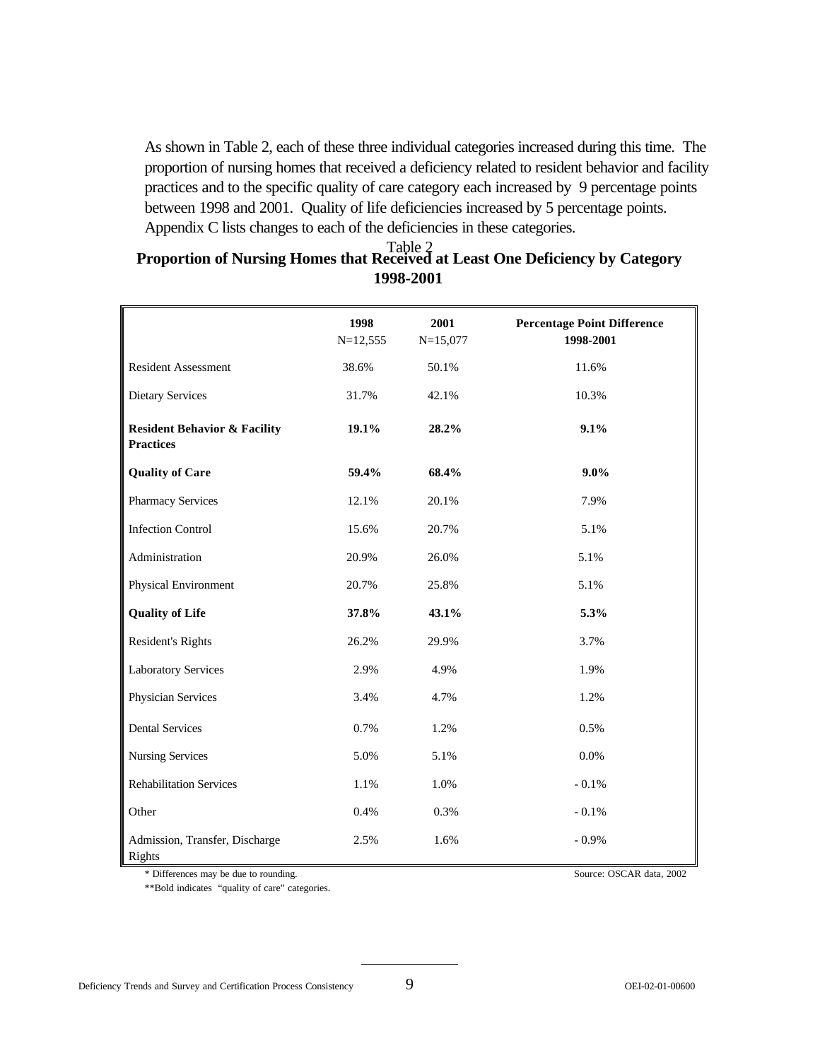As shown in Table 2, each of these three individual categories increased during this time. The proportion of nursing homes that received a deficiency related to resident behavior and facility practices and to the specific quality of care category each increased by 9 percentage points between 1998 and 2001. Quality of life deficiencies increased by 5 percentage points. Appendix C lists changes to each of the deficiencies in these categories.

Table 2

**Proportion of Nursing Homes that Received at Least One Deficiency by Category 1998-2001**

| | 1998 N=12,555 | 2001 N=15,077 | Percentage Point Difference 1998-2001 |
|---|---|---|---|
| Resident Assessment | 38.6% | 50.1% | 11.6% |
| Dietary Services | 31.7% | 42.1% | 10.3% |
| **Resident Behavior & Facility Practices** | **19.1%** | **28.2%** | **9.1%** |
| **Quality of Care** | **59.4%** | **68.4%** | **9.0%** |
| Pharmacy Services | 12.1% | 20.1% | 7.9% |
| Infection Control | 15.6% | 20.7% | 5.1% |
| Administration | 20.9% | 26.0% | 5.1% |
| Physical Environment | 20.7% | 25.8% | 5.1% |
| **Quality of Life** | **37.8%** | **43.1%** | **5.3%** |
| Resident's Rights | 26.2% | 29.9% | 3.7% |
| Laboratory Services | 2.9% | 4.9% | 1.9% |
| Physician Services | 3.4% | 4.7% | 1.2% |
| Dental Services | 0.7% | 1.2% | 0.5% |
| Nursing Services | 5.0% | 5.1% | 0.0% |
| Rehabilitation Services | 1.1% | 1.0% | - 0.1% |
| Other | 0.4% | 0.3% | - 0.1% |
| Admission, Transfer, Discharge Rights | 2.5% | 1.6% | - 0.9% |

* Differences may be due to rounding.

**Bold indicates "quality of care" categories.

Source: OSCAR data, 2002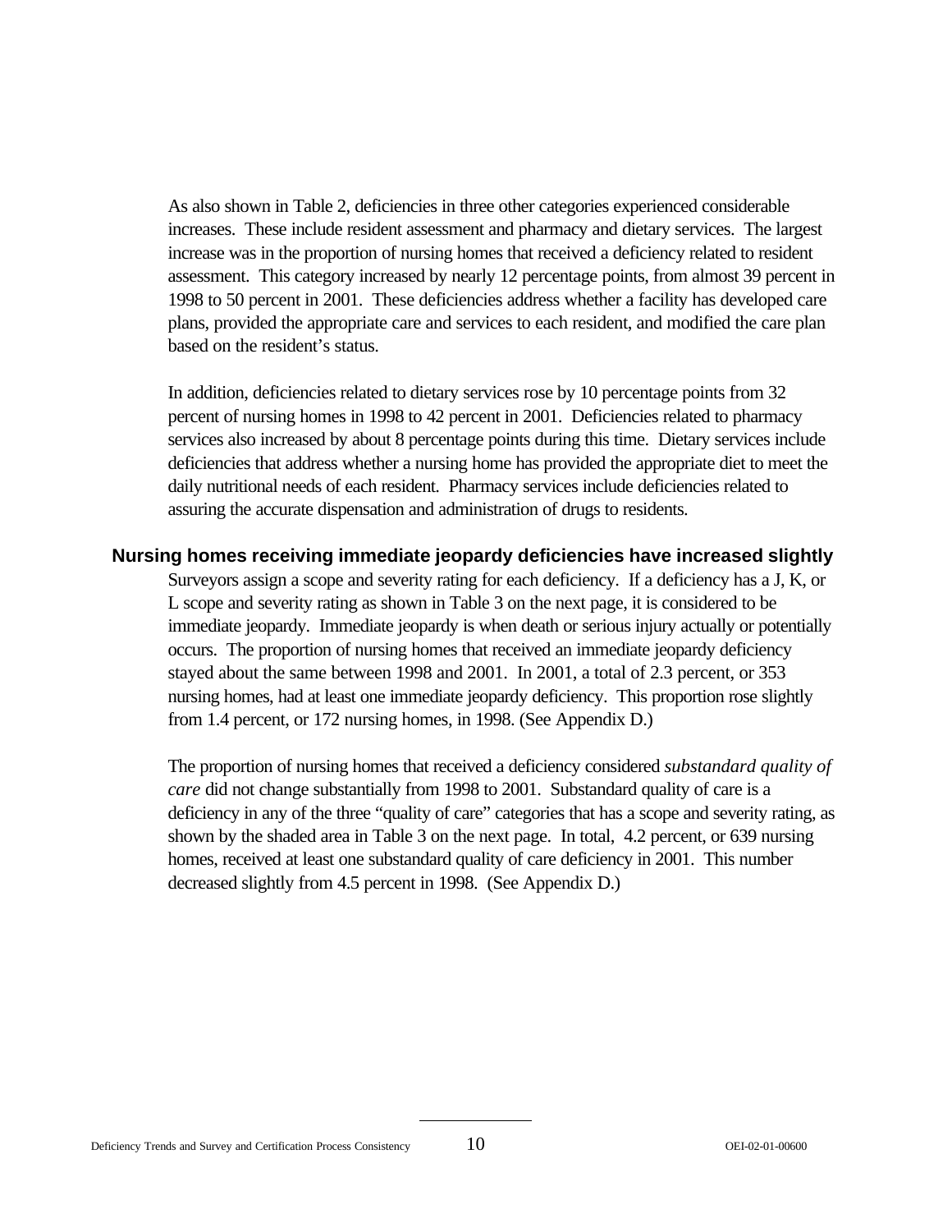As also shown in Table 2, deficiencies in three other categories experienced considerable increases. These include resident assessment and pharmacy and dietary services. The largest increase was in the proportion of nursing homes that received a deficiency related to resident assessment. This category increased by nearly 12 percentage points, from almost 39 percent in 1998 to 50 percent in 2001. These deficiencies address whether a facility has developed care plans, provided the appropriate care and services to each resident, and modified the care plan based on the resident's status.

In addition, deficiencies related to dietary services rose by 10 percentage points from 32 percent of nursing homes in 1998 to 42 percent in 2001. Deficiencies related to pharmacy services also increased by about 8 percentage points during this time. Dietary services include deficiencies that address whether a nursing home has provided the appropriate diet to meet the daily nutritional needs of each resident. Pharmacy services include deficiencies related to assuring the accurate dispensation and administration of drugs to residents.

## Nursing homes receiving immediate jeopardy deficiencies have increased slightly

Surveyors assign a scope and severity rating for each deficiency. If a deficiency has a J, K, or L scope and severity rating as shown in Table 3 on the next page, it is considered to be immediate jeopardy. Immediate jeopardy is when death or serious injury actually or potentially occurs. The proportion of nursing homes that received an immediate jeopardy deficiency stayed about the same between 1998 and 2001. In 2001, a total of 2.3 percent, or 353 nursing homes, had at least one immediate jeopardy deficiency. This proportion rose slightly from 1.4 percent, or 172 nursing homes, in 1998. (See Appendix D.)

The proportion of nursing homes that received a deficiency considered *substandard quality of care* did not change substantially from 1998 to 2001. Substandard quality of care is a deficiency in any of the three "quality of care" categories that has a scope and severity rating, as shown by the shaded area in Table 3 on the next page. In total, 4.2 percent, or 639 nursing homes, received at least one substandard quality of care deficiency in 2001. This number decreased slightly from 4.5 percent in 1998. (See Appendix D.)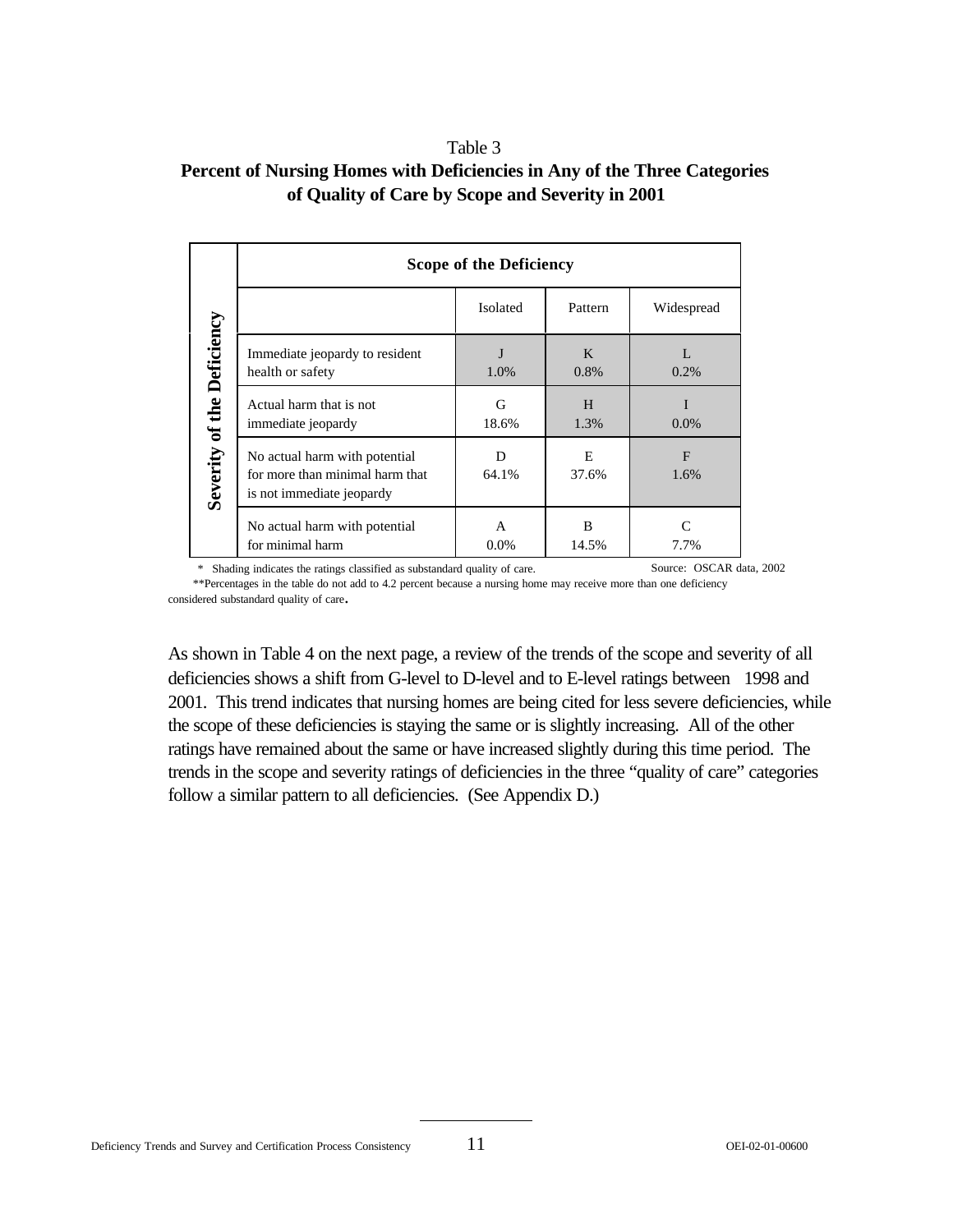Table 3

**Percent of Nursing Homes with Deficiencies in Any of the Three Categories of Quality of Care by Scope and Severity in 2001**

| Severity of the Deficiency | Scope of the Deficiency | | |
|---|---|---|---|
| | Isolated | Pattern | Widespread |
| Immediate jeopardy to resident health or safety | J<br>1.0% | K<br>0.8% | L<br>0.2% |
| Actual harm that is not immediate jeopardy | G<br>18.6% | H<br>1.3% | I<br>0.0% |
| No actual harm with potential for more than minimal harm that is not immediate jeopardy | D<br>64.1% | E<br>37.6% | F<br>1.6% |
| No actual harm with potential for minimal harm | A<br>0.0% | B<br>14.5% | C<br>7.7% |

\* Shading indicates the ratings classified as substandard quality of care.

Source: OSCAR data, 2002

**Percentages in the table do not add to 4.2 percent because a nursing home may receive more than one deficiency considered substandard quality of care.

As shown in Table 4 on the next page, a review of the trends of the scope and severity of all deficiencies shows a shift from G-level to D-level and to E-level ratings between 1998 and 2001. This trend indicates that nursing homes are being cited for less severe deficiencies, while the scope of these deficiencies is staying the same or is slightly increasing. All of the other ratings have remained about the same or have increased slightly during this time period. The trends in the scope and severity ratings of deficiencies in the three "quality of care" categories follow a similar pattern to all deficiencies. (See Appendix D.)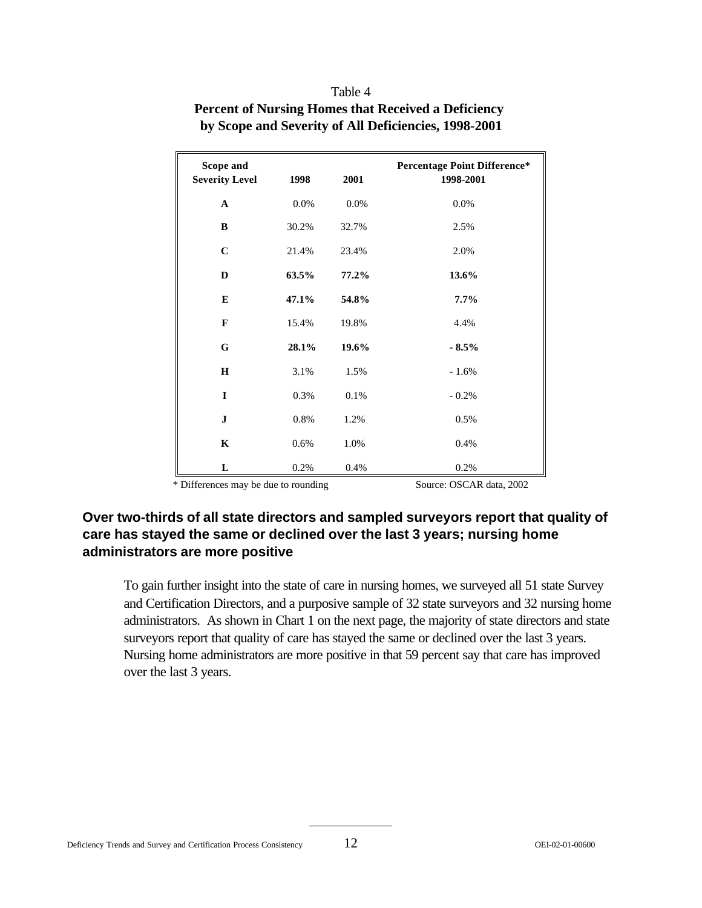Table 4

**Percent of Nursing Homes that Received a Deficiency by Scope and Severity of All Deficiencies, 1998-2001**

| Scope and Severity Level | 1998 | 2001 | Percentage Point Difference* 1998-2001 |
|---|---|---|---|
| **A** | 0.0% | 0.0% | 0.0% |
| **B** | 30.2% | 32.7% | 2.5% |
| **C** | 21.4% | 23.4% | 2.0% |
| **D** | **63.5%** | **77.2%** | **13.6%** |
| **E** | **47.1%** | **54.8%** | **7.7%** |
| **F** | 15.4% | 19.8% | 4.4% |
| **G** | **28.1%** | **19.6%** | **- 8.5%** |
| **H** | 3.1% | 1.5% | - 1.6% |
| **I** | 0.3% | 0.1% | - 0.2% |
| **J** | 0.8% | 1.2% | 0.5% |
| **K** | 0.6% | 1.0% | 0.4% |
| **L** | 0.2% | 0.4% | 0.2% |

* Differences may be due to rounding

Source: OSCAR data, 2002

### Over two-thirds of all state directors and sampled surveyors report that quality of care has stayed the same or declined over the last 3 years; nursing home administrators are more positive

To gain further insight into the state of care in nursing homes, we surveyed all 51 state Survey and Certification Directors, and a purposive sample of 32 state surveyors and 32 nursing home administrators. As shown in Chart 1 on the next page, the majority of state directors and state surveyors report that quality of care has stayed the same or declined over the last 3 years. Nursing home administrators are more positive in that 59 percent say that care has improved over the last 3 years.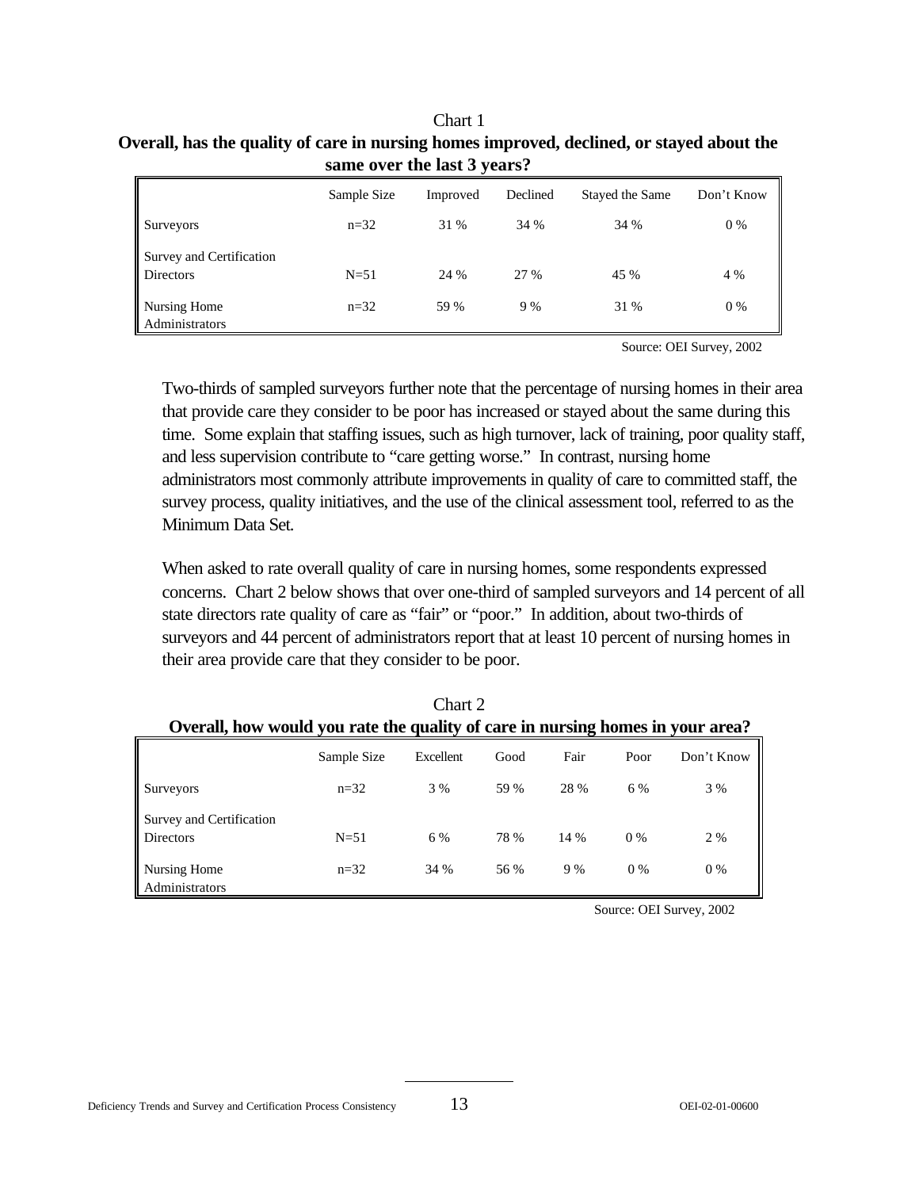Chart 1

**Overall, has the quality of care in nursing homes improved, declined, or stayed about the same over the last 3 years?**

| | Sample Size | Improved | Declined | Stayed the Same | Don't Know |
|---|---|---|---|---|---|
| Surveyors | n=32 | 31 % | 34 % | 34 % | 0 % |
| Survey and Certification Directors | N=51 | 24 % | 27 % | 45 % | 4 % |
| Nursing Home Administrators | n=32 | 59 % | 9 % | 31 % | 0 % |

Source: OEI Survey, 2002

Two-thirds of sampled surveyors further note that the percentage of nursing homes in their area that provide care they consider to be poor has increased or stayed about the same during this time. Some explain that staffing issues, such as high turnover, lack of training, poor quality staff, and less supervision contribute to "care getting worse." In contrast, nursing home administrators most commonly attribute improvements in quality of care to committed staff, the survey process, quality initiatives, and the use of the clinical assessment tool, referred to as the Minimum Data Set.

When asked to rate overall quality of care in nursing homes, some respondents expressed concerns. Chart 2 below shows that over one-third of sampled surveyors and 14 percent of all state directors rate quality of care as "fair" or "poor." In addition, about two-thirds of surveyors and 44 percent of administrators report that at least 10 percent of nursing homes in their area provide care that they consider to be poor.

Chart 2

**Overall, how would you rate the quality of care in nursing homes in your area?**

| | Sample Size | Excellent | Good | Fair | Poor | Don't Know |
|---|---|---|---|---|---|---|
| Surveyors | n=32 | 3 % | 59 % | 28 % | 6 % | 3 % |
| Survey and Certification Directors | N=51 | 6 % | 78 % | 14 % | 0 % | 2 % |
| Nursing Home Administrators | n=32 | 34 % | 56 % | 9 % | 0 % | 0 % |

Source: OEI Survey, 2002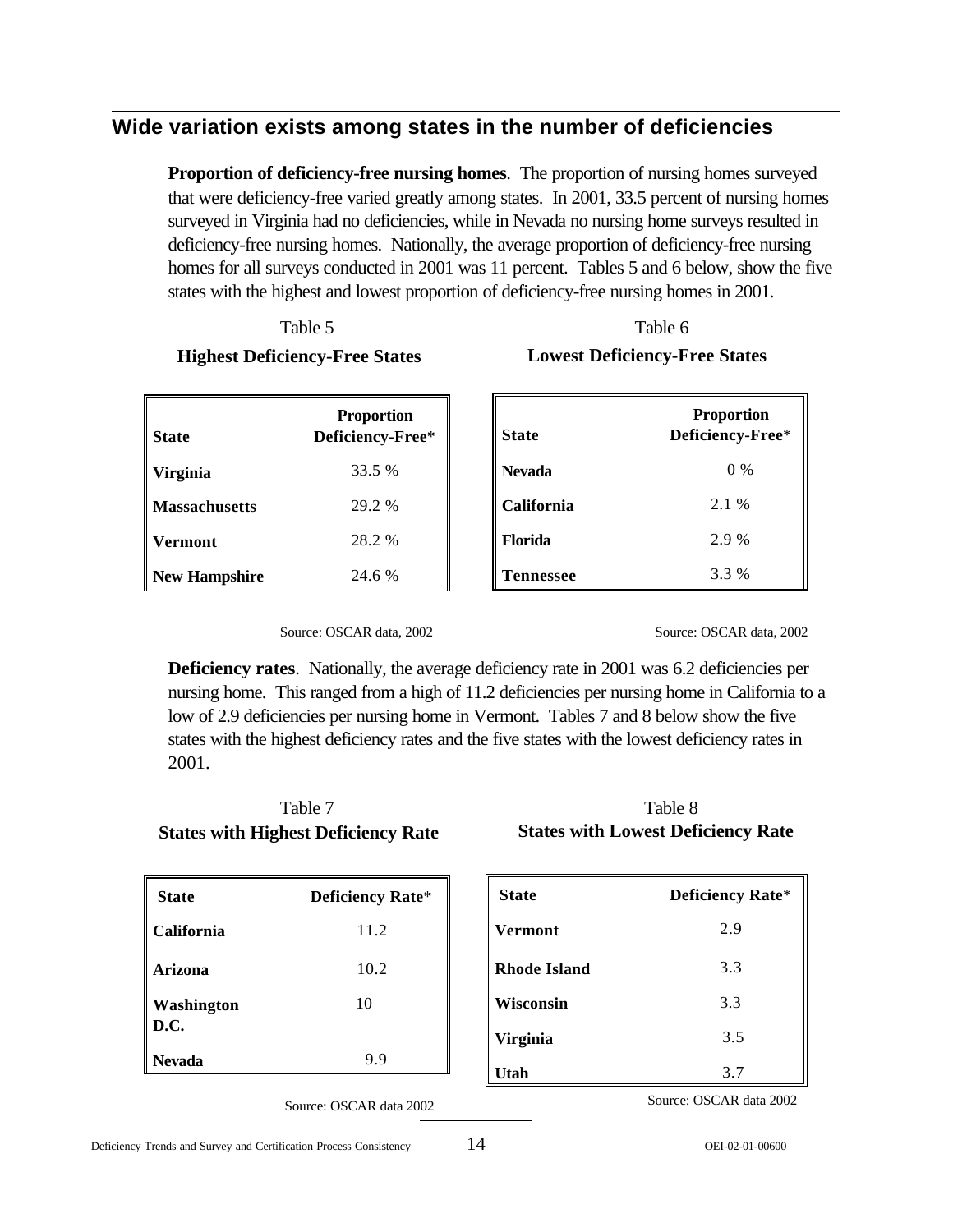## Wide variation exists among states in the number of deficiencies

**Proportion of deficiency-free nursing homes**. The proportion of nursing homes surveyed that were deficiency-free varied greatly among states. In 2001, 33.5 percent of nursing homes surveyed in Virginia had no deficiencies, while in Nevada no nursing home surveys resulted in deficiency-free nursing homes. Nationally, the average proportion of deficiency-free nursing homes for all surveys conducted in 2001 was 11 percent. Tables 5 and 6 below, show the five states with the highest and lowest proportion of deficiency-free nursing homes in 2001.

Table 5

**Highest Deficiency-Free States**

| State | Proportion Deficiency-Free* |
|---|---|
| **Virginia** | 33.5 % |
| **Massachusetts** | 29.2 % |
| **Vermont** | 28.2 % |
| **New Hampshire** | 24.6 % |

Source: OSCAR data, 2002

Table 6

**Lowest Deficiency-Free States**

| State | Proportion Deficiency-Free* |
|---|---|
| **Nevada** | 0 % |
| **California** | 2.1 % |
| **Florida** | 2.9 % |
| **Tennessee** | 3.3 % |

Source: OSCAR data, 2002

**Deficiency rates**. Nationally, the average deficiency rate in 2001 was 6.2 deficiencies per nursing home. This ranged from a high of 11.2 deficiencies per nursing home in California to a low of 2.9 deficiencies per nursing home in Vermont. Tables 7 and 8 below show the five states with the highest deficiency rates and the five states with the lowest deficiency rates in 2001.

Table 7

**States with Highest Deficiency Rate**

| State | Deficiency Rate* |
|---|---|
| **California** | 11.2 |
| **Arizona** | 10.2 |
| **Washington D.C.** | 10 |
| **Nevada** | 9.9 |

Source: OSCAR data 2002

Table 8

**States with Lowest Deficiency Rate**

| State | Deficiency Rate* |
|---|---|
| **Vermont** | 2.9 |
| **Rhode Island** | 3.3 |
| **Wisconsin** | 3.3 |
| **Virginia** | 3.5 |
| **Utah** | 3.7 |

Source: OSCAR data 2002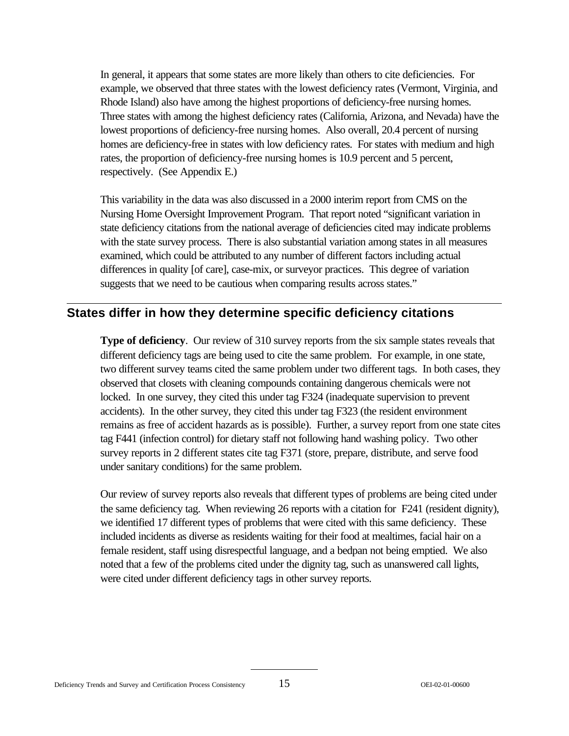In general, it appears that some states are more likely than others to cite deficiencies. For example, we observed that three states with the lowest deficiency rates (Vermont, Virginia, and Rhode Island) also have among the highest proportions of deficiency-free nursing homes. Three states with among the highest deficiency rates (California, Arizona, and Nevada) have the lowest proportions of deficiency-free nursing homes. Also overall, 20.4 percent of nursing homes are deficiency-free in states with low deficiency rates. For states with medium and high rates, the proportion of deficiency-free nursing homes is 10.9 percent and 5 percent, respectively. (See Appendix E.)

This variability in the data was also discussed in a 2000 interim report from CMS on the Nursing Home Oversight Improvement Program. That report noted "significant variation in state deficiency citations from the national average of deficiencies cited may indicate problems with the state survey process. There is also substantial variation among states in all measures examined, which could be attributed to any number of different factors including actual differences in quality [of care], case-mix, or surveyor practices. This degree of variation suggests that we need to be cautious when comparing results across states."

## States differ in how they determine specific deficiency citations

**Type of deficiency**. Our review of 310 survey reports from the six sample states reveals that different deficiency tags are being used to cite the same problem. For example, in one state, two different survey teams cited the same problem under two different tags. In both cases, they observed that closets with cleaning compounds containing dangerous chemicals were not locked. In one survey, they cited this under tag F324 (inadequate supervision to prevent accidents). In the other survey, they cited this under tag F323 (the resident environment remains as free of accident hazards as is possible). Further, a survey report from one state cites tag F441 (infection control) for dietary staff not following hand washing policy. Two other survey reports in 2 different states cite tag F371 (store, prepare, distribute, and serve food under sanitary conditions) for the same problem.

Our review of survey reports also reveals that different types of problems are being cited under the same deficiency tag. When reviewing 26 reports with a citation for F241 (resident dignity), we identified 17 different types of problems that were cited with this same deficiency. These included incidents as diverse as residents waiting for their food at mealtimes, facial hair on a female resident, staff using disrespectful language, and a bedpan not being emptied. We also noted that a few of the problems cited under the dignity tag, such as unanswered call lights, were cited under different deficiency tags in other survey reports.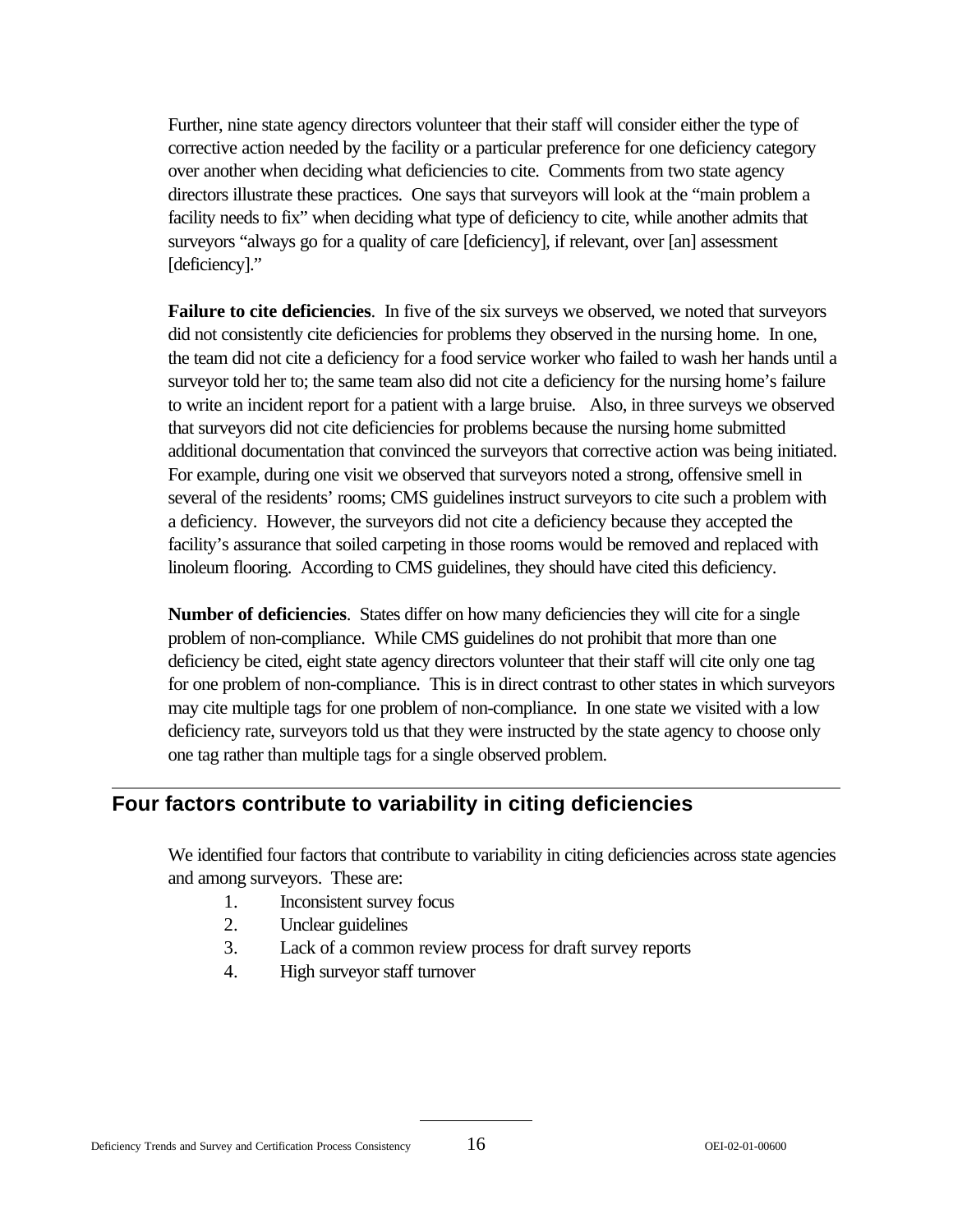Further, nine state agency directors volunteer that their staff will consider either the type of corrective action needed by the facility or a particular preference for one deficiency category over another when deciding what deficiencies to cite. Comments from two state agency directors illustrate these practices. One says that surveyors will look at the "main problem a facility needs to fix" when deciding what type of deficiency to cite, while another admits that surveyors "always go for a quality of care [deficiency], if relevant, over [an] assessment [deficiency]."

**Failure to cite deficiencies**. In five of the six surveys we observed, we noted that surveyors did not consistently cite deficiencies for problems they observed in the nursing home. In one, the team did not cite a deficiency for a food service worker who failed to wash her hands until a surveyor told her to; the same team also did not cite a deficiency for the nursing home's failure to write an incident report for a patient with a large bruise. Also, in three surveys we observed that surveyors did not cite deficiencies for problems because the nursing home submitted additional documentation that convinced the surveyors that corrective action was being initiated. For example, during one visit we observed that surveyors noted a strong, offensive smell in several of the residents' rooms; CMS guidelines instruct surveyors to cite such a problem with a deficiency. However, the surveyors did not cite a deficiency because they accepted the facility's assurance that soiled carpeting in those rooms would be removed and replaced with linoleum flooring. According to CMS guidelines, they should have cited this deficiency.

**Number of deficiencies**. States differ on how many deficiencies they will cite for a single problem of non-compliance. While CMS guidelines do not prohibit that more than one deficiency be cited, eight state agency directors volunteer that their staff will cite only one tag for one problem of non-compliance. This is in direct contrast to other states in which surveyors may cite multiple tags for one problem of non-compliance. In one state we visited with a low deficiency rate, surveyors told us that they were instructed by the state agency to choose only one tag rather than multiple tags for a single observed problem.

## Four factors contribute to variability in citing deficiencies

We identified four factors that contribute to variability in citing deficiencies across state agencies and among surveyors. These are:

1. Inconsistent survey focus
2. Unclear guidelines
3. Lack of a common review process for draft survey reports
4. High surveyor staff turnover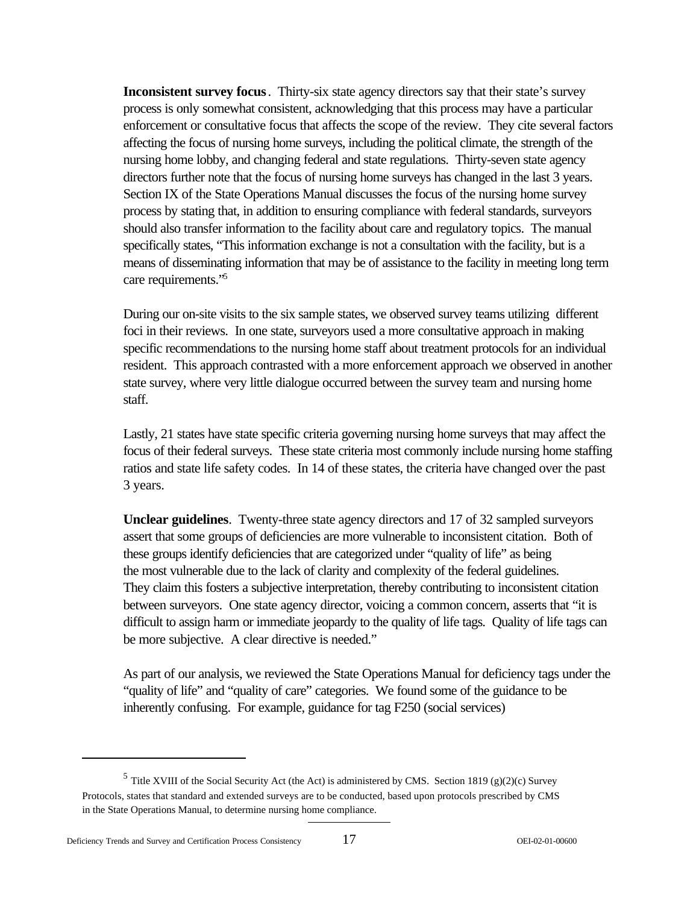**Inconsistent survey focus**. Thirty-six state agency directors say that their state's survey process is only somewhat consistent, acknowledging that this process may have a particular enforcement or consultative focus that affects the scope of the review. They cite several factors affecting the focus of nursing home surveys, including the political climate, the strength of the nursing home lobby, and changing federal and state regulations. Thirty-seven state agency directors further note that the focus of nursing home surveys has changed in the last 3 years. Section IX of the State Operations Manual discusses the focus of the nursing home survey process by stating that, in addition to ensuring compliance with federal standards, surveyors should also transfer information to the facility about care and regulatory topics. The manual specifically states, "This information exchange is not a consultation with the facility, but is a means of disseminating information that may be of assistance to the facility in meeting long term care requirements."[5]

During our on-site visits to the six sample states, we observed survey teams utilizing different foci in their reviews. In one state, surveyors used a more consultative approach in making specific recommendations to the nursing home staff about treatment protocols for an individual resident. This approach contrasted with a more enforcement approach we observed in another state survey, where very little dialogue occurred between the survey team and nursing home staff.

Lastly, 21 states have state specific criteria governing nursing home surveys that may affect the focus of their federal surveys. These state criteria most commonly include nursing home staffing ratios and state life safety codes. In 14 of these states, the criteria have changed over the past 3 years.

**Unclear guidelines**. Twenty-three state agency directors and 17 of 32 sampled surveyors assert that some groups of deficiencies are more vulnerable to inconsistent citation. Both of these groups identify deficiencies that are categorized under "quality of life" as being the most vulnerable due to the lack of clarity and complexity of the federal guidelines. They claim this fosters a subjective interpretation, thereby contributing to inconsistent citation between surveyors. One state agency director, voicing a common concern, asserts that "it is difficult to assign harm or immediate jeopardy to the quality of life tags. Quality of life tags can be more subjective. A clear directive is needed."

As part of our analysis, we reviewed the State Operations Manual for deficiency tags under the "quality of life" and "quality of care" categories. We found some of the guidance to be inherently confusing. For example, guidance for tag F250 (social services)

---

[5] Title XVIII of the Social Security Act (the Act) is administered by CMS. Section 1819 (g)(2)(c) Survey Protocols, states that standard and extended surveys are to be conducted, based upon protocols prescribed by CMS in the State Operations Manual, to determine nursing home compliance.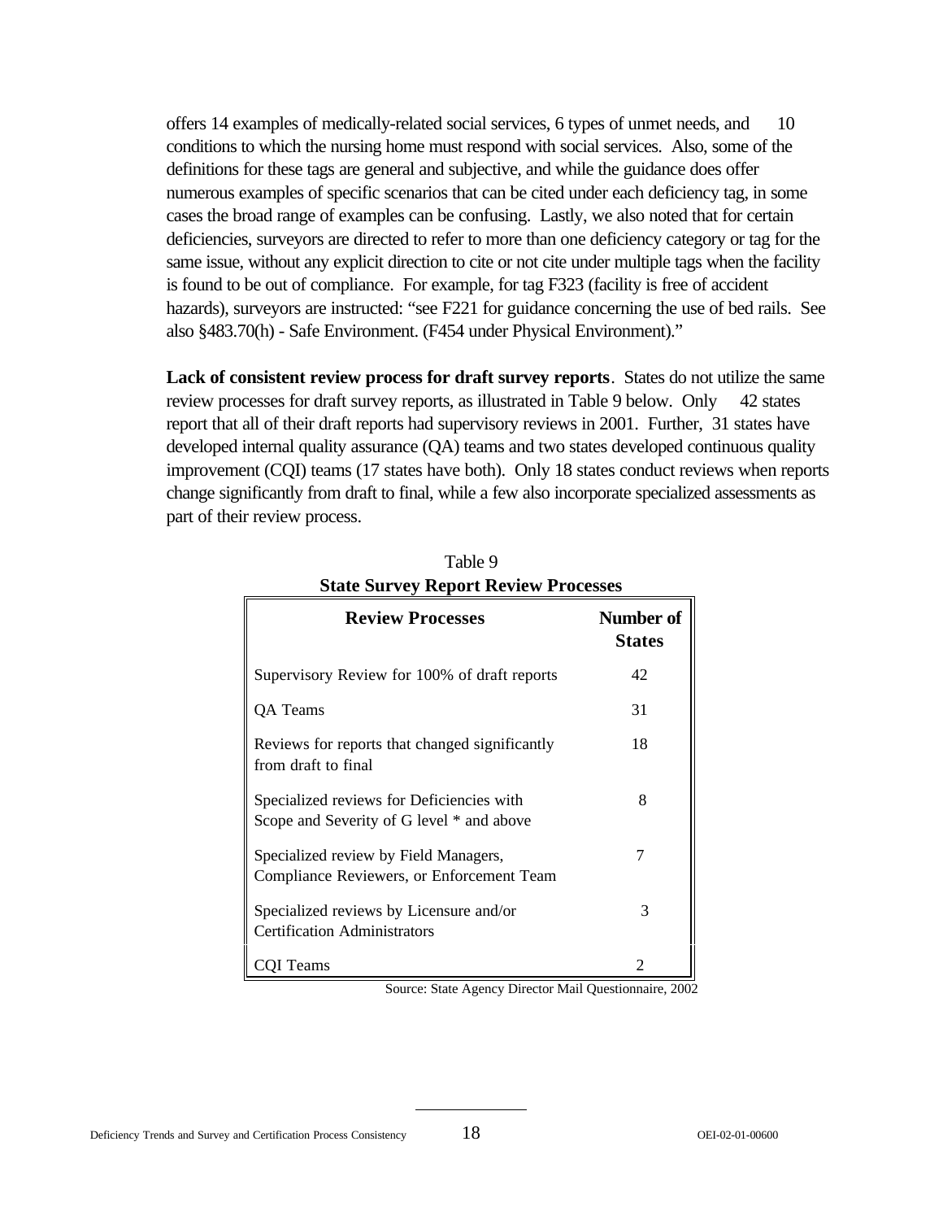offers 14 examples of medically-related social services, 6 types of unmet needs, and 10 conditions to which the nursing home must respond with social services. Also, some of the definitions for these tags are general and subjective, and while the guidance does offer numerous examples of specific scenarios that can be cited under each deficiency tag, in some cases the broad range of examples can be confusing. Lastly, we also noted that for certain deficiencies, surveyors are directed to refer to more than one deficiency category or tag for the same issue, without any explicit direction to cite or not cite under multiple tags when the facility is found to be out of compliance. For example, for tag F323 (facility is free of accident hazards), surveyors are instructed: "see F221 for guidance concerning the use of bed rails. See also §483.70(h) - Safe Environment. (F454 under Physical Environment)."

**Lack of consistent review process for draft survey reports**. States do not utilize the same review processes for draft survey reports, as illustrated in Table 9 below. Only 42 states report that all of their draft reports had supervisory reviews in 2001. Further, 31 states have developed internal quality assurance (QA) teams and two states developed continuous quality improvement (CQI) teams (17 states have both). Only 18 states conduct reviews when reports change significantly from draft to final, while a few also incorporate specialized assessments as part of their review process.

Table 9
**State Survey Report Review Processes**

| Review Processes | Number of States |
|---|---|
| Supervisory Review for 100% of draft reports | 42 |
| QA Teams | 31 |
| Reviews for reports that changed significantly from draft to final | 18 |
| Specialized reviews for Deficiencies with Scope and Severity of G level * and above | 8 |
| Specialized review by Field Managers, Compliance Reviewers, or Enforcement Team | 7 |
| Specialized reviews by Licensure and/or Certification Administrators | 3 |
| CQI Teams | 2 |

Source: State Agency Director Mail Questionnaire, 2002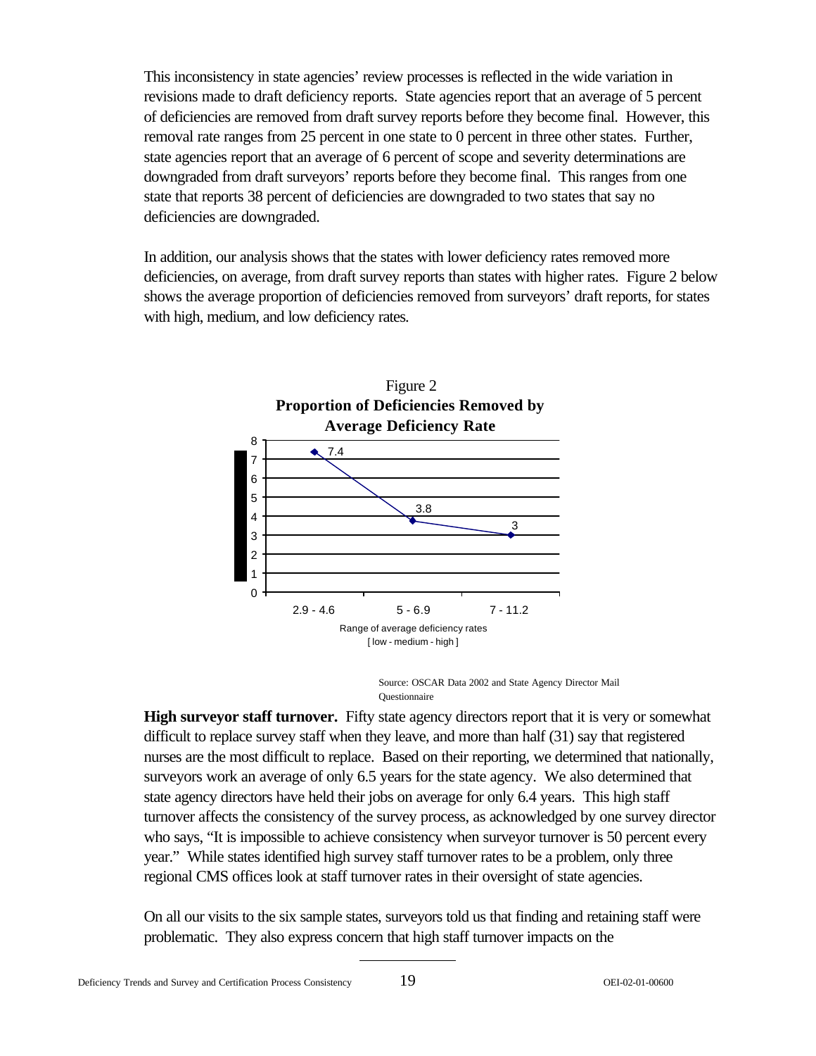This inconsistency in state agencies' review processes is reflected in the wide variation in revisions made to draft deficiency reports. State agencies report that an average of 5 percent of deficiencies are removed from draft survey reports before they become final. However, this removal rate ranges from 25 percent in one state to 0 percent in three other states. Further, state agencies report that an average of 6 percent of scope and severity determinations are downgraded from draft surveyors' reports before they become final. This ranges from one state that reports 38 percent of deficiencies are downgraded to two states that say no deficiencies are downgraded.

In addition, our analysis shows that the states with lower deficiency rates removed more deficiencies, on average, from draft survey reports than states with higher rates. Figure 2 below shows the average proportion of deficiencies removed from surveyors' draft reports, for states with high, medium, and low deficiency rates.

Figure 2
**Proportion of Deficiencies Removed by Average Deficiency Rate**

| Range of average deficiency rates [ low - medium - high ] | Proportion of deficiencies removed |
|---|---|
| 2.9 - 4.6 | 7.4 |
| 5 - 6.9 | 3.8 |
| 7 - 11.2 | 3 |

Source: OSCAR Data 2002 and State Agency Director Mail Questionnaire

**High surveyor staff turnover.** Fifty state agency directors report that it is very or somewhat difficult to replace survey staff when they leave, and more than half (31) say that registered nurses are the most difficult to replace. Based on their reporting, we determined that nationally, surveyors work an average of only 6.5 years for the state agency. We also determined that state agency directors have held their jobs on average for only 6.4 years. This high staff turnover affects the consistency of the survey process, as acknowledged by one survey director who says, "It is impossible to achieve consistency when surveyor turnover is 50 percent every year." While states identified high survey staff turnover rates to be a problem, only three regional CMS offices look at staff turnover rates in their oversight of state agencies.

On all our visits to the six sample states, surveyors told us that finding and retaining staff were problematic. They also express concern that high staff turnover impacts on the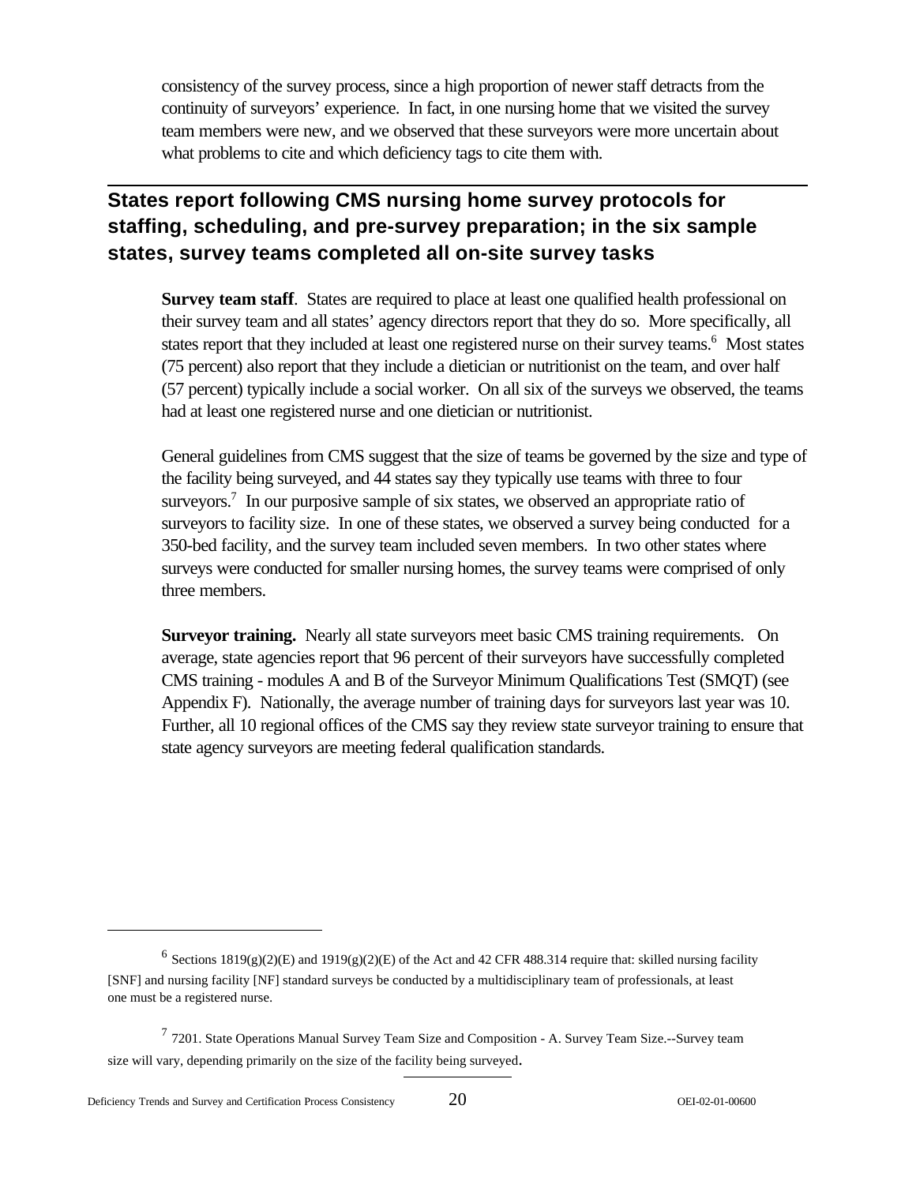consistency of the survey process, since a high proportion of newer staff detracts from the continuity of surveyors' experience. In fact, in one nursing home that we visited the survey team members were new, and we observed that these surveyors were more uncertain about what problems to cite and which deficiency tags to cite them with.

## States report following CMS nursing home survey protocols for staffing, scheduling, and pre-survey preparation; in the six sample states, survey teams completed all on-site survey tasks

**Survey team staff**. States are required to place at least one qualified health professional on their survey team and all states' agency directors report that they do so. More specifically, all states report that they included at least one registered nurse on their survey teams.[6] Most states (75 percent) also report that they include a dietician or nutritionist on the team, and over half (57 percent) typically include a social worker. On all six of the surveys we observed, the teams had at least one registered nurse and one dietician or nutritionist.

General guidelines from CMS suggest that the size of teams be governed by the size and type of the facility being surveyed, and 44 states say they typically use teams with three to four surveyors.[7] In our purposive sample of six states, we observed an appropriate ratio of surveyors to facility size. In one of these states, we observed a survey being conducted for a 350-bed facility, and the survey team included seven members. In two other states where surveys were conducted for smaller nursing homes, the survey teams were comprised of only three members.

**Surveyor training.** Nearly all state surveyors meet basic CMS training requirements. On average, state agencies report that 96 percent of their surveyors have successfully completed CMS training - modules A and B of the Surveyor Minimum Qualifications Test (SMQT) (see Appendix F). Nationally, the average number of training days for surveyors last year was 10. Further, all 10 regional offices of the CMS say they review state surveyor training to ensure that state agency surveyors are meeting federal qualification standards.

---

[6] Sections 1819(g)(2)(E) and 1919(g)(2)(E) of the Act and 42 CFR 488.314 require that: skilled nursing facility [SNF] and nursing facility [NF] standard surveys be conducted by a multidisciplinary team of professionals, at least one must be a registered nurse.

[7] 7201. State Operations Manual Survey Team Size and Composition - A. Survey Team Size.--Survey team size will vary, depending primarily on the size of the facility being surveyed.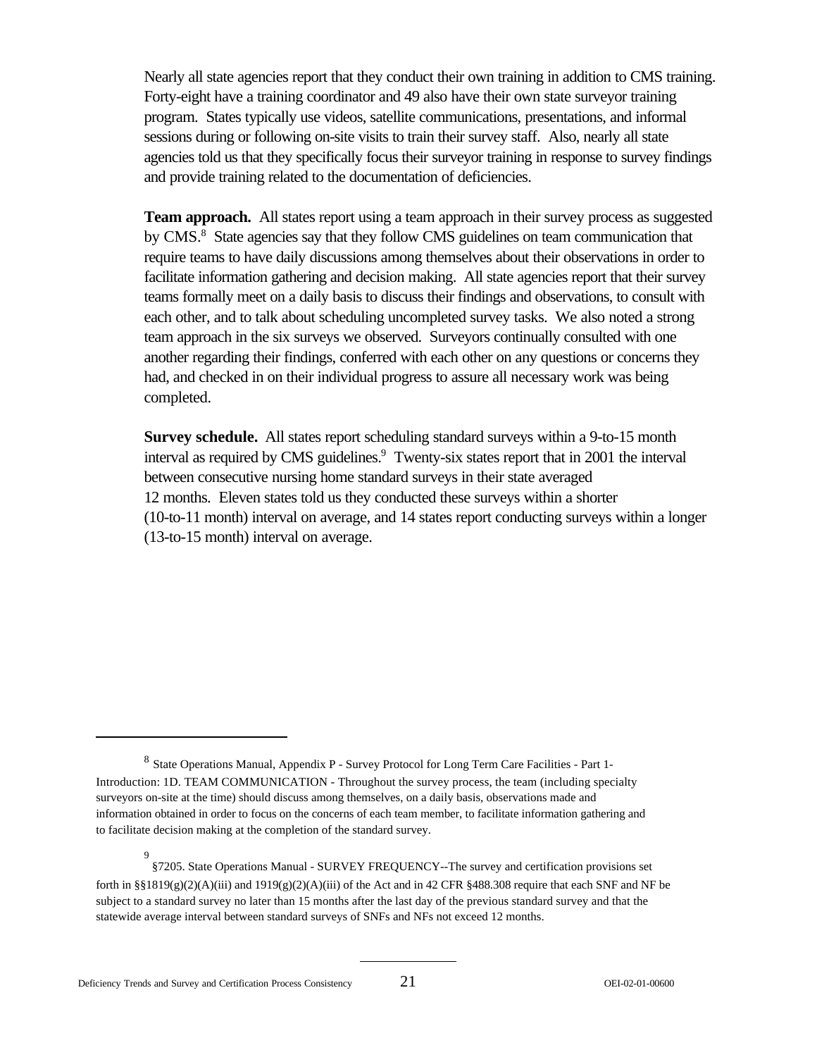Nearly all state agencies report that they conduct their own training in addition to CMS training. Forty-eight have a training coordinator and 49 also have their own state surveyor training program. States typically use videos, satellite communications, presentations, and informal sessions during or following on-site visits to train their survey staff. Also, nearly all state agencies told us that they specifically focus their surveyor training in response to survey findings and provide training related to the documentation of deficiencies.

**Team approach.** All states report using a team approach in their survey process as suggested by CMS.[8] State agencies say that they follow CMS guidelines on team communication that require teams to have daily discussions among themselves about their observations in order to facilitate information gathering and decision making. All state agencies report that their survey teams formally meet on a daily basis to discuss their findings and observations, to consult with each other, and to talk about scheduling uncompleted survey tasks. We also noted a strong team approach in the six surveys we observed. Surveyors continually consulted with one another regarding their findings, conferred with each other on any questions or concerns they had, and checked in on their individual progress to assure all necessary work was being completed.

**Survey schedule.** All states report scheduling standard surveys within a 9-to-15 month interval as required by CMS guidelines.[9] Twenty-six states report that in 2001 the interval between consecutive nursing home standard surveys in their state averaged 12 months. Eleven states told us they conducted these surveys within a shorter (10-to-11 month) interval on average, and 14 states report conducting surveys within a longer (13-to-15 month) interval on average.

---

[8] State Operations Manual, Appendix P - Survey Protocol for Long Term Care Facilities - Part 1- Introduction: 1D. TEAM COMMUNICATION - Throughout the survey process, the team (including specialty surveyors on-site at the time) should discuss among themselves, on a daily basis, observations made and information obtained in order to focus on the concerns of each team member, to facilitate information gathering and to facilitate decision making at the completion of the standard survey.

[9] §7205. State Operations Manual - SURVEY FREQUENCY--The survey and certification provisions set forth in §§1819(g)(2)(A)(iii) and 1919(g)(2)(A)(iii) of the Act and in 42 CFR §488.308 require that each SNF and NF be subject to a standard survey no later than 15 months after the last day of the previous standard survey and that the statewide average interval between standard surveys of SNFs and NFs not exceed 12 months.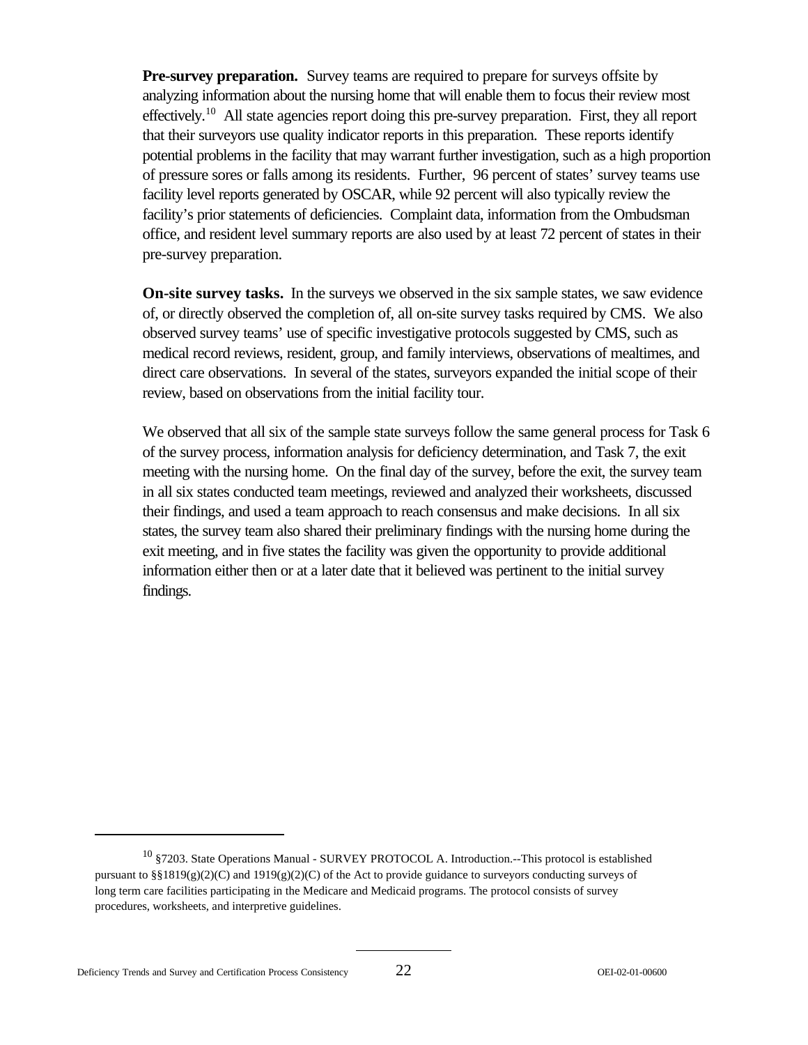**Pre-survey preparation.** Survey teams are required to prepare for surveys offsite by analyzing information about the nursing home that will enable them to focus their review most effectively.[10] All state agencies report doing this pre-survey preparation. First, they all report that their surveyors use quality indicator reports in this preparation. These reports identify potential problems in the facility that may warrant further investigation, such as a high proportion of pressure sores or falls among its residents. Further, 96 percent of states' survey teams use facility level reports generated by OSCAR, while 92 percent will also typically review the facility's prior statements of deficiencies. Complaint data, information from the Ombudsman office, and resident level summary reports are also used by at least 72 percent of states in their pre-survey preparation.

**On-site survey tasks.** In the surveys we observed in the six sample states, we saw evidence of, or directly observed the completion of, all on-site survey tasks required by CMS. We also observed survey teams' use of specific investigative protocols suggested by CMS, such as medical record reviews, resident, group, and family interviews, observations of mealtimes, and direct care observations. In several of the states, surveyors expanded the initial scope of their review, based on observations from the initial facility tour.

We observed that all six of the sample state surveys follow the same general process for Task 6 of the survey process, information analysis for deficiency determination, and Task 7, the exit meeting with the nursing home. On the final day of the survey, before the exit, the survey team in all six states conducted team meetings, reviewed and analyzed their worksheets, discussed their findings, and used a team approach to reach consensus and make decisions. In all six states, the survey team also shared their preliminary findings with the nursing home during the exit meeting, and in five states the facility was given the opportunity to provide additional information either then or at a later date that it believed was pertinent to the initial survey findings.

---

[10] §7203. State Operations Manual - SURVEY PROTOCOL A. Introduction.--This protocol is established pursuant to §§1819(g)(2)(C) and 1919(g)(2)(C) of the Act to provide guidance to surveyors conducting surveys of long term care facilities participating in the Medicare and Medicaid programs. The protocol consists of survey procedures, worksheets, and interpretive guidelines.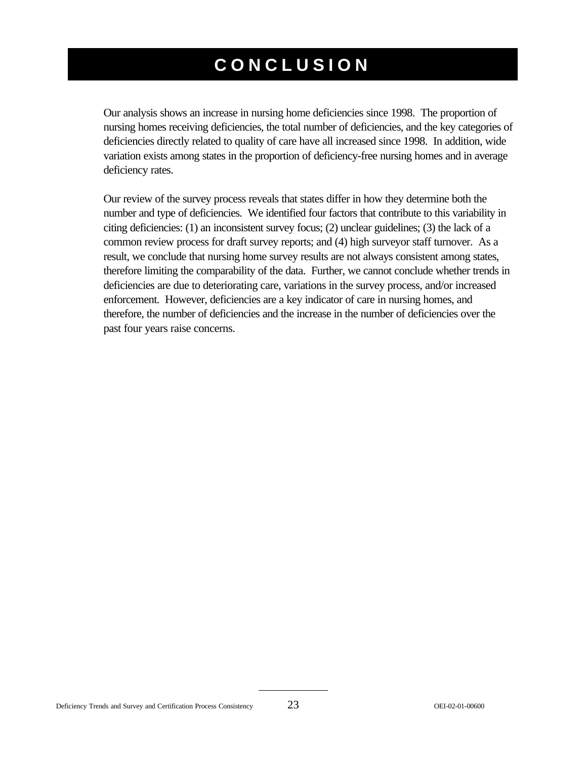# CONCLUSION

Our analysis shows an increase in nursing home deficiencies since 1998. The proportion of nursing homes receiving deficiencies, the total number of deficiencies, and the key categories of deficiencies directly related to quality of care have all increased since 1998. In addition, wide variation exists among states in the proportion of deficiency-free nursing homes and in average deficiency rates.

Our review of the survey process reveals that states differ in how they determine both the number and type of deficiencies. We identified four factors that contribute to this variability in citing deficiencies: (1) an inconsistent survey focus; (2) unclear guidelines; (3) the lack of a common review process for draft survey reports; and (4) high surveyor staff turnover. As a result, we conclude that nursing home survey results are not always consistent among states, therefore limiting the comparability of the data. Further, we cannot conclude whether trends in deficiencies are due to deteriorating care, variations in the survey process, and/or increased enforcement. However, deficiencies are a key indicator of care in nursing homes, and therefore, the number of deficiencies and the increase in the number of deficiencies over the past four years raise concerns.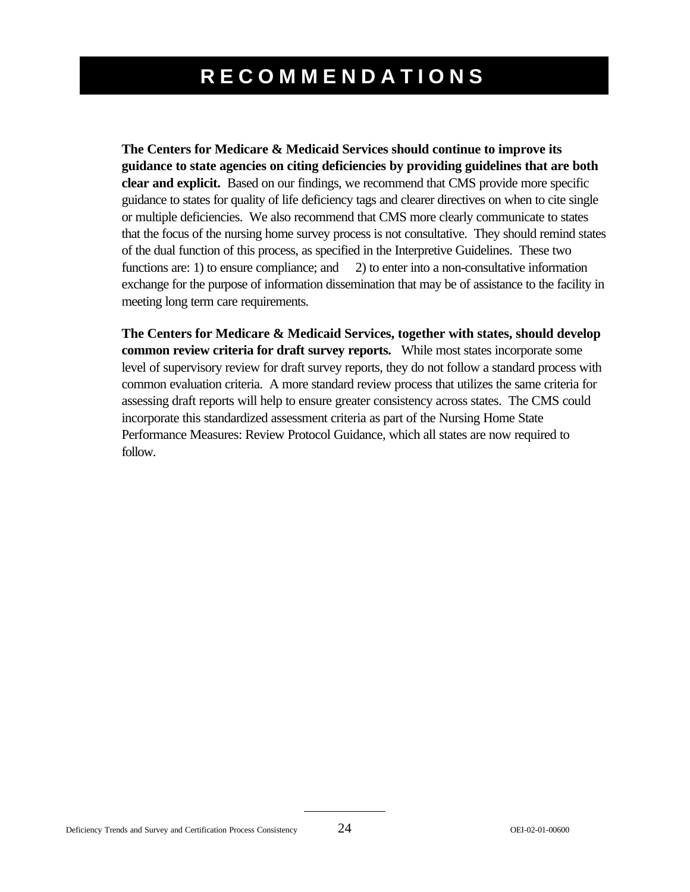# RECOMMENDATIONS

**The Centers for Medicare & Medicaid Services should continue to improve its guidance to state agencies on citing deficiencies by providing guidelines that are both clear and explicit.** Based on our findings, we recommend that CMS provide more specific guidance to states for quality of life deficiency tags and clearer directives on when to cite single or multiple deficiencies. We also recommend that CMS more clearly communicate to states that the focus of the nursing home survey process is not consultative. They should remind states of the dual function of this process, as specified in the Interpretive Guidelines. These two functions are: 1) to ensure compliance; and 2) to enter into a non-consultative information exchange for the purpose of information dissemination that may be of assistance to the facility in meeting long term care requirements.

**The Centers for Medicare & Medicaid Services, together with states, should develop common review criteria for draft survey reports.** While most states incorporate some level of supervisory review for draft survey reports, they do not follow a standard process with common evaluation criteria. A more standard review process that utilizes the same criteria for assessing draft reports will help to ensure greater consistency across states. The CMS could incorporate this standardized assessment criteria as part of the Nursing Home State Performance Measures: Review Protocol Guidance, which all states are now required to follow.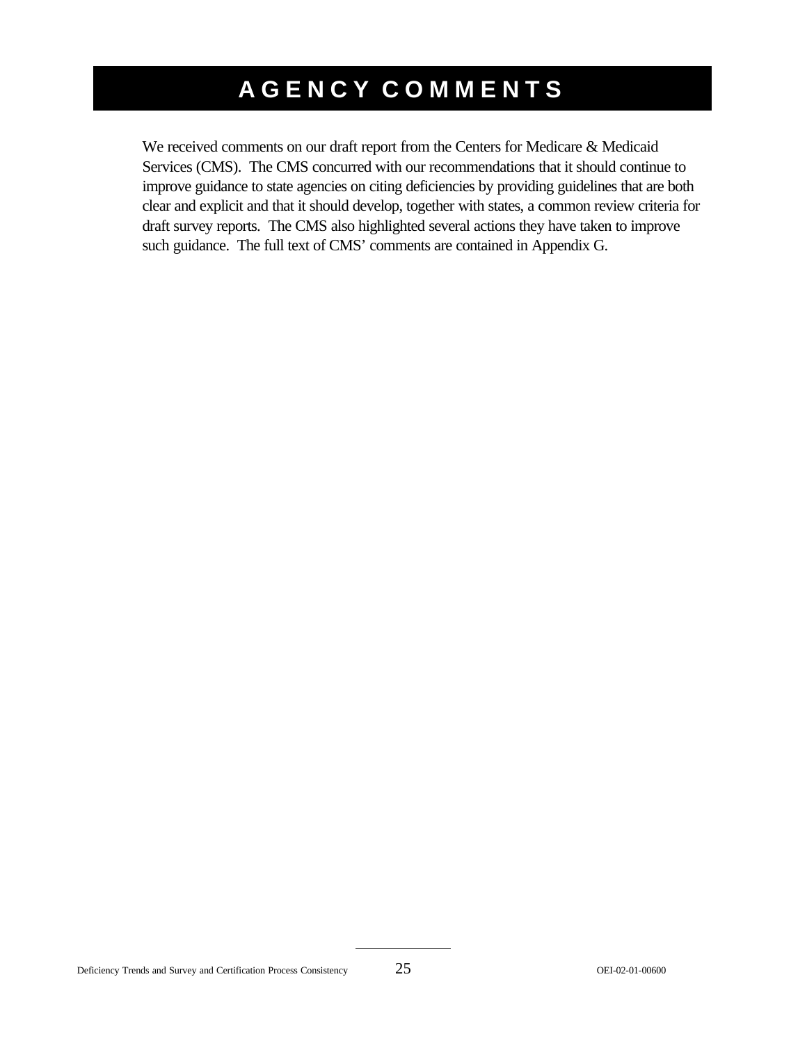# AGENCY COMMENTS

We received comments on our draft report from the Centers for Medicare & Medicaid Services (CMS). The CMS concurred with our recommendations that it should continue to improve guidance to state agencies on citing deficiencies by providing guidelines that are both clear and explicit and that it should develop, together with states, a common review criteria for draft survey reports. The CMS also highlighted several actions they have taken to improve such guidance. The full text of CMS' comments are contained in Appendix G.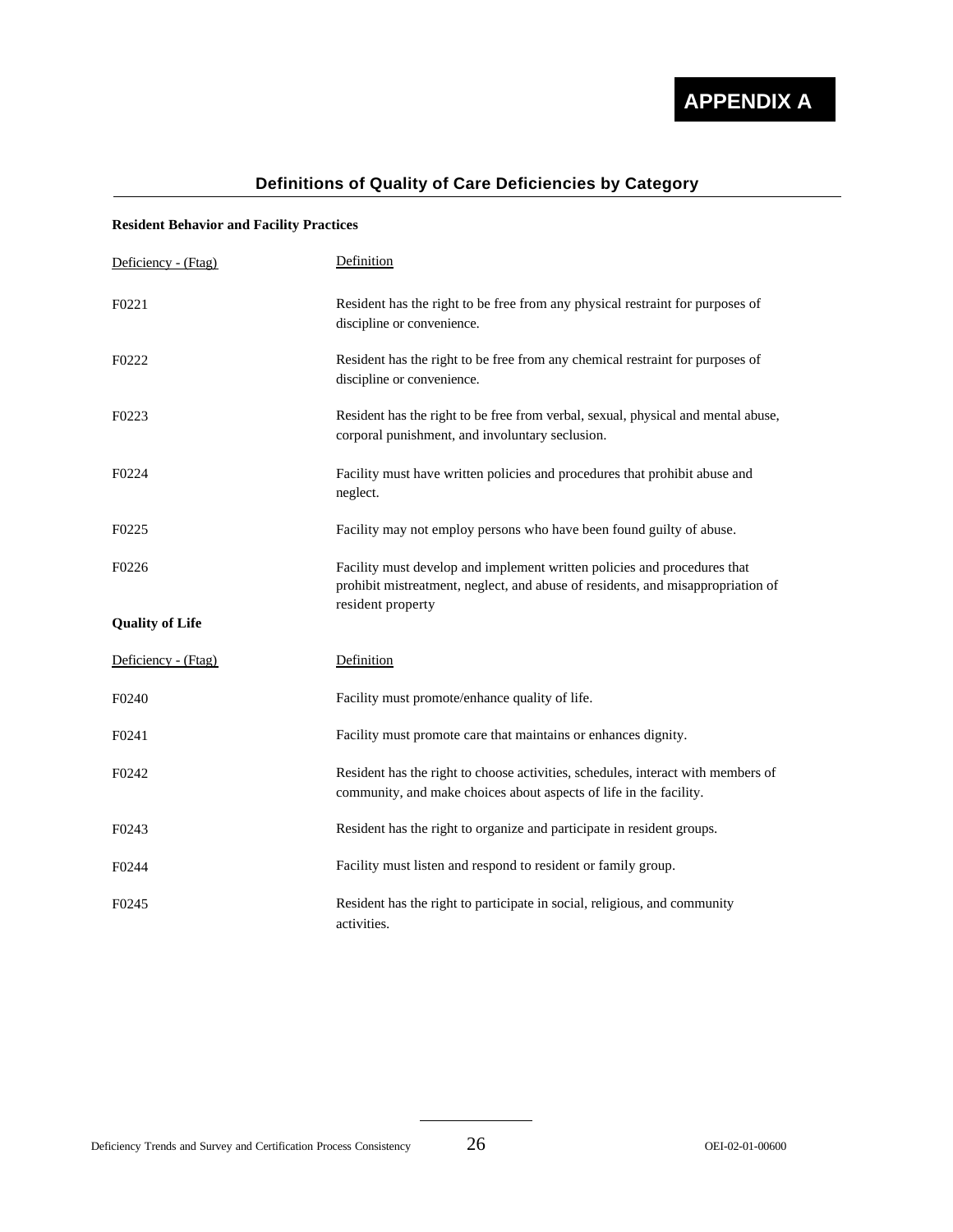# APPENDIX A

## Definitions of Quality of Care Deficiencies by Category

**Resident Behavior and Facility Practices**

| Deficiency - (Ftag) | Definition |
|---|---|
| F0221 | Resident has the right to be free from any physical restraint for purposes of discipline or convenience. |
| F0222 | Resident has the right to be free from any chemical restraint for purposes of discipline or convenience. |
| F0223 | Resident has the right to be free from verbal, sexual, physical and mental abuse, corporal punishment, and involuntary seclusion. |
| F0224 | Facility must have written policies and procedures that prohibit abuse and neglect. |
| F0225 | Facility may not employ persons who have been found guilty of abuse. |
| F0226 | Facility must develop and implement written policies and procedures that prohibit mistreatment, neglect, and abuse of residents, and misappropriation of resident property |

**Quality of Life**

| Deficiency - (Ftag) | Definition |
|---|---|
| F0240 | Facility must promote/enhance quality of life. |
| F0241 | Facility must promote care that maintains or enhances dignity. |
| F0242 | Resident has the right to choose activities, schedules, interact with members of community, and make choices about aspects of life in the facility. |
| F0243 | Resident has the right to organize and participate in resident groups. |
| F0244 | Facility must listen and respond to resident or family group. |
| F0245 | Resident has the right to participate in social, religious, and community activities. |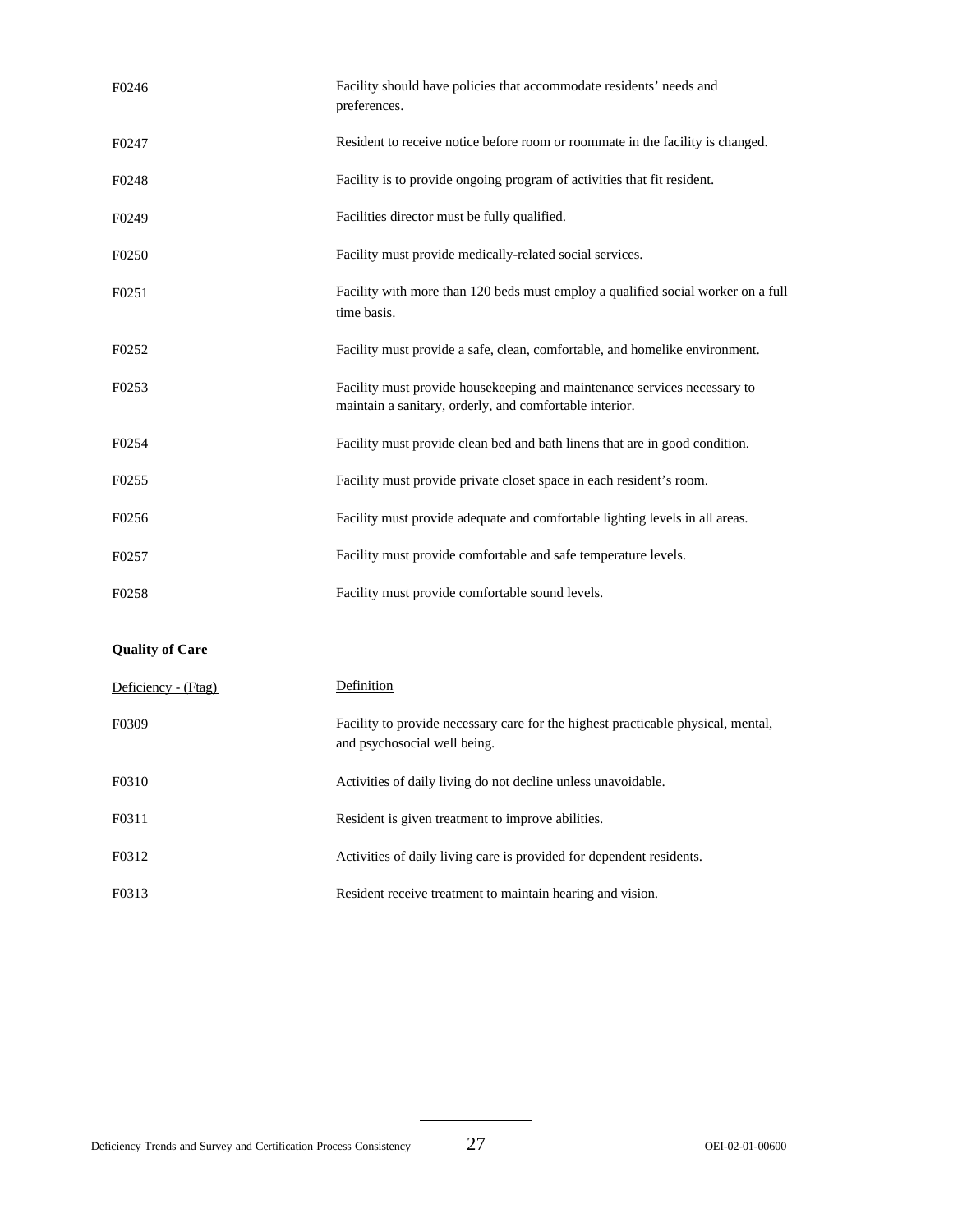| | |
|---|---|
| F0246 | Facility should have policies that accommodate residents' needs and preferences. |
| F0247 | Resident to receive notice before room or roommate in the facility is changed. |
| F0248 | Facility is to provide ongoing program of activities that fit resident. |
| F0249 | Facilities director must be fully qualified. |
| F0250 | Facility must provide medically-related social services. |
| F0251 | Facility with more than 120 beds must employ a qualified social worker on a full time basis. |
| F0252 | Facility must provide a safe, clean, comfortable, and homelike environment. |
| F0253 | Facility must provide housekeeping and maintenance services necessary to maintain a sanitary, orderly, and comfortable interior. |
| F0254 | Facility must provide clean bed and bath linens that are in good condition. |
| F0255 | Facility must provide private closet space in each resident's room. |
| F0256 | Facility must provide adequate and comfortable lighting levels in all areas. |
| F0257 | Facility must provide comfortable and safe temperature levels. |
| F0258 | Facility must provide comfortable sound levels. |

**Quality of Care**

| Deficiency - (Ftag) | Definition |
|---|---|
| F0309 | Facility to provide necessary care for the highest practicable physical, mental, and psychosocial well being. |
| F0310 | Activities of daily living do not decline unless unavoidable. |
| F0311 | Resident is given treatment to improve abilities. |
| F0312 | Activities of daily living care is provided for dependent residents. |
| F0313 | Resident receive treatment to maintain hearing and vision. |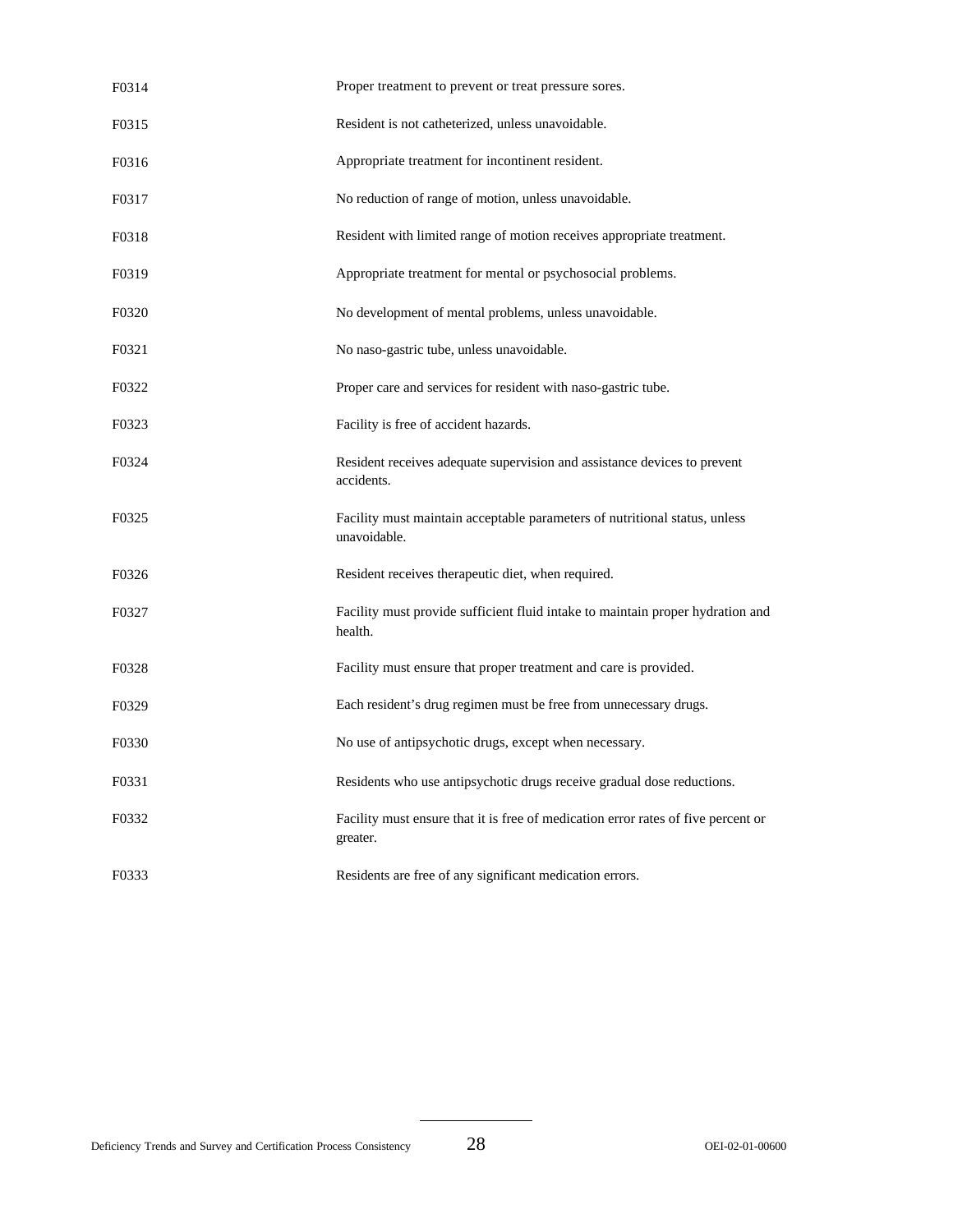| | |
|---|---|
| F0314 | Proper treatment to prevent or treat pressure sores. |
| F0315 | Resident is not catheterized, unless unavoidable. |
| F0316 | Appropriate treatment for incontinent resident. |
| F0317 | No reduction of range of motion, unless unavoidable. |
| F0318 | Resident with limited range of motion receives appropriate treatment. |
| F0319 | Appropriate treatment for mental or psychosocial problems. |
| F0320 | No development of mental problems, unless unavoidable. |
| F0321 | No naso-gastric tube, unless unavoidable. |
| F0322 | Proper care and services for resident with naso-gastric tube. |
| F0323 | Facility is free of accident hazards. |
| F0324 | Resident receives adequate supervision and assistance devices to prevent accidents. |
| F0325 | Facility must maintain acceptable parameters of nutritional status, unless unavoidable. |
| F0326 | Resident receives therapeutic diet, when required. |
| F0327 | Facility must provide sufficient fluid intake to maintain proper hydration and health. |
| F0328 | Facility must ensure that proper treatment and care is provided. |
| F0329 | Each resident's drug regimen must be free from unnecessary drugs. |
| F0330 | No use of antipsychotic drugs, except when necessary. |
| F0331 | Residents who use antipsychotic drugs receive gradual dose reductions. |
| F0332 | Facility must ensure that it is free of medication error rates of five percent or greater. |
| F0333 | Residents are free of any significant medication errors. |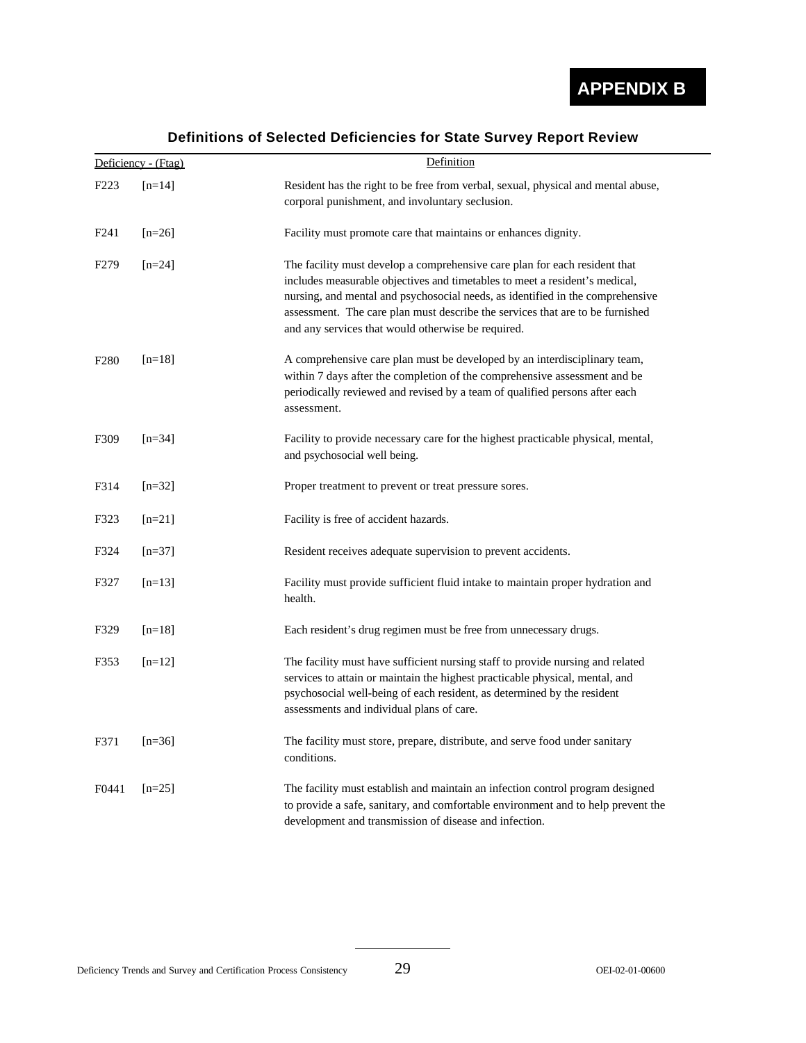# APPENDIX B

## Definitions of Selected Deficiencies for State Survey Report Review

| Deficiency - (Ftag) | | Definition |
|---|---|---|
| F223 | [n=14] | Resident has the right to be free from verbal, sexual, physical and mental abuse, corporal punishment, and involuntary seclusion. |
| F241 | [n=26] | Facility must promote care that maintains or enhances dignity. |
| F279 | [n=24] | The facility must develop a comprehensive care plan for each resident that includes measurable objectives and timetables to meet a resident's medical, nursing, and mental and psychosocial needs, as identified in the comprehensive assessment. The care plan must describe the services that are to be furnished and any services that would otherwise be required. |
| F280 | [n=18] | A comprehensive care plan must be developed by an interdisciplinary team, within 7 days after the completion of the comprehensive assessment and be periodically reviewed and revised by a team of qualified persons after each assessment. |
| F309 | [n=34] | Facility to provide necessary care for the highest practicable physical, mental, and psychosocial well being. |
| F314 | [n=32] | Proper treatment to prevent or treat pressure sores. |
| F323 | [n=21] | Facility is free of accident hazards. |
| F324 | [n=37] | Resident receives adequate supervision to prevent accidents. |
| F327 | [n=13] | Facility must provide sufficient fluid intake to maintain proper hydration and health. |
| F329 | [n=18] | Each resident's drug regimen must be free from unnecessary drugs. |
| F353 | [n=12] | The facility must have sufficient nursing staff to provide nursing and related services to attain or maintain the highest practicable physical, mental, and psychosocial well-being of each resident, as determined by the resident assessments and individual plans of care. |
| F371 | [n=36] | The facility must store, prepare, distribute, and serve food under sanitary conditions. |
| F0441 | [n=25] | The facility must establish and maintain an infection control program designed to provide a safe, sanitary, and comfortable environment and to help prevent the development and transmission of disease and infection. |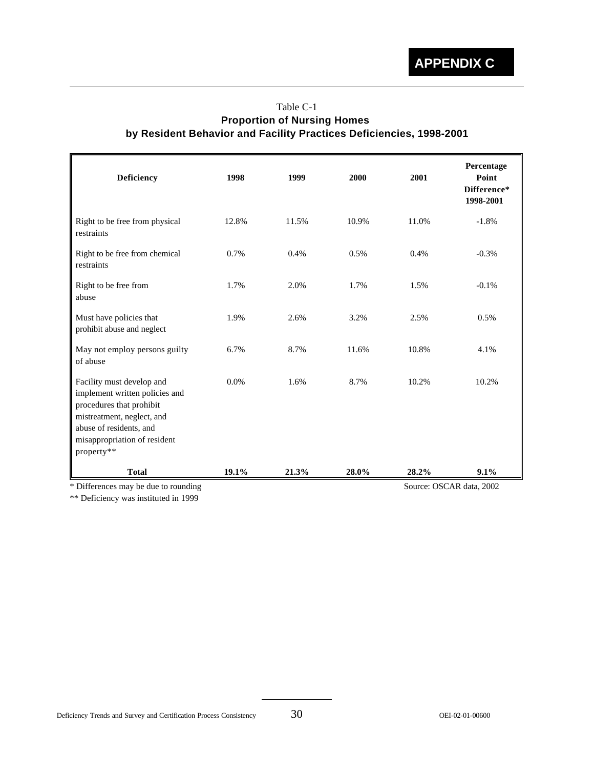# APPENDIX C

Table C-1

**Proportion of Nursing Homes by Resident Behavior and Facility Practices Deficiencies, 1998-2001**

| Deficiency | 1998 | 1999 | 2000 | 2001 | Percentage Point Difference* 1998-2001 |
|---|---|---|---|---|---|
| Right to be free from physical restraints | 12.8% | 11.5% | 10.9% | 11.0% | -1.8% |
| Right to be free from chemical restraints | 0.7% | 0.4% | 0.5% | 0.4% | -0.3% |
| Right to be free from abuse | 1.7% | 2.0% | 1.7% | 1.5% | -0.1% |
| Must have policies that prohibit abuse and neglect | 1.9% | 2.6% | 3.2% | 2.5% | 0.5% |
| May not employ persons guilty of abuse | 6.7% | 8.7% | 11.6% | 10.8% | 4.1% |
| Facility must develop and implement written policies and procedures that prohibit mistreatment, neglect, and abuse of residents, and misappropriation of resident property** | 0.0% | 1.6% | 8.7% | 10.2% | 10.2% |
| **Total** | **19.1%** | **21.3%** | **28.0%** | **28.2%** | **9.1%** |

* Differences may be due to rounding

** Deficiency was instituted in 1999

Source: OSCAR data, 2002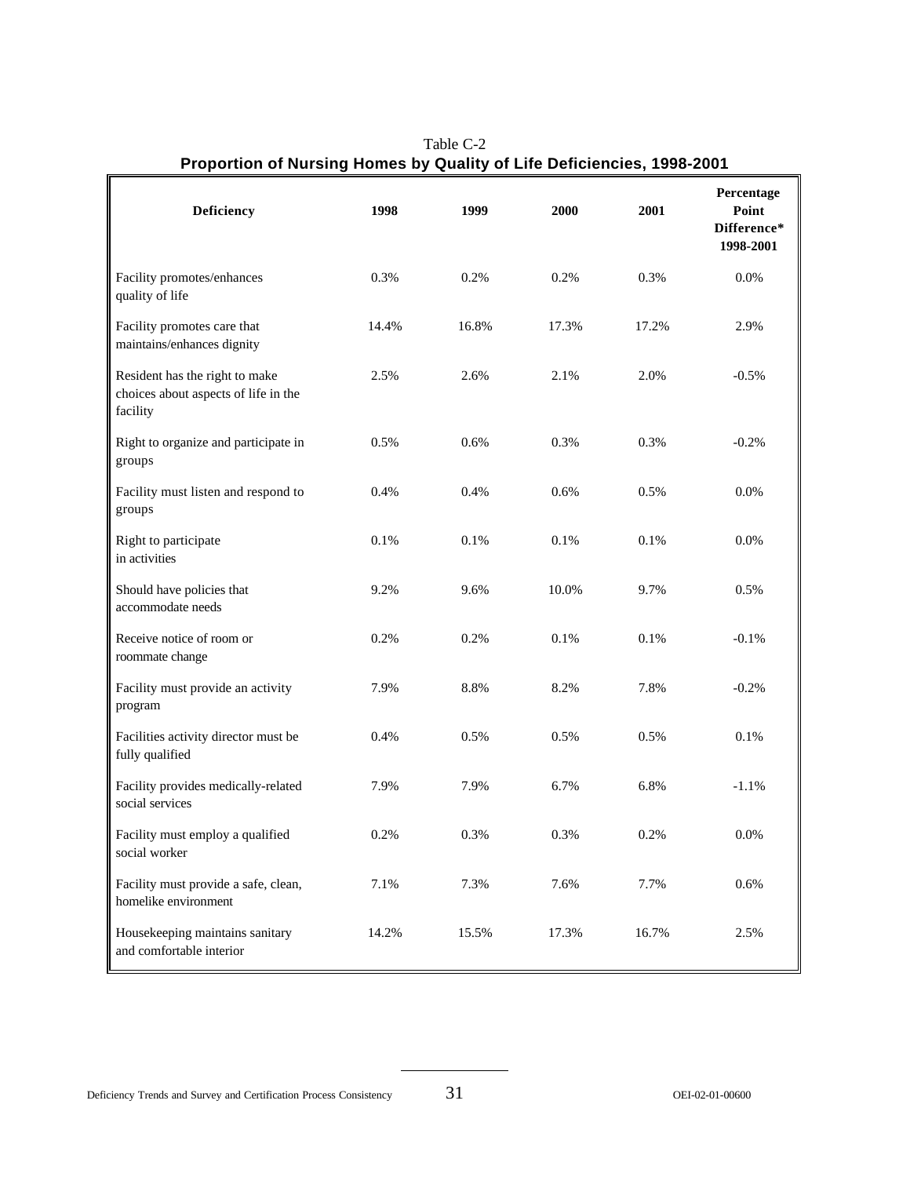Table C-2

**Proportion of Nursing Homes by Quality of Life Deficiencies, 1998-2001**

| Deficiency | 1998 | 1999 | 2000 | 2001 | Percentage Point Difference* 1998-2001 |
|---|---|---|---|---|---|
| Facility promotes/enhances quality of life | 0.3% | 0.2% | 0.2% | 0.3% | 0.0% |
| Facility promotes care that maintains/enhances dignity | 14.4% | 16.8% | 17.3% | 17.2% | 2.9% |
| Resident has the right to make choices about aspects of life in the facility | 2.5% | 2.6% | 2.1% | 2.0% | -0.5% |
| Right to organize and participate in groups | 0.5% | 0.6% | 0.3% | 0.3% | -0.2% |
| Facility must listen and respond to groups | 0.4% | 0.4% | 0.6% | 0.5% | 0.0% |
| Right to participate in activities | 0.1% | 0.1% | 0.1% | 0.1% | 0.0% |
| Should have policies that accommodate needs | 9.2% | 9.6% | 10.0% | 9.7% | 0.5% |
| Receive notice of room or roommate change | 0.2% | 0.2% | 0.1% | 0.1% | -0.1% |
| Facility must provide an activity program | 7.9% | 8.8% | 8.2% | 7.8% | -0.2% |
| Facilities activity director must be fully qualified | 0.4% | 0.5% | 0.5% | 0.5% | 0.1% |
| Facility provides medically-related social services | 7.9% | 7.9% | 6.7% | 6.8% | -1.1% |
| Facility must employ a qualified social worker | 0.2% | 0.3% | 0.3% | 0.2% | 0.0% |
| Facility must provide a safe, clean, homelike environment | 7.1% | 7.3% | 7.6% | 7.7% | 0.6% |
| Housekeeping maintains sanitary and comfortable interior | 14.2% | 15.5% | 17.3% | 16.7% | 2.5% |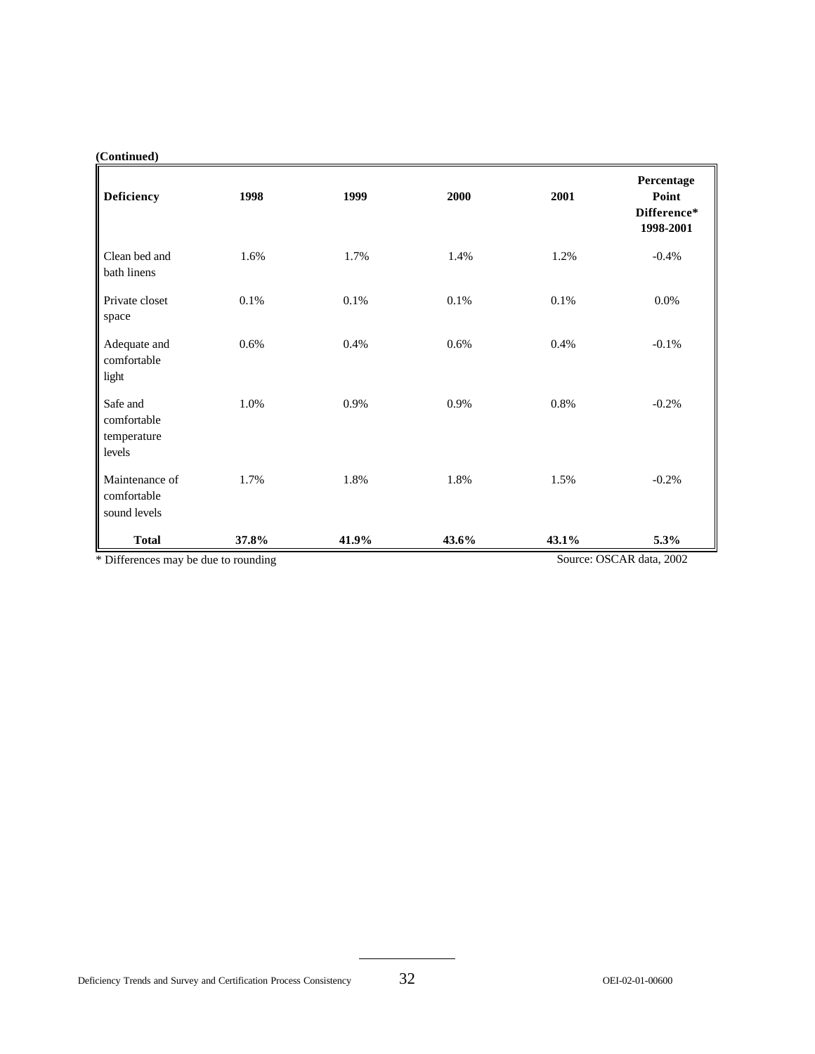**(Continued)**

| Deficiency | 1998 | 1999 | 2000 | 2001 | Percentage Point Difference* 1998-2001 |
|---|---|---|---|---|---|
| Clean bed and bath linens | 1.6% | 1.7% | 1.4% | 1.2% | -0.4% |
| Private closet space | 0.1% | 0.1% | 0.1% | 0.1% | 0.0% |
| Adequate and comfortable light | 0.6% | 0.4% | 0.6% | 0.4% | -0.1% |
| Safe and comfortable temperature levels | 1.0% | 0.9% | 0.9% | 0.8% | -0.2% |
| Maintenance of comfortable sound levels | 1.7% | 1.8% | 1.8% | 1.5% | -0.2% |
| **Total** | **37.8%** | **41.9%** | **43.6%** | **43.1%** | **5.3%** |

* Differences may be due to rounding

Source: OSCAR data, 2002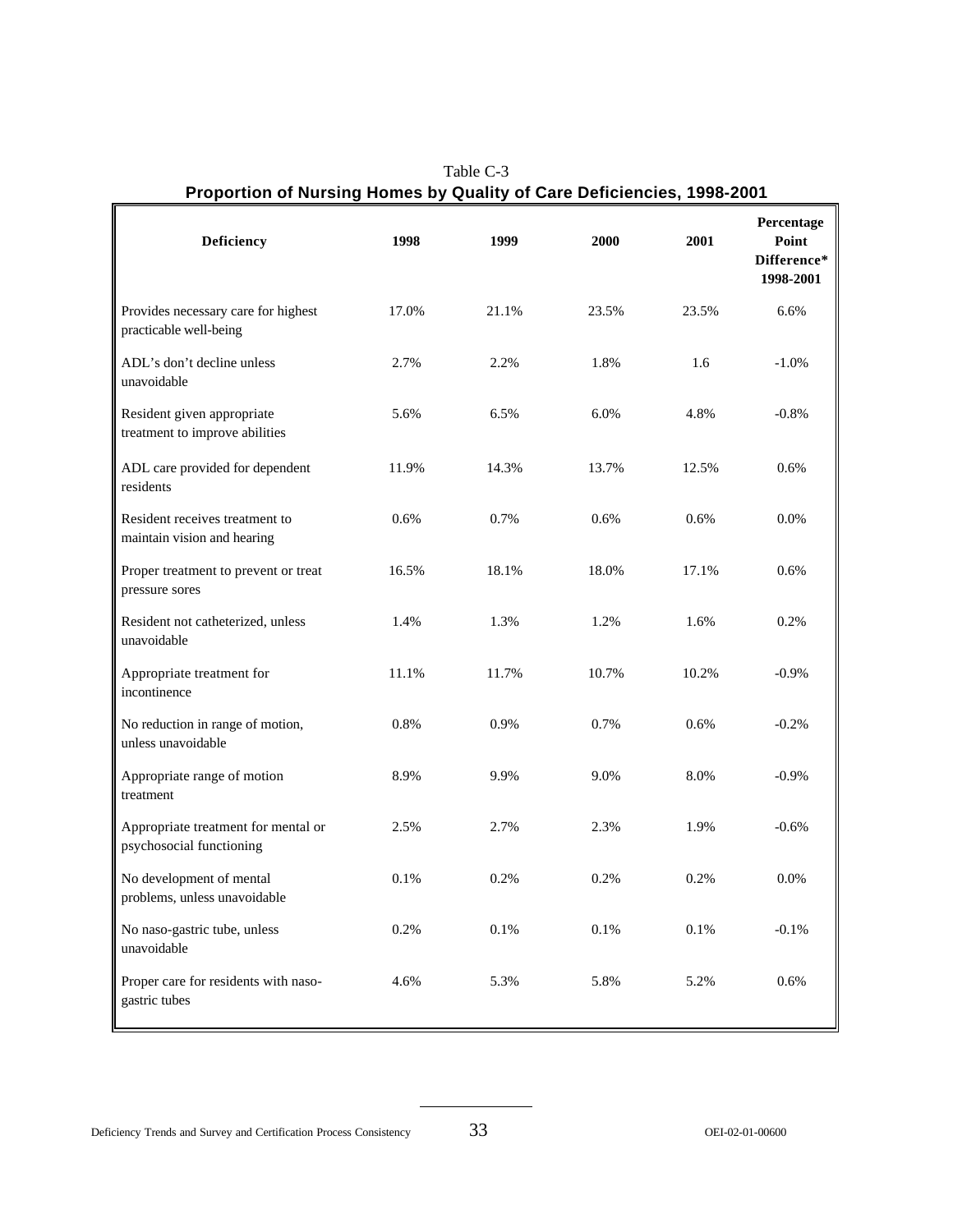Table C-3

**Proportion of Nursing Homes by Quality of Care Deficiencies, 1998-2001**

| Deficiency | 1998 | 1999 | 2000 | 2001 | Percentage Point Difference* 1998-2001 |
|---|---|---|---|---|---|
| Provides necessary care for highest practicable well-being | 17.0% | 21.1% | 23.5% | 23.5% | 6.6% |
| ADL's don't decline unless unavoidable | 2.7% | 2.2% | 1.8% | 1.6 | -1.0% |
| Resident given appropriate treatment to improve abilities | 5.6% | 6.5% | 6.0% | 4.8% | -0.8% |
| ADL care provided for dependent residents | 11.9% | 14.3% | 13.7% | 12.5% | 0.6% |
| Resident receives treatment to maintain vision and hearing | 0.6% | 0.7% | 0.6% | 0.6% | 0.0% |
| Proper treatment to prevent or treat pressure sores | 16.5% | 18.1% | 18.0% | 17.1% | 0.6% |
| Resident not catheterized, unless unavoidable | 1.4% | 1.3% | 1.2% | 1.6% | 0.2% |
| Appropriate treatment for incontinence | 11.1% | 11.7% | 10.7% | 10.2% | -0.9% |
| No reduction in range of motion, unless unavoidable | 0.8% | 0.9% | 0.7% | 0.6% | -0.2% |
| Appropriate range of motion treatment | 8.9% | 9.9% | 9.0% | 8.0% | -0.9% |
| Appropriate treatment for mental or psychosocial functioning | 2.5% | 2.7% | 2.3% | 1.9% | -0.6% |
| No development of mental problems, unless unavoidable | 0.1% | 0.2% | 0.2% | 0.2% | 0.0% |
| No naso-gastric tube, unless unavoidable | 0.2% | 0.1% | 0.1% | 0.1% | -0.1% |
| Proper care for residents with naso-gastric tubes | 4.6% | 5.3% | 5.8% | 5.2% | 0.6% |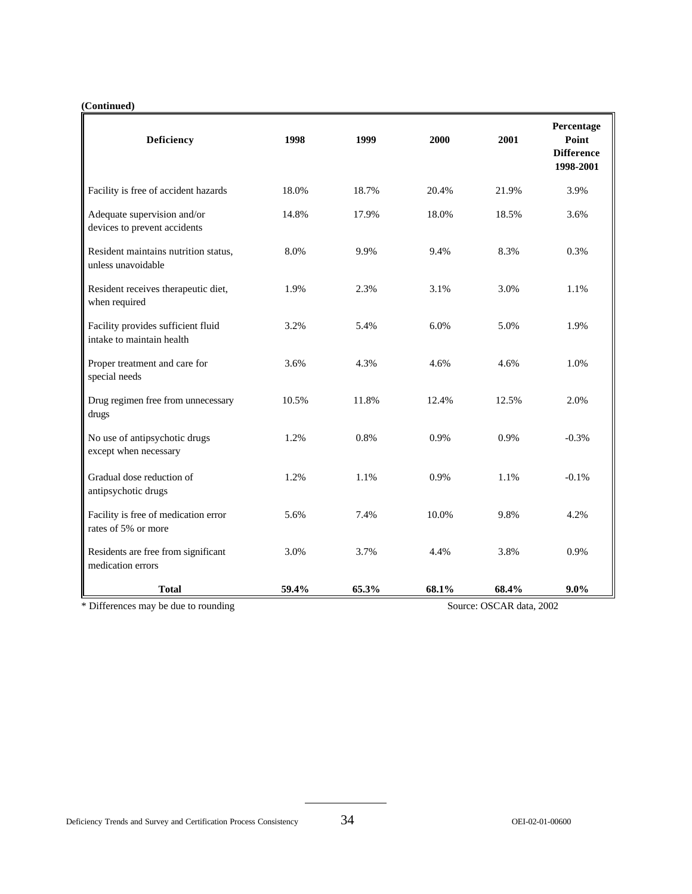**(Continued)**

| Deficiency | 1998 | 1999 | 2000 | 2001 | Percentage Point Difference 1998-2001 |
|---|---|---|---|---|---|
| Facility is free of accident hazards | 18.0% | 18.7% | 20.4% | 21.9% | 3.9% |
| Adequate supervision and/or devices to prevent accidents | 14.8% | 17.9% | 18.0% | 18.5% | 3.6% |
| Resident maintains nutrition status, unless unavoidable | 8.0% | 9.9% | 9.4% | 8.3% | 0.3% |
| Resident receives therapeutic diet, when required | 1.9% | 2.3% | 3.1% | 3.0% | 1.1% |
| Facility provides sufficient fluid intake to maintain health | 3.2% | 5.4% | 6.0% | 5.0% | 1.9% |
| Proper treatment and care for special needs | 3.6% | 4.3% | 4.6% | 4.6% | 1.0% |
| Drug regimen free from unnecessary drugs | 10.5% | 11.8% | 12.4% | 12.5% | 2.0% |
| No use of antipsychotic drugs except when necessary | 1.2% | 0.8% | 0.9% | 0.9% | -0.3% |
| Gradual dose reduction of antipsychotic drugs | 1.2% | 1.1% | 0.9% | 1.1% | -0.1% |
| Facility is free of medication error rates of 5% or more | 5.6% | 7.4% | 10.0% | 9.8% | 4.2% |
| Residents are free from significant medication errors | 3.0% | 3.7% | 4.4% | 3.8% | 0.9% |
| **Total** | **59.4%** | **65.3%** | **68.1%** | **68.4%** | **9.0%** |

* Differences may be due to rounding

Source: OSCAR data, 2002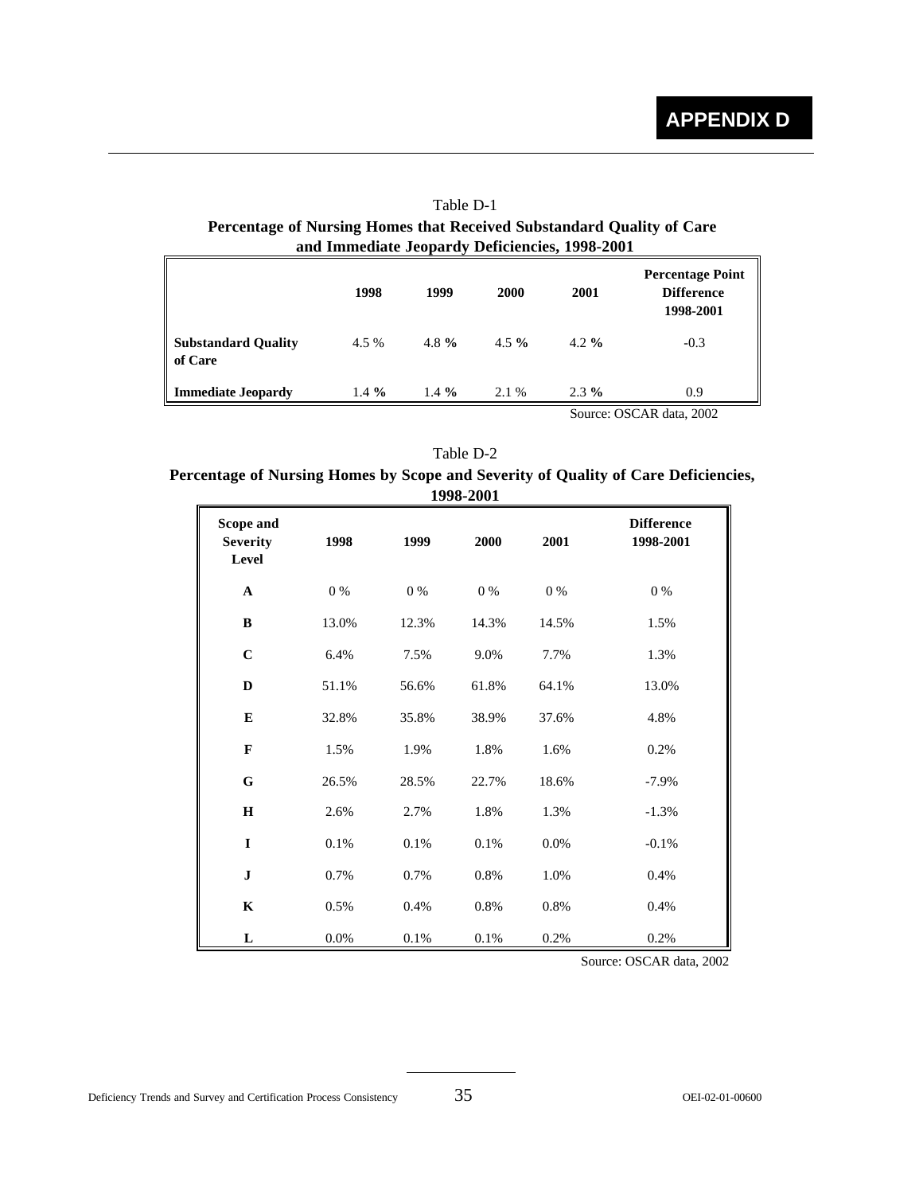# APPENDIX D

Table D-1

**Percentage of Nursing Homes that Received Substandard Quality of Care and Immediate Jeopardy Deficiencies, 1998-2001**

| | 1998 | 1999 | 2000 | 2001 | Percentage Point Difference 1998-2001 |
|---|---|---|---|---|---|
| **Substandard Quality of Care** | 4.5 % | 4.8 % | 4.5 % | 4.2 % | -0.3 |
| **Immediate Jeopardy** | 1.4 % | 1.4 % | 2.1 % | 2.3 % | 0.9 |

Source: OSCAR data, 2002

Table D-2

**Percentage of Nursing Homes by Scope and Severity of Quality of Care Deficiencies, 1998-2001**

| Scope and Severity Level | 1998 | 1999 | 2000 | 2001 | Difference 1998-2001 |
|---|---|---|---|---|---|
| **A** | 0 % | 0 % | 0 % | 0 % | 0 % |
| **B** | 13.0% | 12.3% | 14.3% | 14.5% | 1.5% |
| **C** | 6.4% | 7.5% | 9.0% | 7.7% | 1.3% |
| **D** | 51.1% | 56.6% | 61.8% | 64.1% | 13.0% |
| **E** | 32.8% | 35.8% | 38.9% | 37.6% | 4.8% |
| **F** | 1.5% | 1.9% | 1.8% | 1.6% | 0.2% |
| **G** | 26.5% | 28.5% | 22.7% | 18.6% | -7.9% |
| **H** | 2.6% | 2.7% | 1.8% | 1.3% | -1.3% |
| **I** | 0.1% | 0.1% | 0.1% | 0.0% | -0.1% |
| **J** | 0.7% | 0.7% | 0.8% | 1.0% | 0.4% |
| **K** | 0.5% | 0.4% | 0.8% | 0.8% | 0.4% |
| **L** | 0.0% | 0.1% | 0.1% | 0.2% | 0.2% |

Source: OSCAR data, 2002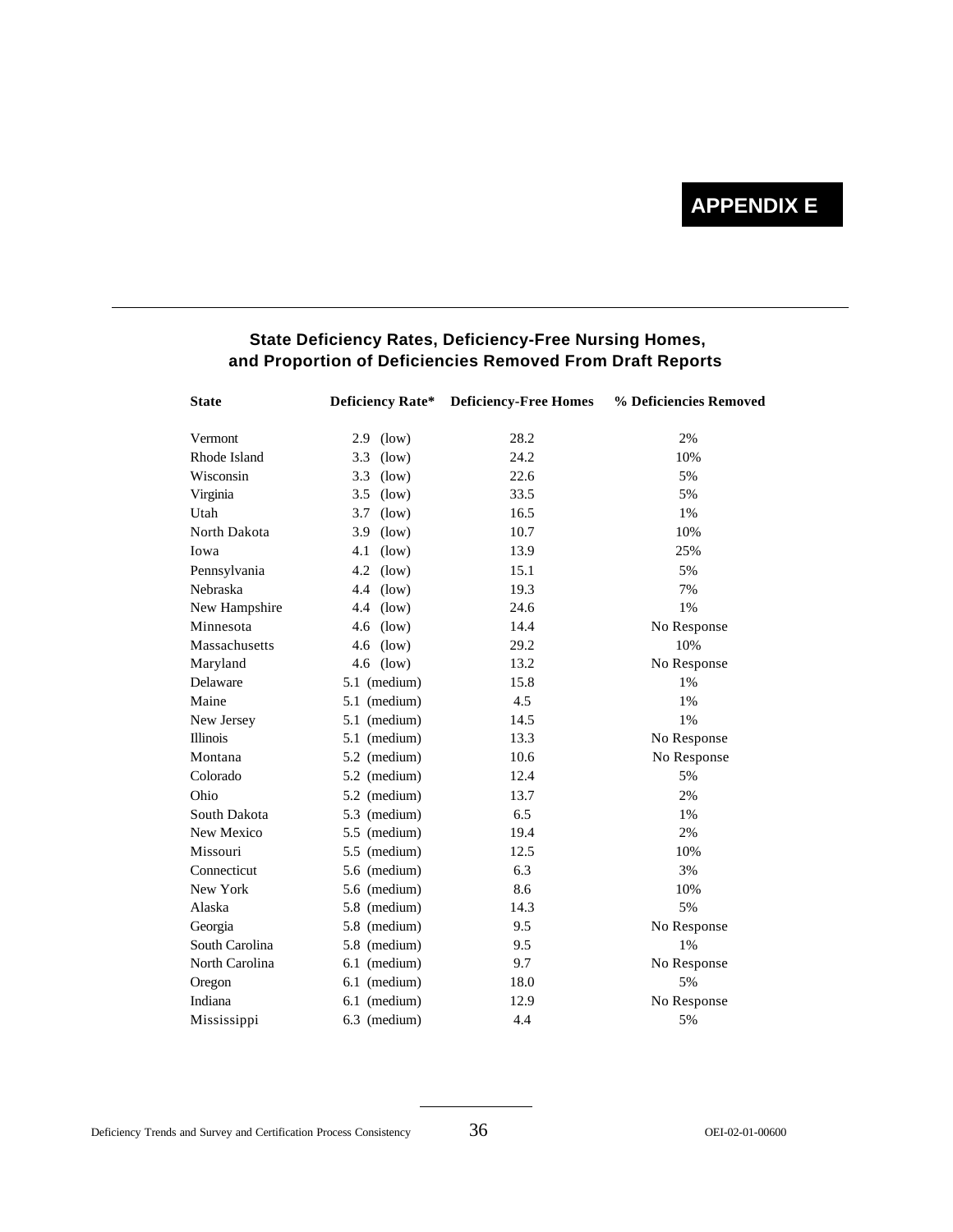# APPENDIX E

## State Deficiency Rates, Deficiency-Free Nursing Homes, and Proportion of Deficiencies Removed From Draft Reports

| State | Deficiency Rate* | Deficiency-Free Homes | % Deficiencies Removed |
|---|---|---|---|
| Vermont | 2.9 (low) | 28.2 | 2% |
| Rhode Island | 3.3 (low) | 24.2 | 10% |
| Wisconsin | 3.3 (low) | 22.6 | 5% |
| Virginia | 3.5 (low) | 33.5 | 5% |
| Utah | 3.7 (low) | 16.5 | 1% |
| North Dakota | 3.9 (low) | 10.7 | 10% |
| Iowa | 4.1 (low) | 13.9 | 25% |
| Pennsylvania | 4.2 (low) | 15.1 | 5% |
| Nebraska | 4.4 (low) | 19.3 | 7% |
| New Hampshire | 4.4 (low) | 24.6 | 1% |
| Minnesota | 4.6 (low) | 14.4 | No Response |
| Massachusetts | 4.6 (low) | 29.2 | 10% |
| Maryland | 4.6 (low) | 13.2 | No Response |
| Delaware | 5.1 (medium) | 15.8 | 1% |
| Maine | 5.1 (medium) | 4.5 | 1% |
| New Jersey | 5.1 (medium) | 14.5 | 1% |
| Illinois | 5.1 (medium) | 13.3 | No Response |
| Montana | 5.2 (medium) | 10.6 | No Response |
| Colorado | 5.2 (medium) | 12.4 | 5% |
| Ohio | 5.2 (medium) | 13.7 | 2% |
| South Dakota | 5.3 (medium) | 6.5 | 1% |
| New Mexico | 5.5 (medium) | 19.4 | 2% |
| Missouri | 5.5 (medium) | 12.5 | 10% |
| Connecticut | 5.6 (medium) | 6.3 | 3% |
| New York | 5.6 (medium) | 8.6 | 10% |
| Alaska | 5.8 (medium) | 14.3 | 5% |
| Georgia | 5.8 (medium) | 9.5 | No Response |
| South Carolina | 5.8 (medium) | 9.5 | 1% |
| North Carolina | 6.1 (medium) | 9.7 | No Response |
| Oregon | 6.1 (medium) | 18.0 | 5% |
| Indiana | 6.1 (medium) | 12.9 | No Response |
| Mississippi | 6.3 (medium) | 4.4 | 5% |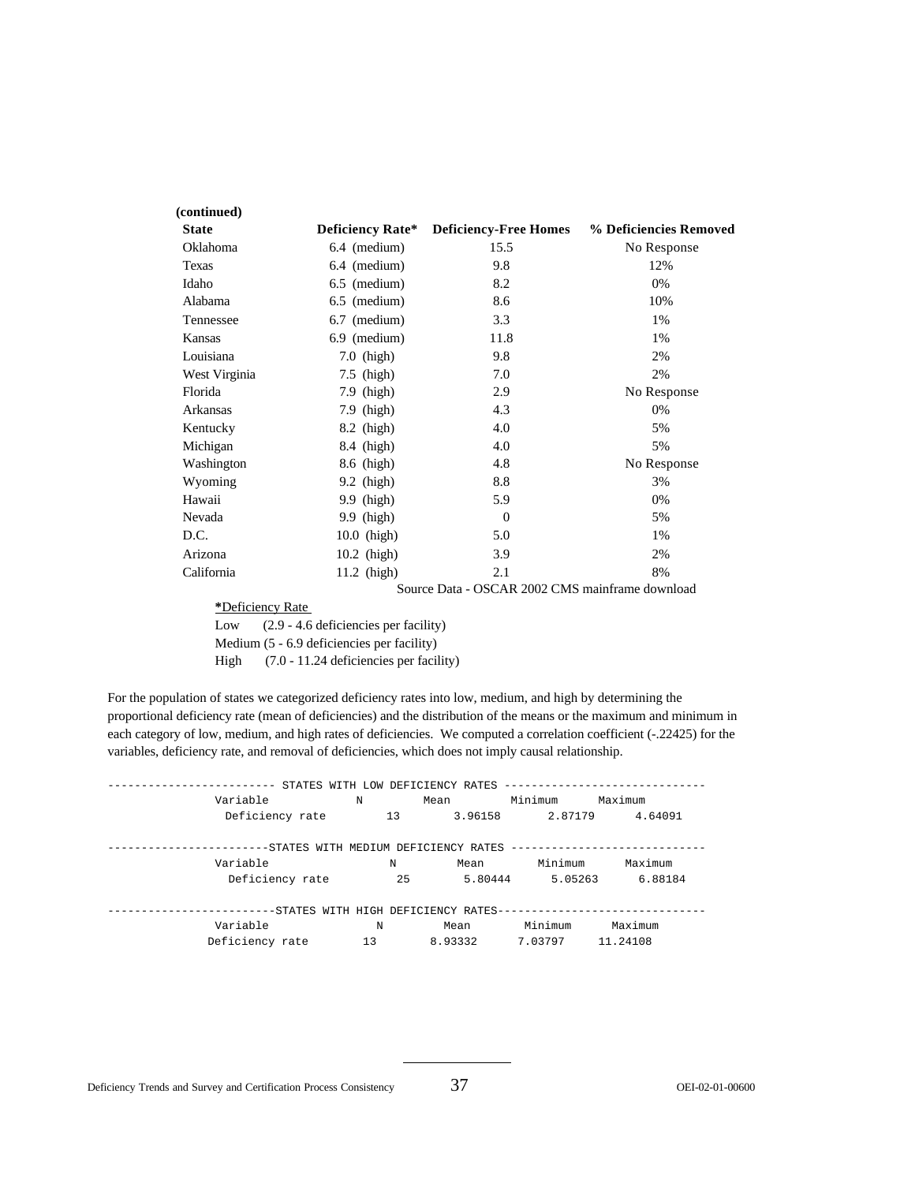**(continued)**

| State | Deficiency Rate* | Deficiency-Free Homes | % Deficiencies Removed |
|---|---|---|---|
| Oklahoma | 6.4 (medium) | 15.5 | No Response |
| Texas | 6.4 (medium) | 9.8 | 12% |
| Idaho | 6.5 (medium) | 8.2 | 0% |
| Alabama | 6.5 (medium) | 8.6 | 10% |
| Tennessee | 6.7 (medium) | 3.3 | 1% |
| Kansas | 6.9 (medium) | 11.8 | 1% |
| Louisiana | 7.0 (high) | 9.8 | 2% |
| West Virginia | 7.5 (high) | 7.0 | 2% |
| Florida | 7.9 (high) | 2.9 | No Response |
| Arkansas | 7.9 (high) | 4.3 | 0% |
| Kentucky | 8.2 (high) | 4.0 | 5% |
| Michigan | 8.4 (high) | 4.0 | 5% |
| Washington | 8.6 (high) | 4.8 | No Response |
| Wyoming | 9.2 (high) | 8.8 | 3% |
| Hawaii | 9.9 (high) | 5.9 | 0% |
| Nevada | 9.9 (high) | 0 | 5% |
| D.C. | 10.0 (high) | 5.0 | 1% |
| Arizona | 10.2 (high) | 3.9 | 2% |
| California | 11.2 (high) | 2.1 | 8% |

Source Data - OSCAR 2002 CMS mainframe download

**\***Deficiency Rate

Low (2.9 - 4.6 deficiencies per facility)
Medium (5 - 6.9 deficiencies per facility)
High (7.0 - 11.24 deficiencies per facility)

For the population of states we categorized deficiency rates into low, medium, and high by determining the proportional deficiency rate (mean of deficiencies) and the distribution of the means or the maximum and minimum in each category of low, medium, and high rates of deficiencies. We computed a correlation coefficient (-.22425) for the variables, deficiency rate, and removal of deficiencies, which does not imply causal relationship.

```
------------------------ STATES WITH LOW DEFICIENCY RATES ------------------------------
            Variable            N         Mean        Minimum      Maximum
             Deficiency rate         13        3.96158       2.87179      4.64091

-----------------------STATES WITH MEDIUM DEFICIENCY RATES -----------------------------
            Variable                 N         Mean        Minimum      Maximum
              Deficiency rate          25        5.80444       5.05263      6.88184

------------------------STATES WITH HIGH DEFICIENCY RATES-------------------------------
            Variable                N         Mean        Minimum      Maximum
           Deficiency rate        13       8.93332      7.03797     11.24108
```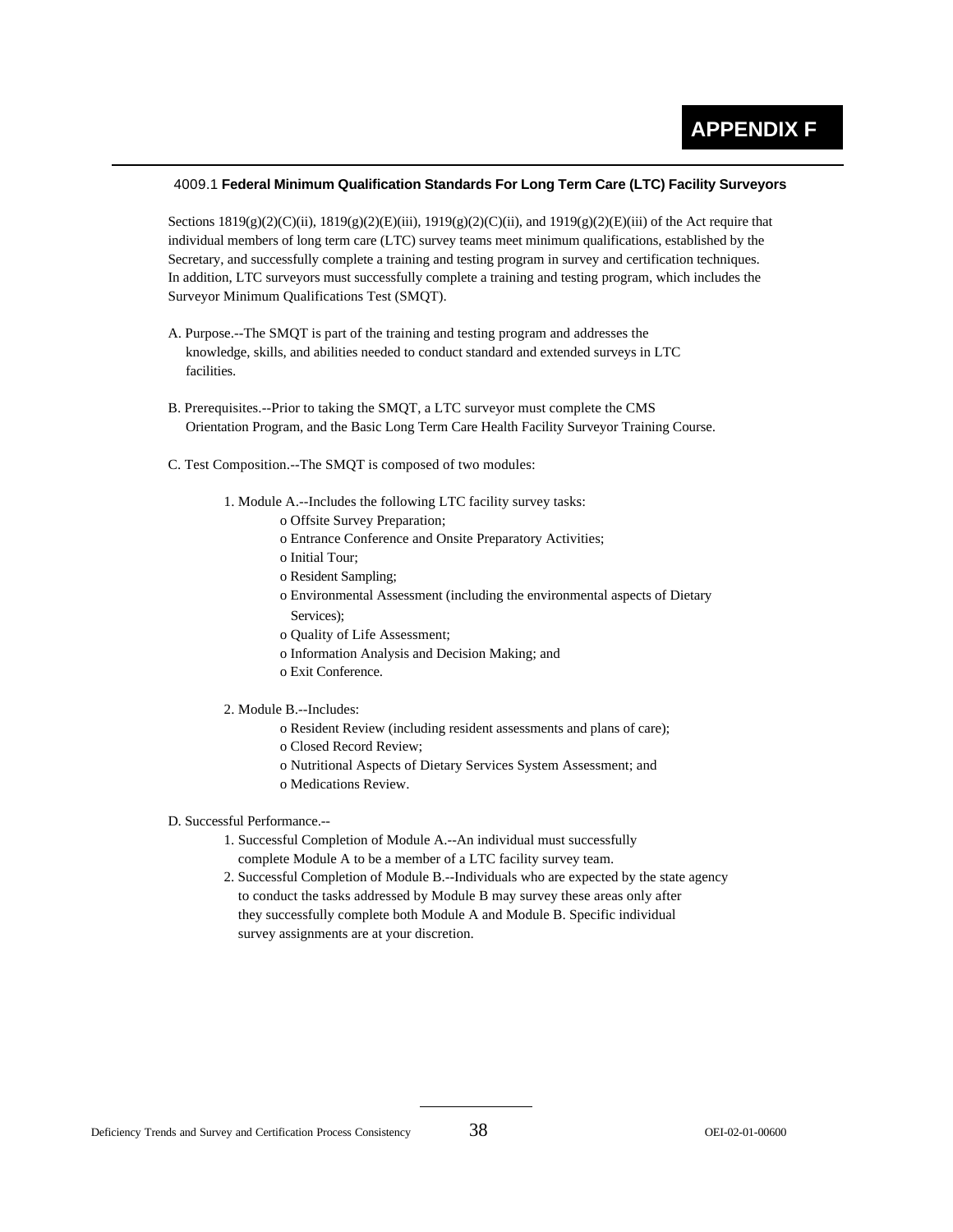# APPENDIX F

## 4009.1 Federal Minimum Qualification Standards For Long Term Care (LTC) Facility Surveyors

Sections 1819(g)(2)(C)(ii), 1819(g)(2)(E)(iii), 1919(g)(2)(C)(ii), and 1919(g)(2)(E)(iii) of the Act require that individual members of long term care (LTC) survey teams meet minimum qualifications, established by the Secretary, and successfully complete a training and testing program in survey and certification techniques. In addition, LTC surveyors must successfully complete a training and testing program, which includes the Surveyor Minimum Qualifications Test (SMQT).

A. Purpose.--The SMQT is part of the training and testing program and addresses the knowledge, skills, and abilities needed to conduct standard and extended surveys in LTC facilities.

B. Prerequisites.--Prior to taking the SMQT, a LTC surveyor must complete the CMS Orientation Program, and the Basic Long Term Care Health Facility Surveyor Training Course.

C. Test Composition.--The SMQT is composed of two modules:

1. Module A.--Includes the following LTC facility survey tasks:
    - o Offsite Survey Preparation;
    - o Entrance Conference and Onsite Preparatory Activities;
    - o Initial Tour;
    - o Resident Sampling;
    - o Environmental Assessment (including the environmental aspects of Dietary Services);
    - o Quality of Life Assessment;
    - o Information Analysis and Decision Making; and
    - o Exit Conference.

2. Module B.--Includes:
    - o Resident Review (including resident assessments and plans of care);
    - o Closed Record Review;
    - o Nutritional Aspects of Dietary Services System Assessment; and
    - o Medications Review.

D. Successful Performance.--

1. Successful Completion of Module A.--An individual must successfully complete Module A to be a member of a LTC facility survey team.
2. Successful Completion of Module B.--Individuals who are expected by the state agency to conduct the tasks addressed by Module B may survey these areas only after they successfully complete both Module A and Module B. Specific individual survey assignments are at your discretion.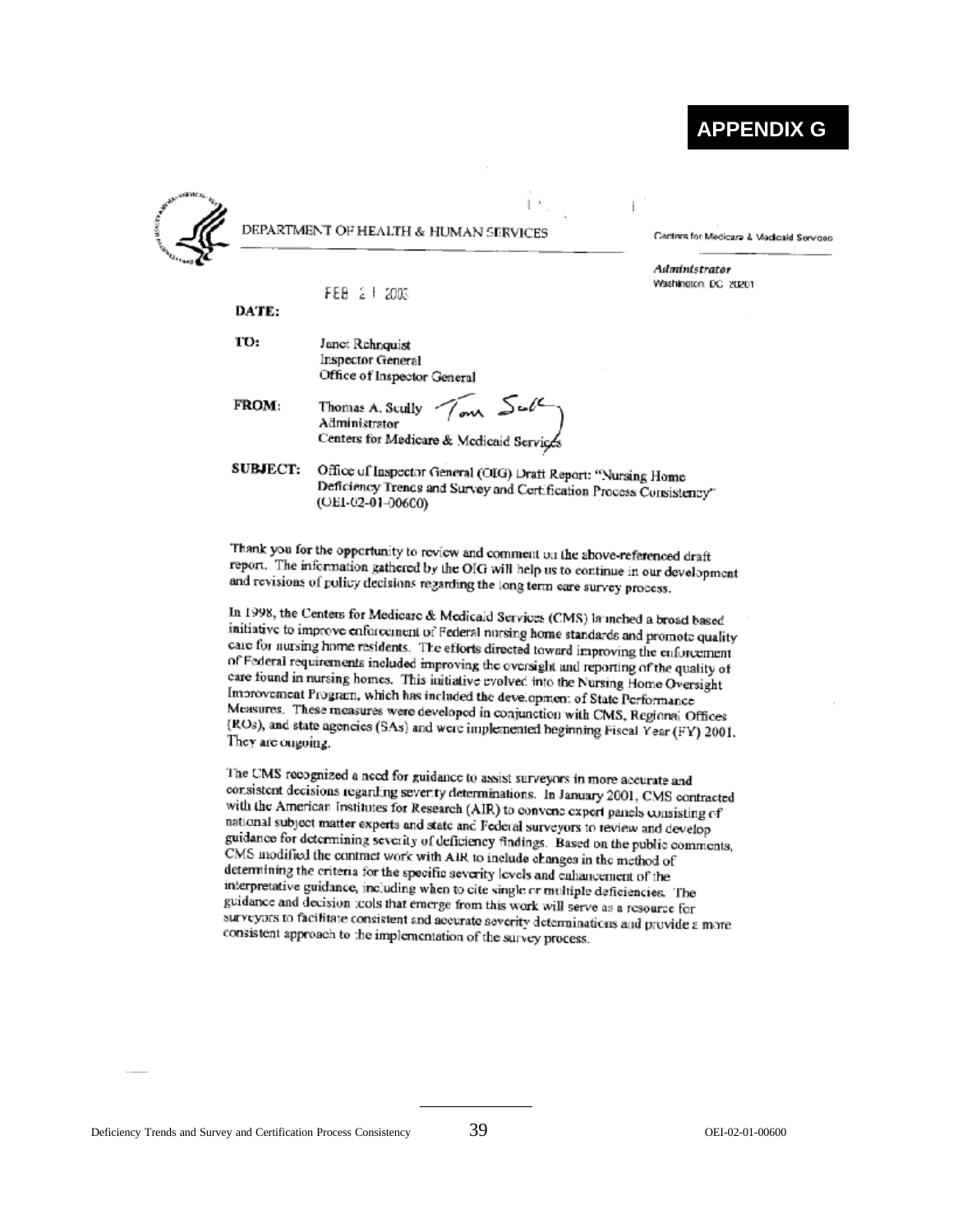# APPENDIX G

DEPARTMENT OF HEALTH & HUMAN SERVICES

Centers for Medicare & Medicaid Services

*Administrator*
Washington, DC 20201

**DATE:** FEB 21 2003

**TO:** Janet Rehnquist
Inspector General
Office of Inspector General

**FROM:** Thomas A. Scully
Administrator
Centers for Medicare & Medicaid Services

**SUBJECT:** Office of Inspector General (OIG) Draft Report: "Nursing Home Deficiency Trends and Survey and Certification Process Consistency" (OEI-02-01-00600)

Thank you for the opportunity to review and comment on the above-referenced draft report. The information gathered by the OIG will help us to continue in our development and revisions of policy decisions regarding the long term care survey process.

In 1998, the Centers for Medicare & Medicaid Services (CMS) launched a broad based initiative to improve enforcement of Federal nursing home standards and promote quality care for nursing home residents. The efforts directed toward improving the enforcement of Federal requirements included improving the oversight and reporting of the quality of care found in nursing homes. This initiative evolved into the Nursing Home Oversight Improvement Program, which has included the development of State Performance Measures. These measures were developed in conjunction with CMS, Regional Offices (ROs), and state agencies (SAs) and were implemented beginning Fiscal Year (FY) 2001. They are ongoing.

The CMS recognized a need for guidance to assist surveyors in more accurate and consistent decisions regarding severity determinations. In January 2001, CMS contracted with the American Institutes for Research (AIR) to convene expert panels consisting of national subject matter experts and state and Federal surveyors to review and develop guidance for determining severity of deficiency findings. Based on the public comments, CMS modified the contract work with AIR to include changes in the method of determining the criteria for the specific severity levels and enhancement of the interpretative guidance, including when to cite single or multiple deficiencies. The guidance and decision tools that emerge from this work will serve as a resource for surveyors to facilitate consistent and accurate severity determinations and provide a more consistent approach to the implementation of the survey process.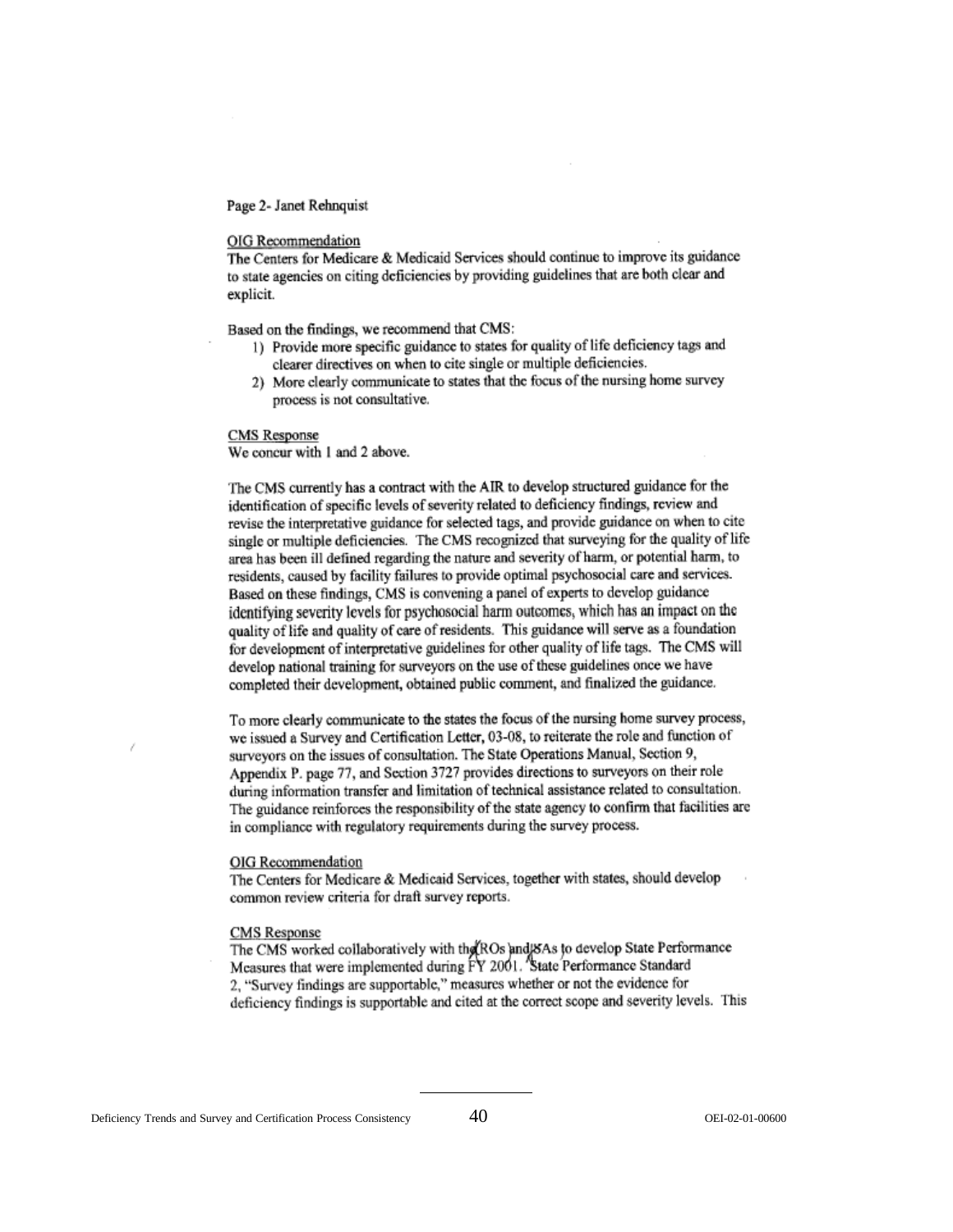Page 2- Janet Rehnquist

OIG Recommendation

The Centers for Medicare & Medicaid Services should continue to improve its guidance to state agencies on citing deficiencies by providing guidelines that are both clear and explicit.

Based on the findings, we recommend that CMS:

1) Provide more specific guidance to states for quality of life deficiency tags and clearer directives on when to cite single or multiple deficiencies.
2) More clearly communicate to states that the focus of the nursing home survey process is not consultative.

CMS Response

We concur with 1 and 2 above.

The CMS currently has a contract with the AIR to develop structured guidance for the identification of specific levels of severity related to deficiency findings, review and revise the interpretative guidance for selected tags, and provide guidance on when to cite single or multiple deficiencies. The CMS recognized that surveying for the quality of life area has been ill defined regarding the nature and severity of harm, or potential harm, to residents, caused by facility failures to provide optimal psychosocial care and services. Based on these findings, CMS is convening a panel of experts to develop guidance identifying severity levels for psychosocial harm outcomes, which has an impact on the quality of life and quality of care of residents. This guidance will serve as a foundation for development of interpretative guidelines for other quality of life tags. The CMS will develop national training for surveyors on the use of these guidelines once we have completed their development, obtained public comment, and finalized the guidance.

To more clearly communicate to the states the focus of the nursing home survey process, we issued a Survey and Certification Letter, 03-08, to reiterate the role and function of surveyors on the issues of consultation. The State Operations Manual, Section 9, Appendix P. page 77, and Section 3727 provides directions to surveyors on their role during information transfer and limitation of technical assistance related to consultation. The guidance reinforces the responsibility of the state agency to confirm that facilities are in compliance with regulatory requirements during the survey process.

OIG Recommendation

The Centers for Medicare & Medicaid Services, together with states, should develop common review criteria for draft survey reports.

CMS Response

The CMS worked collaboratively with the ROs and SAs to develop State Performance Measures that were implemented during FY 2001. State Performance Standard 2, "Survey findings are supportable," measures whether or not the evidence for deficiency findings is supportable and cited at the correct scope and severity levels. This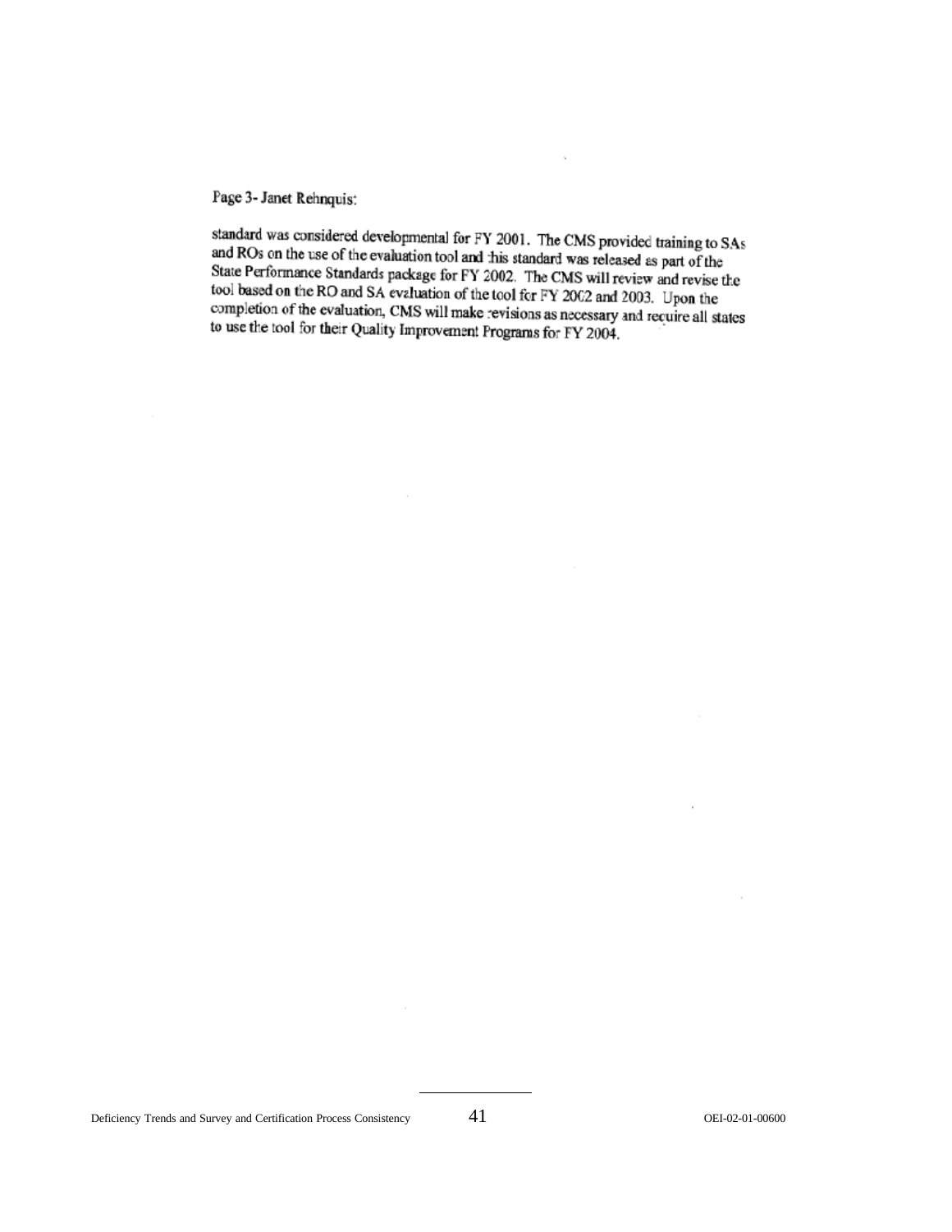Page 3- Janet Rehnquist:

standard was considered developmental for FY 2001. The CMS provided training to SAs and ROs on the use of the evaluation tool and this standard was released as part of the State Performance Standards package for FY 2002. The CMS will review and revise the tool based on the RO and SA evaluation of the tool for FY 2002 and 2003. Upon the completion of the evaluation, CMS will make revisions as necessary and require all states to use the tool for their Quality Improvement Programs for FY 2004.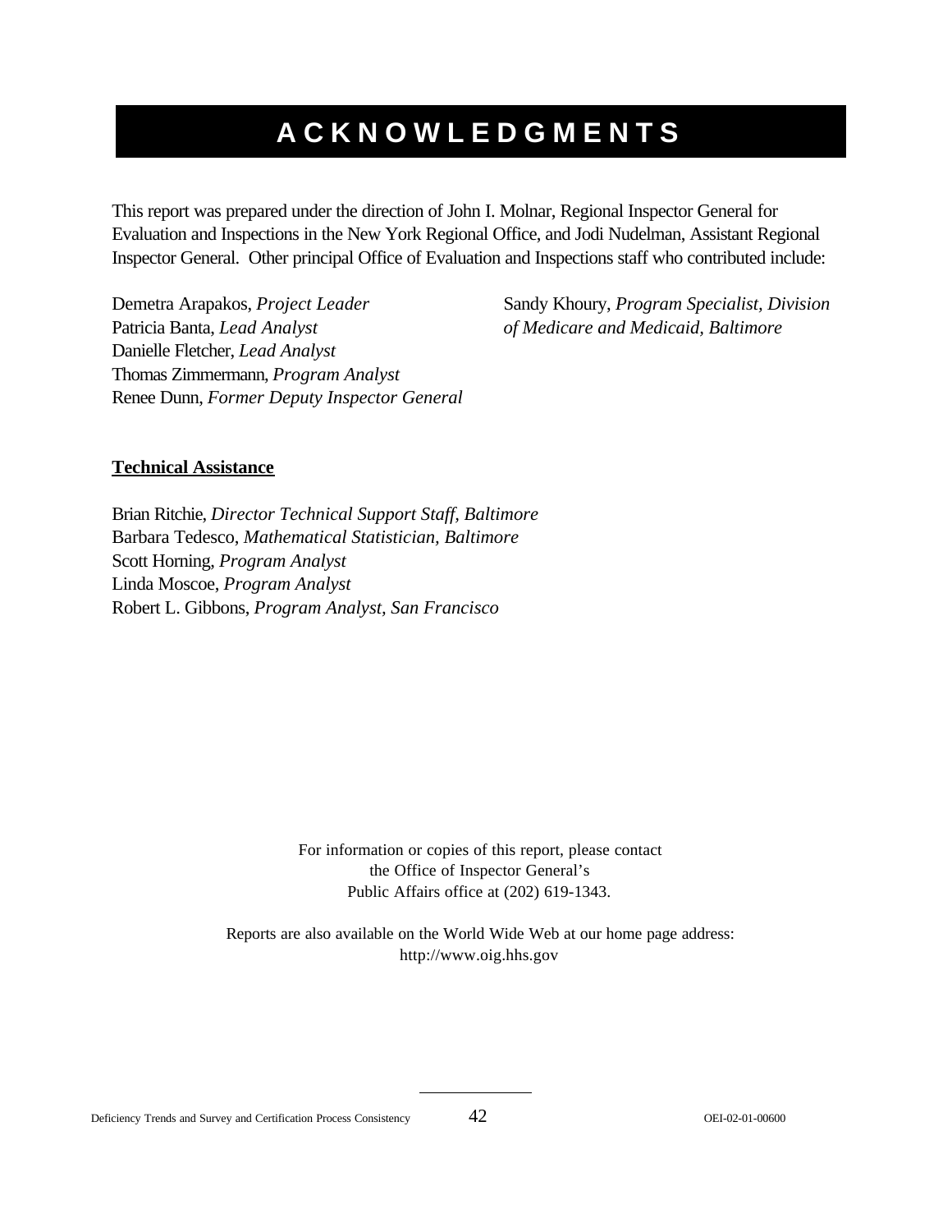# ACKNOWLEDGMENTS

This report was prepared under the direction of John I. Molnar, Regional Inspector General for Evaluation and Inspections in the New York Regional Office, and Jodi Nudelman, Assistant Regional Inspector General. Other principal Office of Evaluation and Inspections staff who contributed include:

Demetra Arapakos, *Project Leader*
Patricia Banta, *Lead Analyst*
Danielle Fletcher, *Lead Analyst*
Thomas Zimmermann, *Program Analyst*
Renee Dunn, *Former Deputy Inspector General*

Sandy Khoury, *Program Specialist, Division of Medicare and Medicaid, Baltimore*

**Technical Assistance**

Brian Ritchie, *Director Technical Support Staff, Baltimore*
Barbara Tedesco, *Mathematical Statistician, Baltimore*
Scott Horning, *Program Analyst*
Linda Moscoe, *Program Analyst*
Robert L. Gibbons, *Program Analyst, San Francisco*

For information or copies of this report, please contact the Office of Inspector General's Public Affairs office at (202) 619-1343.

Reports are also available on the World Wide Web at our home page address: http://www.oig.hhs.gov